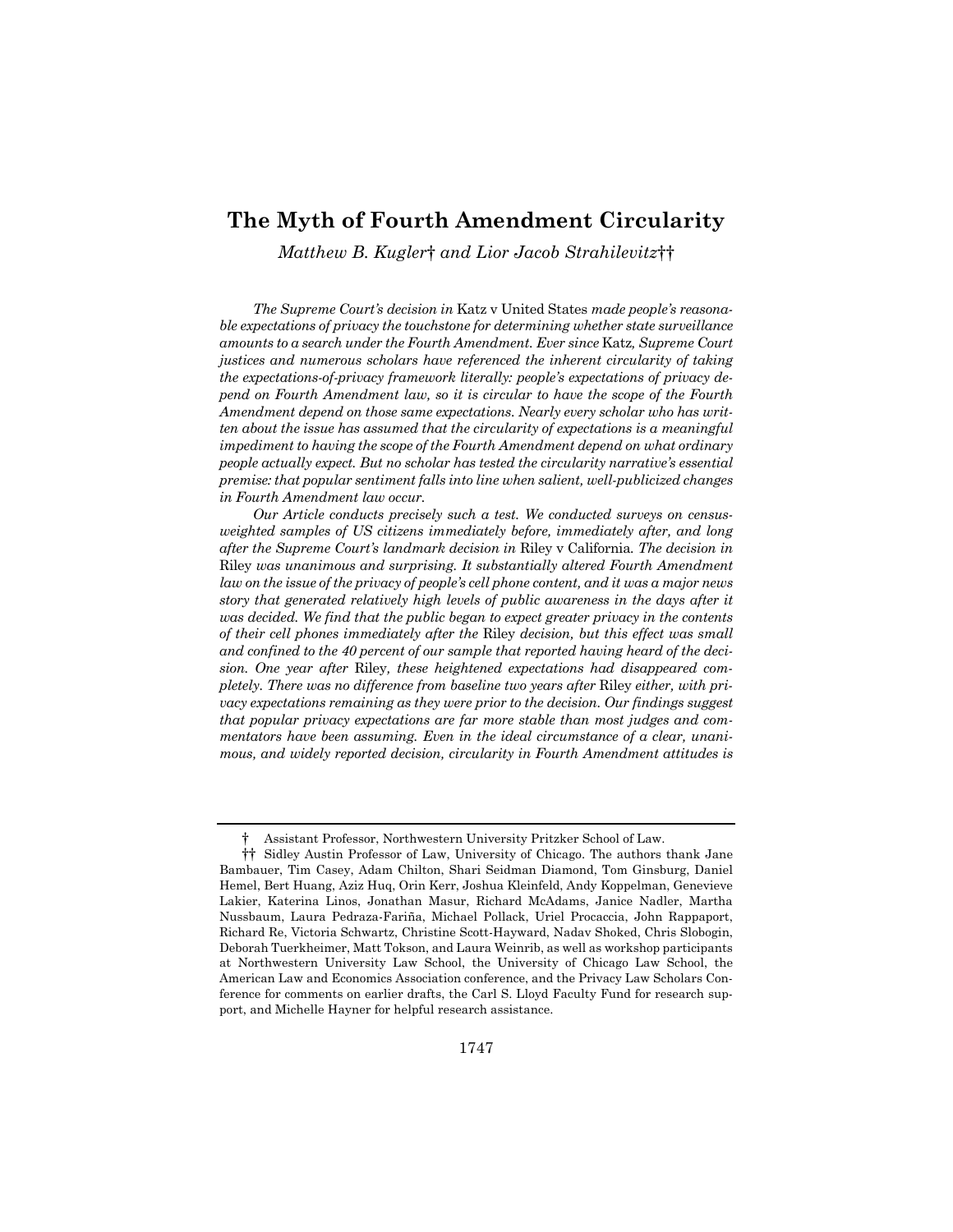# The Myth of Fourth Amendment Circularity

*Matthew B. Kugler*† *and Lior Jacob Strahilevitz*††

*The Supreme Court's decision in* Katz v United States *made people's reasonable expectations of privacy the touchstone for determining whether state surveillance amounts to a search under the Fourth Amendment. Ever since* Katz*, Supreme Court justices and numerous scholars have referenced the inherent circularity of taking the expectations-of-privacy framework literally: people's expectations of privacy depend on Fourth Amendment law, so it is circular to have the scope of the Fourth Amendment depend on those same expectations. Nearly every scholar who has written about the issue has assumed that the circularity of expectations is a meaningful impediment to having the scope of the Fourth Amendment depend on what ordinary people actually expect. But no scholar has tested the circularity narrative's essential premise: that popular sentiment falls into line when salient, well-publicized changes in Fourth Amendment law occur.*

*Our Article conducts precisely such a test. We conducted surveys on census-weighted samples of US citizens immediately before, immediately after, and long after the Supreme Court's landmark decision in* Riley v California*. The decision in* Riley *was unanimous and surprising. It substantially altered Fourth Amendment law on the issue of the privacy of people's cell phone content, and it was a major news story that generated relatively high levels of public awareness in the days after it was decided. We find that the public began to expect greater privacy in the contents of their cell phones immediately after the* Riley *decision, but this effect was small and confined to the 40 percent of our sample that reported having heard of the decision. One year after* Riley*, these heightened expectations had disappeared completely. There was no difference from baseline two years after* Riley *either, with privacy expectations remaining as they were prior to the decision. Our findings suggest that popular privacy expectations are far more stable than most judges and commentators have been assuming. Even in the ideal circumstance of a clear, unanimous, and widely reported decision, circularity in Fourth Amendment attitudes is*

---

† Assistant Professor, Northwestern University Pritzker School of Law.

†† Sidley Austin Professor of Law, University of Chicago. The authors thank Jane Bambauer, Tim Casey, Adam Chilton, Shari Seidman Diamond, Tom Ginsburg, Daniel Hemel, Bert Huang, Aziz Huq, Orin Kerr, Joshua Kleinfeld, Andy Koppelman, Genevieve Lakier, Katerina Linos, Jonathan Masur, Richard McAdams, Janice Nadler, Martha Nussbaum, Laura Pedraza-Fariña, Michael Pollack, Uriel Procaccia, John Rappaport, Richard Re, Victoria Schwartz, Christine Scott-Hayward, Nadav Shoked, Chris Slobogin, Deborah Tuerkheimer, Matt Tokson, and Laura Weinrib, as well as workshop participants at Northwestern University Law School, the University of Chicago Law School, the American Law and Economics Association conference, and the Privacy Law Scholars Conference for comments on earlier drafts, the Carl S. Lloyd Faculty Fund for research support, and Michelle Hayner for helpful research assistance.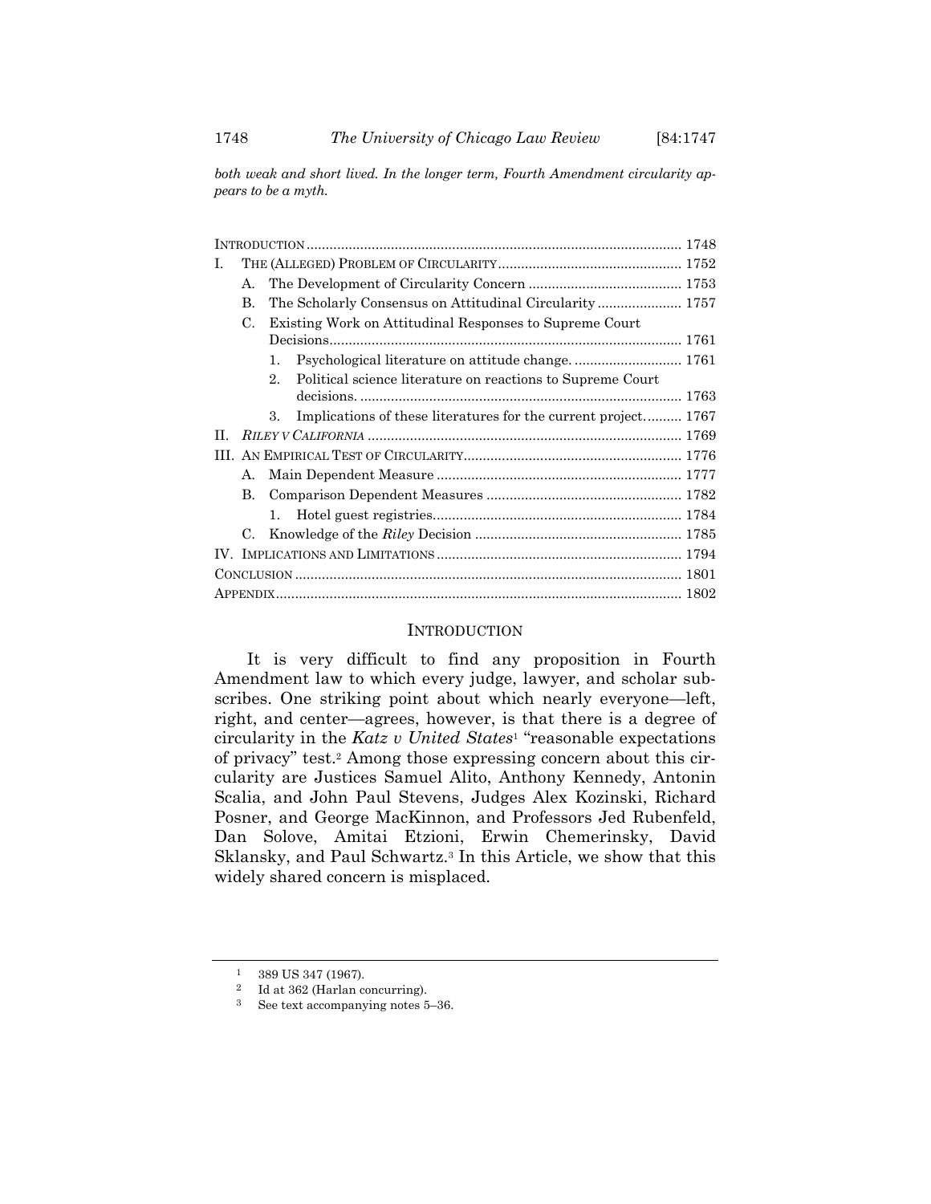*both weak and short lived. In the longer term, Fourth Amendment circularity appears to be a myth.*

| | |
|---|---|
| INTRODUCTION | 1748 |
| I. THE (ALLEGED) PROBLEM OF CIRCULARITY | 1752 |
| A. The Development of Circularity Concern | 1753 |
| B. The Scholarly Consensus on Attitudinal Circularity | 1757 |
| C. Existing Work on Attitudinal Responses to Supreme Court Decisions | 1761 |
| 1. Psychological literature on attitude change. | 1761 |
| 2. Political science literature on reactions to Supreme Court decisions. | 1763 |
| 3. Implications of these literatures for the current project. | 1767 |
| II. *RILEY V CALIFORNIA* | 1769 |
| III. AN EMPIRICAL TEST OF CIRCULARITY | 1776 |
| A. Main Dependent Measure | 1777 |
| B. Comparison Dependent Measures | 1782 |
| 1. Hotel guest registries | 1784 |
| C. Knowledge of the *Riley* Decision | 1785 |
| IV. IMPLICATIONS AND LIMITATIONS | 1794 |
| CONCLUSION | 1801 |
| APPENDIX | 1802 |

## INTRODUCTION

It is very difficult to find any proposition in Fourth Amendment law to which every judge, lawyer, and scholar subscribes. One striking point about which nearly everyone—left, right, and center—agrees, however, is that there is a degree of circularity in the *Katz v United States*[1] "reasonable expectations of privacy" test.[2] Among those expressing concern about this circularity are Justices Samuel Alito, Anthony Kennedy, Antonin Scalia, and John Paul Stevens, Judges Alex Kozinski, Richard Posner, and George MacKinnon, and Professors Jed Rubenfeld, Dan Solove, Amitai Etzioni, Erwin Chemerinsky, David Sklansky, and Paul Schwartz.[3] In this Article, we show that this widely shared concern is misplaced.

---

[1] 389 US 347 (1967).

[2] Id at 362 (Harlan concurring).

[3] See text accompanying notes 5–36.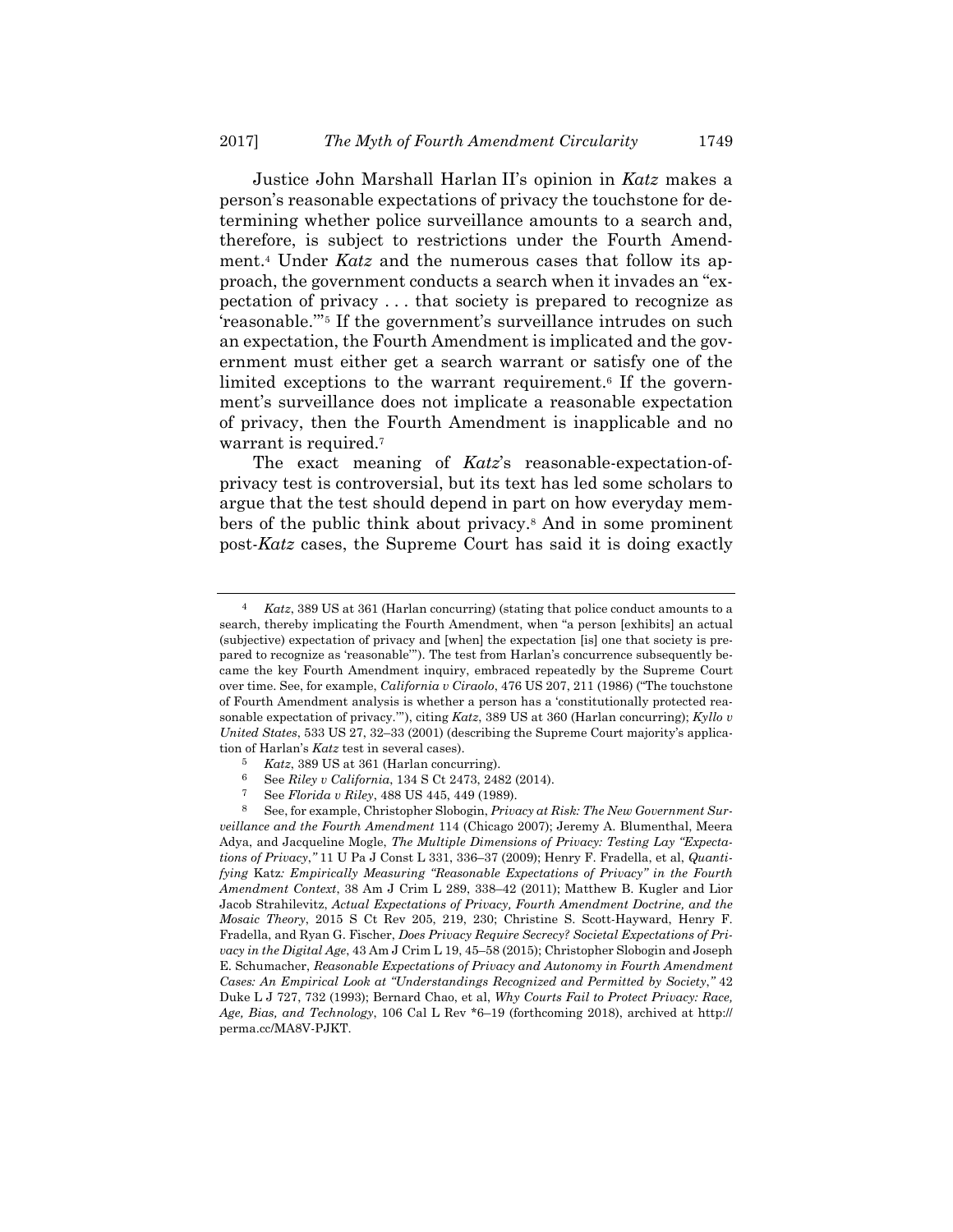Justice John Marshall Harlan II's opinion in *Katz* makes a person's reasonable expectations of privacy the touchstone for determining whether police surveillance amounts to a search and, therefore, is subject to restrictions under the Fourth Amendment.[4] Under *Katz* and the numerous cases that follow its approach, the government conducts a search when it invades an "expectation of privacy . . . that society is prepared to recognize as 'reasonable.'"[5] If the government's surveillance intrudes on such an expectation, the Fourth Amendment is implicated and the government must either get a search warrant or satisfy one of the limited exceptions to the warrant requirement.[6] If the government's surveillance does not implicate a reasonable expectation of privacy, then the Fourth Amendment is inapplicable and no warrant is required.[7]

The exact meaning of *Katz*'s reasonable-expectation-of-privacy test is controversial, but its text has led some scholars to argue that the test should depend in part on how everyday members of the public think about privacy.[8] And in some prominent post-*Katz* cases, the Supreme Court has said it is doing exactly

---

[4] *Katz*, 389 US at 361 (Harlan concurring) (stating that police conduct amounts to a search, thereby implicating the Fourth Amendment, when "a person [exhibits] an actual (subjective) expectation of privacy and [when] the expectation [is] one that society is prepared to recognize as 'reasonable'"). The test from Harlan's concurrence subsequently became the key Fourth Amendment inquiry, embraced repeatedly by the Supreme Court over time. See, for example, *California v Ciraolo*, 476 US 207, 211 (1986) ("The touchstone of Fourth Amendment analysis is whether a person has a 'constitutionally protected reasonable expectation of privacy.'"), citing *Katz*, 389 US at 360 (Harlan concurring); *Kyllo v United States*, 533 US 27, 32–33 (2001) (describing the Supreme Court majority's application of Harlan's *Katz* test in several cases).

[5] *Katz*, 389 US at 361 (Harlan concurring).

[6] See *Riley v California*, 134 S Ct 2473, 2482 (2014).

[7] See *Florida v Riley*, 488 US 445, 449 (1989).

[8] See, for example, Christopher Slobogin, *Privacy at Risk: The New Government Surveillance and the Fourth Amendment* 114 (Chicago 2007); Jeremy A. Blumenthal, Meera Adya, and Jacqueline Mogle, *The Multiple Dimensions of Privacy: Testing Lay "Expectations of Privacy*,*"* 11 U Pa J Const L 331, 336–37 (2009); Henry F. Fradella, et al, *Quantifying* Katz*: Empirically Measuring "Reasonable Expectations of Privacy" in the Fourth Amendment Context*, 38 Am J Crim L 289, 338–42 (2011); Matthew B. Kugler and Lior Jacob Strahilevitz, *Actual Expectations of Privacy, Fourth Amendment Doctrine, and the Mosaic Theory*, 2015 S Ct Rev 205, 219, 230; Christine S. Scott-Hayward, Henry F. Fradella, and Ryan G. Fischer, *Does Privacy Require Secrecy? Societal Expectations of Privacy in the Digital Age*, 43 Am J Crim L 19, 45–58 (2015); Christopher Slobogin and Joseph E. Schumacher, *Reasonable Expectations of Privacy and Autonomy in Fourth Amendment Cases: An Empirical Look at "Understandings Recognized and Permitted by Society*,*"* 42 Duke L J 727, 732 (1993); Bernard Chao, et al, *Why Courts Fail to Protect Privacy: Race, Age, Bias, and Technology*, 106 Cal L Rev *6–19 (forthcoming 2018), archived at http://perma.cc/MA8V-PJKT.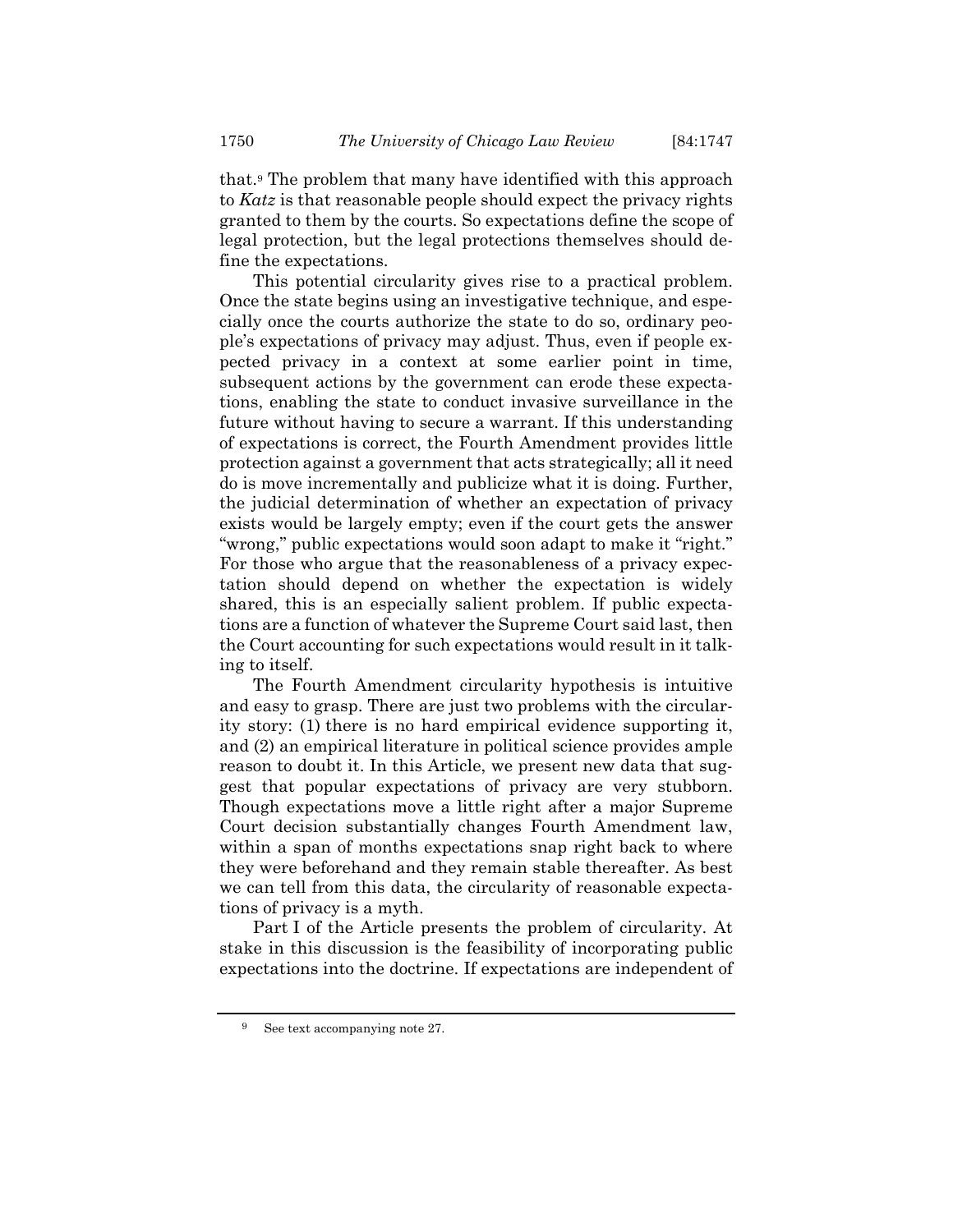that.[9] The problem that many have identified with this approach to *Katz* is that reasonable people should expect the privacy rights granted to them by the courts. So expectations define the scope of legal protection, but the legal protections themselves should define the expectations.

This potential circularity gives rise to a practical problem. Once the state begins using an investigative technique, and especially once the courts authorize the state to do so, ordinary people's expectations of privacy may adjust. Thus, even if people expected privacy in a context at some earlier point in time, subsequent actions by the government can erode these expectations, enabling the state to conduct invasive surveillance in the future without having to secure a warrant. If this understanding of expectations is correct, the Fourth Amendment provides little protection against a government that acts strategically; all it need do is move incrementally and publicize what it is doing. Further, the judicial determination of whether an expectation of privacy exists would be largely empty; even if the court gets the answer "wrong," public expectations would soon adapt to make it "right." For those who argue that the reasonableness of a privacy expectation should depend on whether the expectation is widely shared, this is an especially salient problem. If public expectations are a function of whatever the Supreme Court said last, then the Court accounting for such expectations would result in it talking to itself.

The Fourth Amendment circularity hypothesis is intuitive and easy to grasp. There are just two problems with the circularity story: (1) there is no hard empirical evidence supporting it, and (2) an empirical literature in political science provides ample reason to doubt it. In this Article, we present new data that suggest that popular expectations of privacy are very stubborn. Though expectations move a little right after a major Supreme Court decision substantially changes Fourth Amendment law, within a span of months expectations snap right back to where they were beforehand and they remain stable thereafter. As best we can tell from this data, the circularity of reasonable expectations of privacy is a myth.

Part I of the Article presents the problem of circularity. At stake in this discussion is the feasibility of incorporating public expectations into the doctrine. If expectations are independent of

[9] See text accompanying note 27.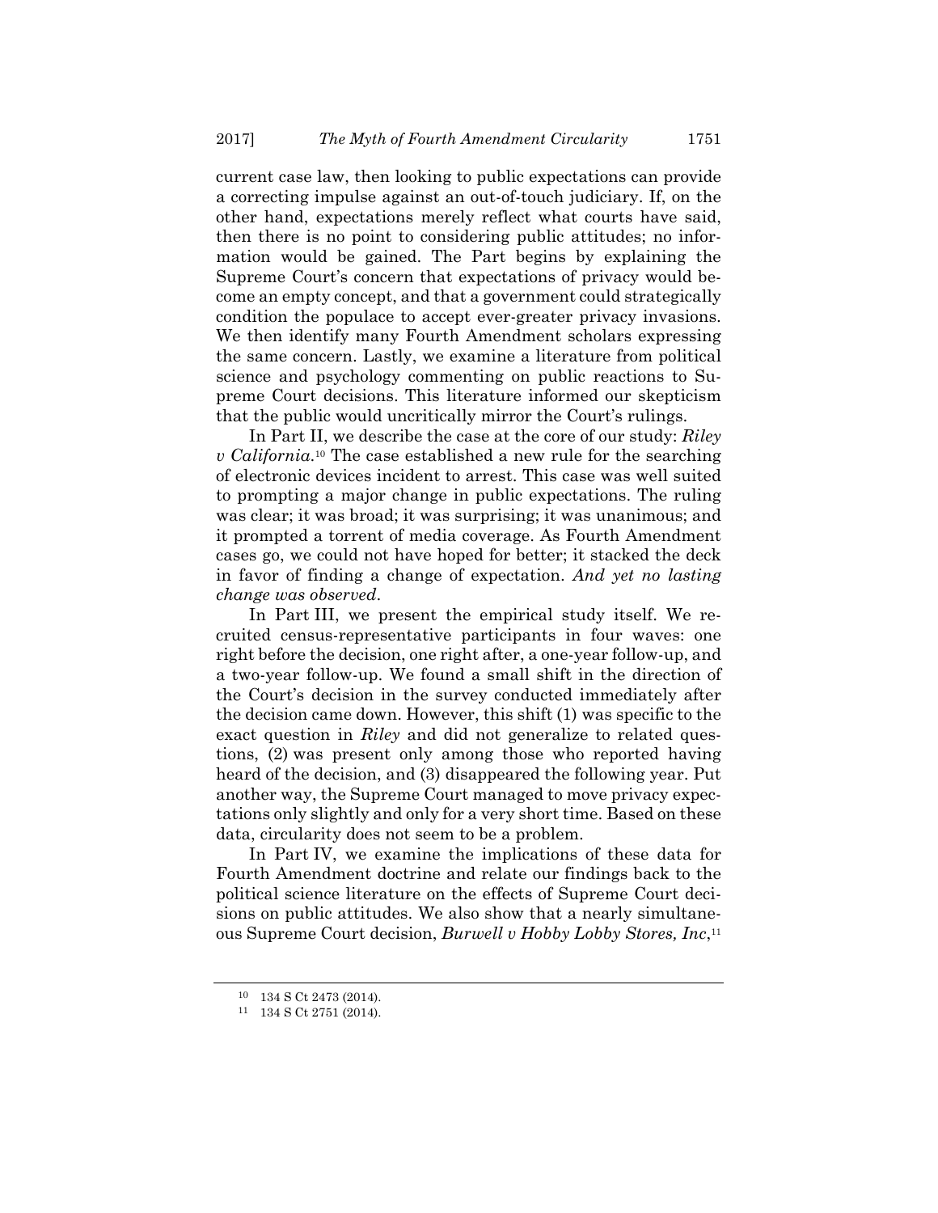current case law, then looking to public expectations can provide a correcting impulse against an out-of-touch judiciary. If, on the other hand, expectations merely reflect what courts have said, then there is no point to considering public attitudes; no information would be gained. The Part begins by explaining the Supreme Court's concern that expectations of privacy would become an empty concept, and that a government could strategically condition the populace to accept ever-greater privacy invasions. We then identify many Fourth Amendment scholars expressing the same concern. Lastly, we examine a literature from political science and psychology commenting on public reactions to Supreme Court decisions. This literature informed our skepticism that the public would uncritically mirror the Court's rulings.

In Part II, we describe the case at the core of our study: *Riley v California*.[10] The case established a new rule for the searching of electronic devices incident to arrest. This case was well suited to prompting a major change in public expectations. The ruling was clear; it was broad; it was surprising; it was unanimous; and it prompted a torrent of media coverage. As Fourth Amendment cases go, we could not have hoped for better; it stacked the deck in favor of finding a change of expectation. *And yet no lasting change was observed*.

In Part III, we present the empirical study itself. We recruited census-representative participants in four waves: one right before the decision, one right after, a one-year follow-up, and a two-year follow-up. We found a small shift in the direction of the Court's decision in the survey conducted immediately after the decision came down. However, this shift (1) was specific to the exact question in *Riley* and did not generalize to related questions, (2) was present only among those who reported having heard of the decision, and (3) disappeared the following year. Put another way, the Supreme Court managed to move privacy expectations only slightly and only for a very short time. Based on these data, circularity does not seem to be a problem.

In Part IV, we examine the implications of these data for Fourth Amendment doctrine and relate our findings back to the political science literature on the effects of Supreme Court decisions on public attitudes. We also show that a nearly simultaneous Supreme Court decision, *Burwell v Hobby Lobby Stores, Inc*,[11]

---

[10] 134 S Ct 2473 (2014).

[11] 134 S Ct 2751 (2014).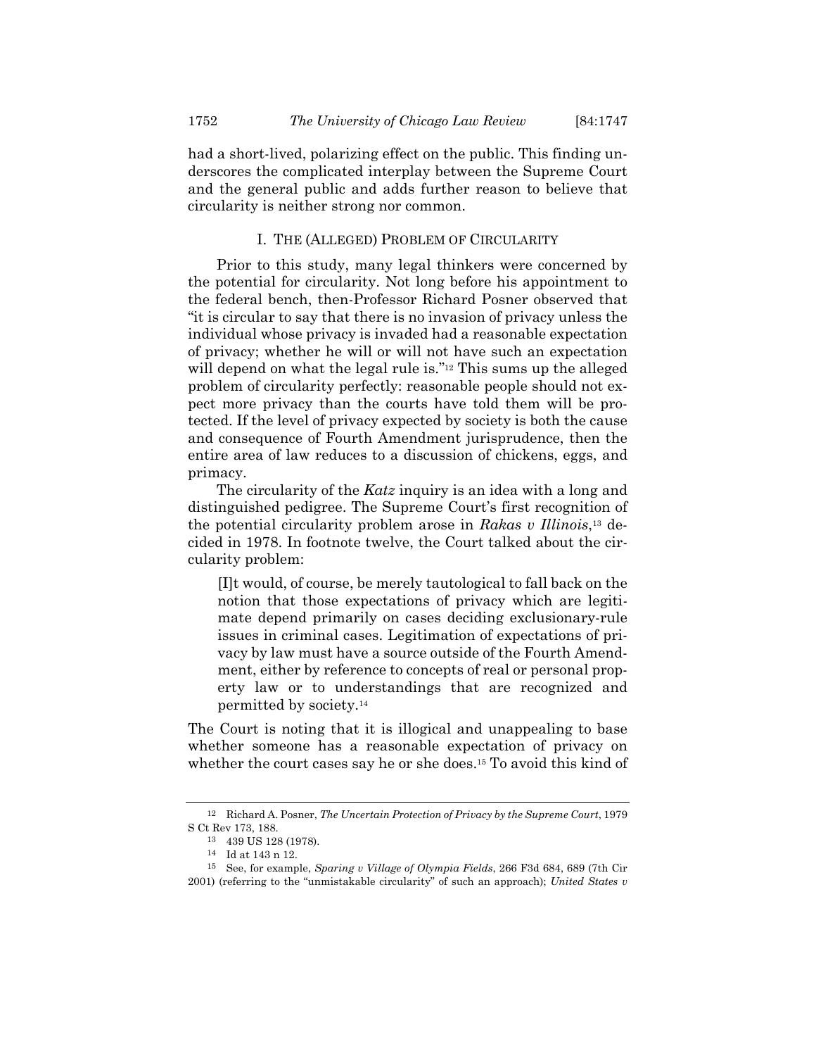had a short-lived, polarizing effect on the public. This finding underscores the complicated interplay between the Supreme Court and the general public and adds further reason to believe that circularity is neither strong nor common.

## I. THE (ALLEGED) PROBLEM OF CIRCULARITY

Prior to this study, many legal thinkers were concerned by the potential for circularity. Not long before his appointment to the federal bench, then-Professor Richard Posner observed that "it is circular to say that there is no invasion of privacy unless the individual whose privacy is invaded had a reasonable expectation of privacy; whether he will or will not have such an expectation will depend on what the legal rule is."[12] This sums up the alleged problem of circularity perfectly: reasonable people should not expect more privacy than the courts have told them will be protected. If the level of privacy expected by society is both the cause and consequence of Fourth Amendment jurisprudence, then the entire area of law reduces to a discussion of chickens, eggs, and primacy.

The circularity of the *Katz* inquiry is an idea with a long and distinguished pedigree. The Supreme Court's first recognition of the potential circularity problem arose in *Rakas v Illinois*,[13] decided in 1978. In footnote twelve, the Court talked about the circularity problem:

> [I]t would, of course, be merely tautological to fall back on the notion that those expectations of privacy which are legitimate depend primarily on cases deciding exclusionary-rule issues in criminal cases. Legitimation of expectations of privacy by law must have a source outside of the Fourth Amendment, either by reference to concepts of real or personal property law or to understandings that are recognized and permitted by society.[14]

The Court is noting that it is illogical and unappealing to base whether someone has a reasonable expectation of privacy on whether the court cases say he or she does.[15] To avoid this kind of

---

[12] Richard A. Posner, *The Uncertain Protection of Privacy by the Supreme Court*, 1979 S Ct Rev 173, 188.

[13] 439 US 128 (1978).

[14] Id at 143 n 12.

[15] See, for example, *Sparing v Village of Olympia Fields*, 266 F3d 684, 689 (7th Cir 2001) (referring to the "unmistakable circularity" of such an approach); *United States v*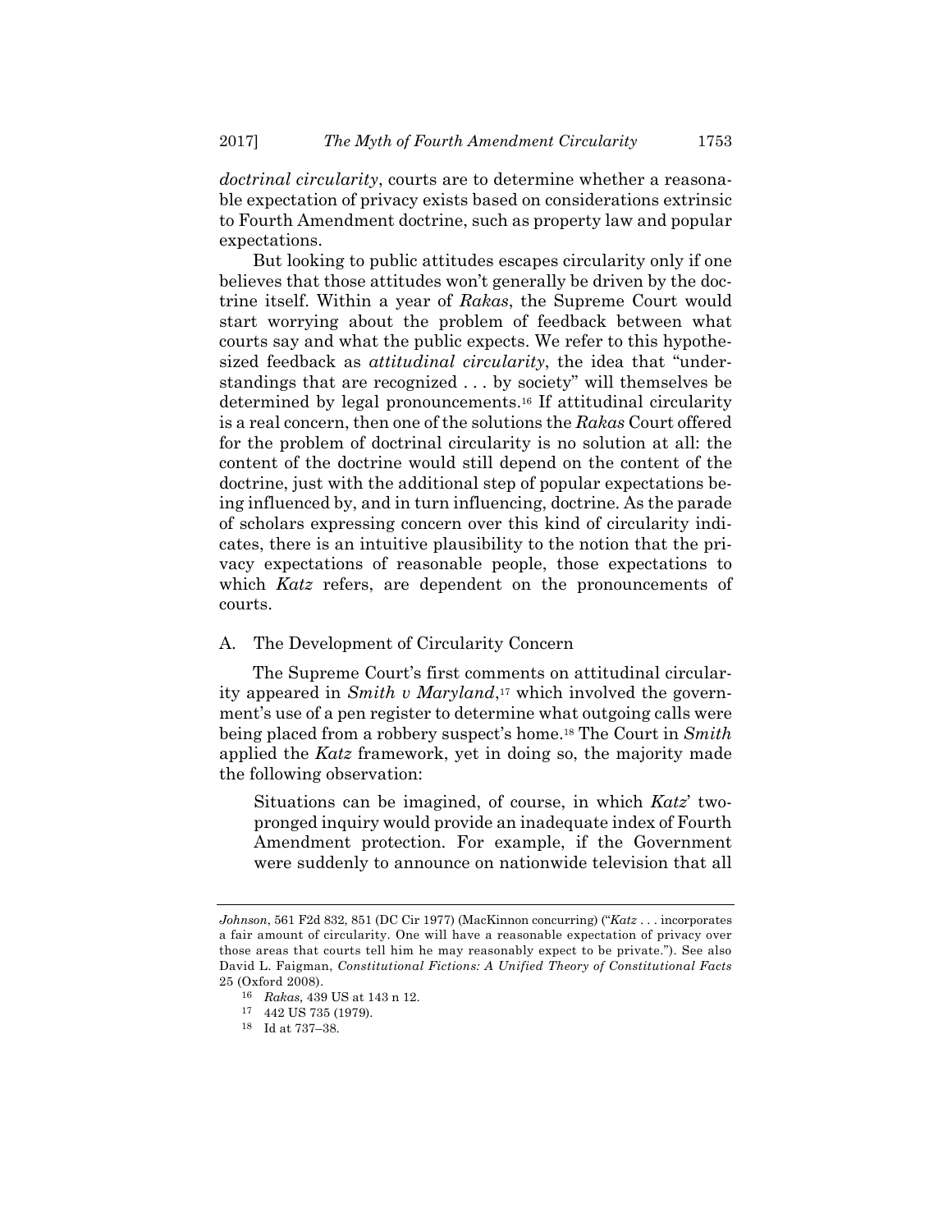*doctrinal circularity*, courts are to determine whether a reasonable expectation of privacy exists based on considerations extrinsic to Fourth Amendment doctrine, such as property law and popular expectations.

But looking to public attitudes escapes circularity only if one believes that those attitudes won't generally be driven by the doctrine itself. Within a year of *Rakas*, the Supreme Court would start worrying about the problem of feedback between what courts say and what the public expects. We refer to this hypothesized feedback as *attitudinal circularity*, the idea that "understandings that are recognized . . . by society" will themselves be determined by legal pronouncements.[16] If attitudinal circularity is a real concern, then one of the solutions the *Rakas* Court offered for the problem of doctrinal circularity is no solution at all: the content of the doctrine would still depend on the content of the doctrine, just with the additional step of popular expectations being influenced by, and in turn influencing, doctrine. As the parade of scholars expressing concern over this kind of circularity indicates, there is an intuitive plausibility to the notion that the privacy expectations of reasonable people, those expectations to which *Katz* refers, are dependent on the pronouncements of courts.

## A. The Development of Circularity Concern

The Supreme Court's first comments on attitudinal circularity appeared in *Smith v Maryland*,[17] which involved the government's use of a pen register to determine what outgoing calls were being placed from a robbery suspect's home.[18] The Court in *Smith* applied the *Katz* framework, yet in doing so, the majority made the following observation:

> Situations can be imagined, of course, in which *Katz*' two-pronged inquiry would provide an inadequate index of Fourth Amendment protection. For example, if the Government were suddenly to announce on nationwide television that all

---

*Johnson*, 561 F2d 832, 851 (DC Cir 1977) (MacKinnon concurring) ("*Katz* . . . incorporates a fair amount of circularity. One will have a reasonable expectation of privacy over those areas that courts tell him he may reasonably expect to be private."). See also David L. Faigman, *Constitutional Fictions: A Unified Theory of Constitutional Facts* 25 (Oxford 2008).

[16] *Rakas*, 439 US at 143 n 12.

[17] 442 US 735 (1979).

[18] Id at 737–38.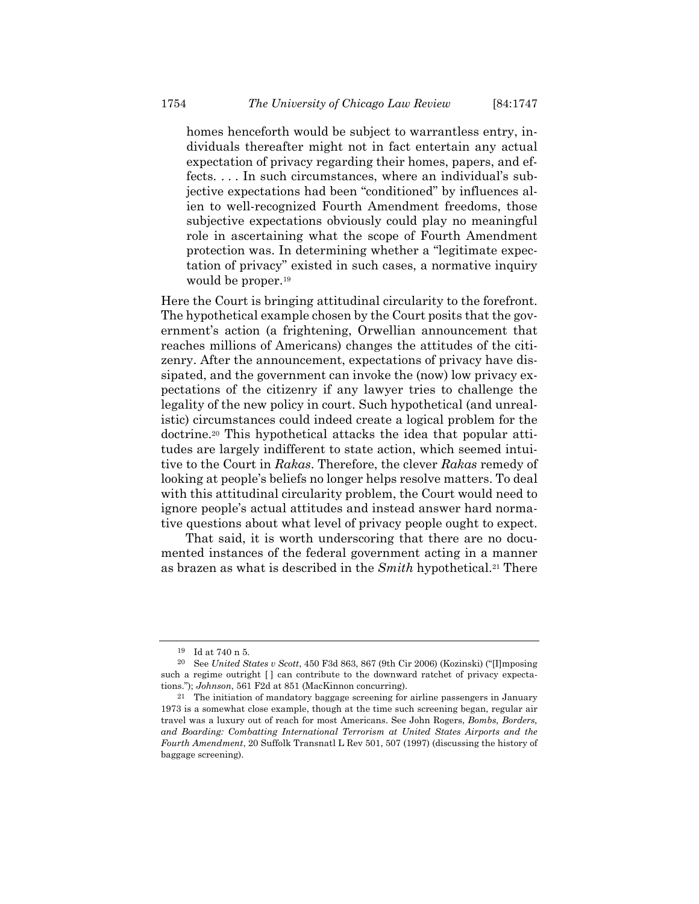> homes henceforth would be subject to warrantless entry, individuals thereafter might not in fact entertain any actual expectation of privacy regarding their homes, papers, and effects. . . . In such circumstances, where an individual's subjective expectations had been "conditioned" by influences alien to well-recognized Fourth Amendment freedoms, those subjective expectations obviously could play no meaningful role in ascertaining what the scope of Fourth Amendment protection was. In determining whether a "legitimate expectation of privacy" existed in such cases, a normative inquiry would be proper.[19]

Here the Court is bringing attitudinal circularity to the forefront. The hypothetical example chosen by the Court posits that the government's action (a frightening, Orwellian announcement that reaches millions of Americans) changes the attitudes of the citizenry. After the announcement, expectations of privacy have dissipated, and the government can invoke the (now) low privacy expectations of the citizenry if any lawyer tries to challenge the legality of the new policy in court. Such hypothetical (and unrealistic) circumstances could indeed create a logical problem for the doctrine.[20] This hypothetical attacks the idea that popular attitudes are largely indifferent to state action, which seemed intuitive to the Court in *Rakas*. Therefore, the clever *Rakas* remedy of looking at people's beliefs no longer helps resolve matters. To deal with this attitudinal circularity problem, the Court would need to ignore people's actual attitudes and instead answer hard normative questions about what level of privacy people ought to expect.

That said, it is worth underscoring that there are no documented instances of the federal government acting in a manner as brazen as what is described in the *Smith* hypothetical.[21] There

---

[19] Id at 740 n 5.

[20] See *United States v Scott*, 450 F3d 863, 867 (9th Cir 2006) (Kozinski) ("[I]mposing such a regime outright [ ] can contribute to the downward ratchet of privacy expectations."); *Johnson*, 561 F2d at 851 (MacKinnon concurring).

[21] The initiation of mandatory baggage screening for airline passengers in January 1973 is a somewhat close example, though at the time such screening began, regular air travel was a luxury out of reach for most Americans. See John Rogers, *Bombs, Borders, and Boarding: Combatting International Terrorism at United States Airports and the Fourth Amendment*, 20 Suffolk Transnatl L Rev 501, 507 (1997) (discussing the history of baggage screening).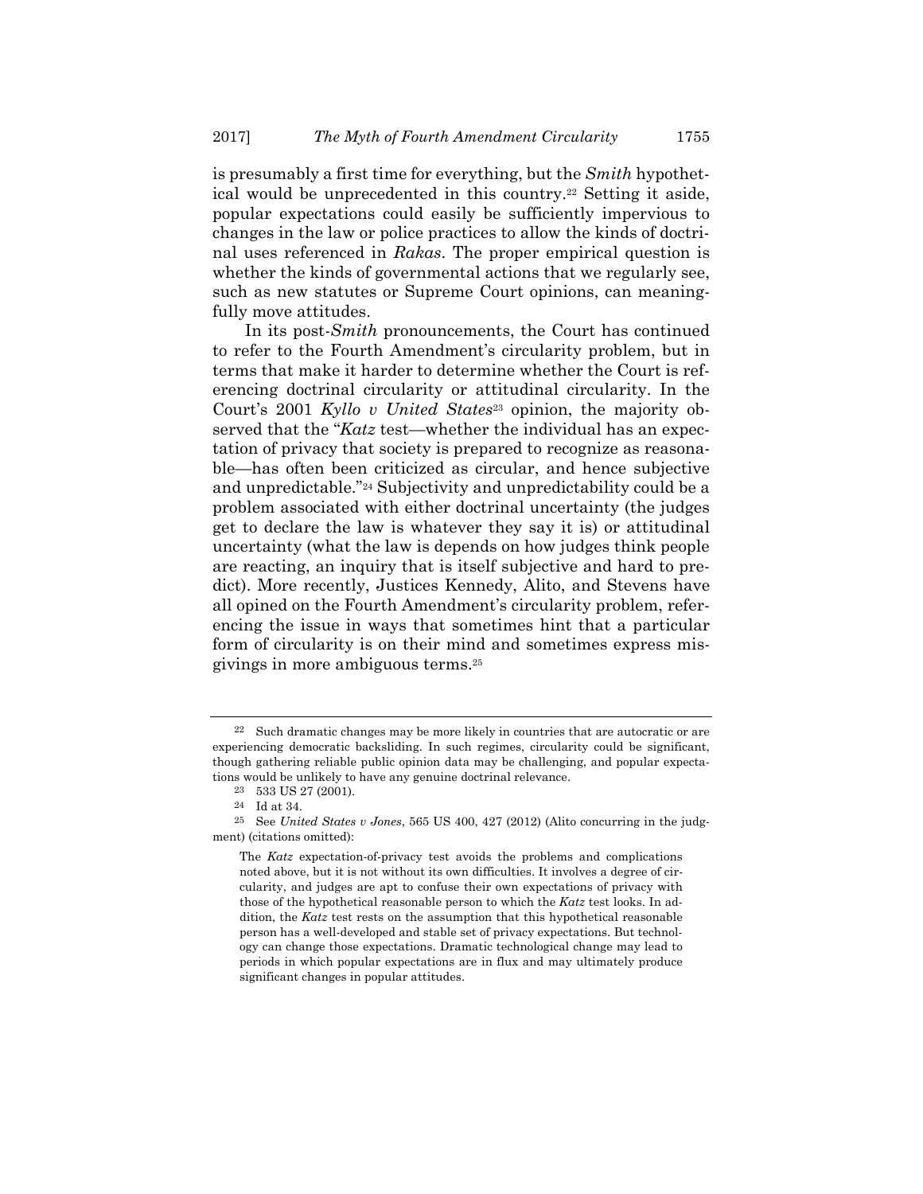is presumably a first time for everything, but the *Smith* hypothetical would be unprecedented in this country.[22] Setting it aside, popular expectations could easily be sufficiently impervious to changes in the law or police practices to allow the kinds of doctrinal uses referenced in *Rakas*. The proper empirical question is whether the kinds of governmental actions that we regularly see, such as new statutes or Supreme Court opinions, can meaningfully move attitudes.

In its post-*Smith* pronouncements, the Court has continued to refer to the Fourth Amendment's circularity problem, but in terms that make it harder to determine whether the Court is referencing doctrinal circularity or attitudinal circularity. In the Court's 2001 *Kyllo v United States*[23] opinion, the majority observed that the "*Katz* test—whether the individual has an expectation of privacy that society is prepared to recognize as reasonable—has often been criticized as circular, and hence subjective and unpredictable."[24] Subjectivity and unpredictability could be a problem associated with either doctrinal uncertainty (the judges get to declare the law is whatever they say it is) or attitudinal uncertainty (what the law is depends on how judges think people are reacting, an inquiry that is itself subjective and hard to predict). More recently, Justices Kennedy, Alito, and Stevens have all opined on the Fourth Amendment's circularity problem, referencing the issue in ways that sometimes hint that a particular form of circularity is on their mind and sometimes express misgivings in more ambiguous terms.[25]

---

[22] Such dramatic changes may be more likely in countries that are autocratic or are experiencing democratic backsliding. In such regimes, circularity could be significant, though gathering reliable public opinion data may be challenging, and popular expectations would be unlikely to have any genuine doctrinal relevance.

[23] 533 US 27 (2001).

[24] Id at 34.

[25] See *United States v Jones*, 565 US 400, 427 (2012) (Alito concurring in the judgment) (citations omitted):

> The *Katz* expectation-of-privacy test avoids the problems and complications noted above, but it is not without its own difficulties. It involves a degree of circularity, and judges are apt to confuse their own expectations of privacy with those of the hypothetical reasonable person to which the *Katz* test looks. In addition, the *Katz* test rests on the assumption that this hypothetical reasonable person has a well-developed and stable set of privacy expectations. But technology can change those expectations. Dramatic technological change may lead to periods in which popular expectations are in flux and may ultimately produce significant changes in popular attitudes.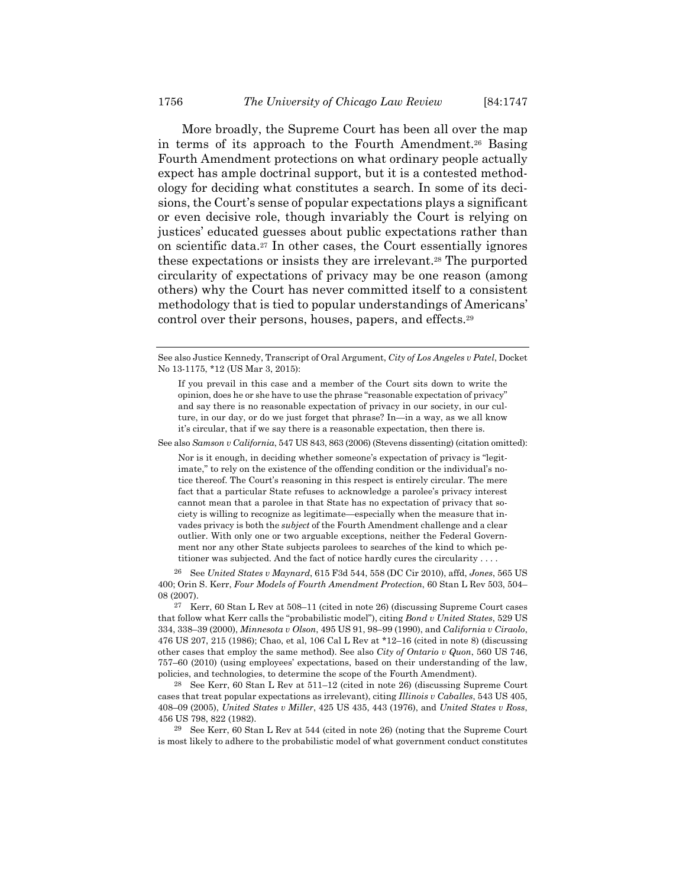More broadly, the Supreme Court has been all over the map in terms of its approach to the Fourth Amendment.[26] Basing Fourth Amendment protections on what ordinary people actually expect has ample doctrinal support, but it is a contested methodology for deciding what constitutes a search. In some of its decisions, the Court's sense of popular expectations plays a significant or even decisive role, though invariably the Court is relying on justices' educated guesses about public expectations rather than on scientific data.[27] In other cases, the Court essentially ignores these expectations or insists they are irrelevant.[28] The purported circularity of expectations of privacy may be one reason (among others) why the Court has never committed itself to a consistent methodology that is tied to popular understandings of Americans' control over their persons, houses, papers, and effects.[29]

---

See also Justice Kennedy, Transcript of Oral Argument, *City of Los Angeles v Patel*, Docket No 13-1175, *12 (US Mar 3, 2015):

> If you prevail in this case and a member of the Court sits down to write the opinion, does he or she have to use the phrase "reasonable expectation of privacy" and say there is no reasonable expectation of privacy in our society, in our culture, in our day, or do we just forget that phrase? In—in a way, as we all know it's circular, that if we say there is a reasonable expectation, then there is.

See also *Samson v California*, 547 US 843, 863 (2006) (Stevens dissenting) (citation omitted):

> Nor is it enough, in deciding whether someone's expectation of privacy is "legitimate," to rely on the existence of the offending condition or the individual's notice thereof. The Court's reasoning in this respect is entirely circular. The mere fact that a particular State refuses to acknowledge a parolee's privacy interest cannot mean that a parolee in that State has no expectation of privacy that society is willing to recognize as legitimate—especially when the measure that invades privacy is both the *subject* of the Fourth Amendment challenge and a clear outlier. With only one or two arguable exceptions, neither the Federal Government nor any other State subjects parolees to searches of the kind to which petitioner was subjected. And the fact of notice hardly cures the circularity . . . .

[26] See *United States v Maynard*, 615 F3d 544, 558 (DC Cir 2010), affd, *Jones*, 565 US 400; Orin S. Kerr, *Four Models of Fourth Amendment Protection*, 60 Stan L Rev 503, 504–08 (2007).

[27] Kerr, 60 Stan L Rev at 508–11 (cited in note 26) (discussing Supreme Court cases that follow what Kerr calls the "probabilistic model"), citing *Bond v United States*, 529 US 334, 338–39 (2000), *Minnesota v Olson*, 495 US 91, 98–99 (1990), and *California v Ciraolo*, 476 US 207, 215 (1986); Chao, et al, 106 Cal L Rev at *12–16 (cited in note 8) (discussing other cases that employ the same method). See also *City of Ontario v Quon*, 560 US 746, 757–60 (2010) (using employees' expectations, based on their understanding of the law, policies, and technologies, to determine the scope of the Fourth Amendment).

[28] See Kerr, 60 Stan L Rev at 511–12 (cited in note 26) (discussing Supreme Court cases that treat popular expectations as irrelevant), citing *Illinois v Caballes*, 543 US 405, 408–09 (2005), *United States v Miller*, 425 US 435, 443 (1976), and *United States v Ross*, 456 US 798, 822 (1982).

[29] See Kerr, 60 Stan L Rev at 544 (cited in note 26) (noting that the Supreme Court is most likely to adhere to the probabilistic model of what government conduct constitutes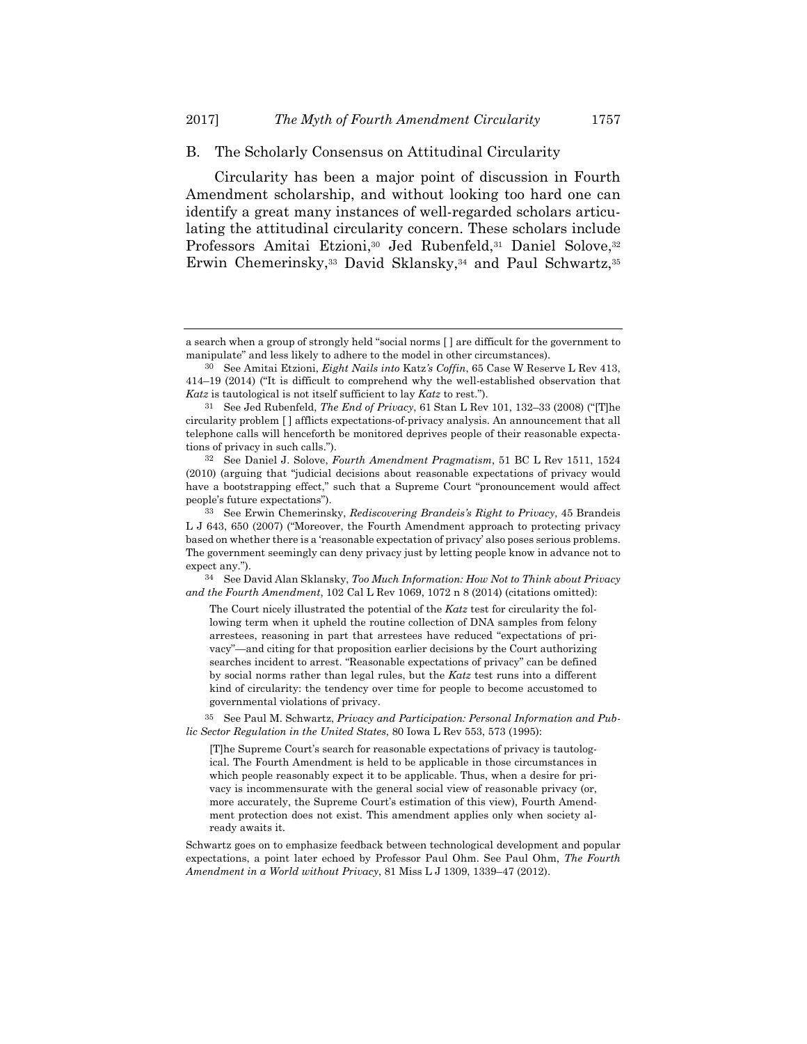## B. The Scholarly Consensus on Attitudinal Circularity

Circularity has been a major point of discussion in Fourth Amendment scholarship, and without looking too hard one can identify a great many instances of well-regarded scholars articulating the attitudinal circularity concern. These scholars include Professors Amitai Etzioni,[30] Jed Rubenfeld,[31] Daniel Solove,[32] Erwin Chemerinsky,[33] David Sklansky,[34] and Paul Schwartz,[35]

---

a search when a group of strongly held "social norms [ ] are difficult for the government to manipulate" and less likely to adhere to the model in other circumstances).

[30] See Amitai Etzioni, *Eight Nails into* Katz*'s Coffin*, 65 Case W Reserve L Rev 413, 414–19 (2014) ("It is difficult to comprehend why the well-established observation that *Katz* is tautological is not itself sufficient to lay *Katz* to rest.").

[31] See Jed Rubenfeld, *The End of Privacy*, 61 Stan L Rev 101, 132–33 (2008) ("[T]he circularity problem [ ] afflicts expectations-of-privacy analysis. An announcement that all telephone calls will henceforth be monitored deprives people of their reasonable expectations of privacy in such calls.").

[32] See Daniel J. Solove, *Fourth Amendment Pragmatism*, 51 BC L Rev 1511, 1524 (2010) (arguing that "judicial decisions about reasonable expectations of privacy would have a bootstrapping effect," such that a Supreme Court "pronouncement would affect people's future expectations").

[33] See Erwin Chemerinsky, *Rediscovering Brandeis's Right to Privacy*, 45 Brandeis L J 643, 650 (2007) ("Moreover, the Fourth Amendment approach to protecting privacy based on whether there is a 'reasonable expectation of privacy' also poses serious problems. The government seemingly can deny privacy just by letting people know in advance not to expect any.").

[34] See David Alan Sklansky, *Too Much Information: How Not to Think about Privacy and the Fourth Amendment*, 102 Cal L Rev 1069, 1072 n 8 (2014) (citations omitted):

> The Court nicely illustrated the potential of the *Katz* test for circularity the following term when it upheld the routine collection of DNA samples from felony arrestees, reasoning in part that arrestees have reduced "expectations of privacy"—and citing for that proposition earlier decisions by the Court authorizing searches incident to arrest. "Reasonable expectations of privacy" can be defined by social norms rather than legal rules, but the *Katz* test runs into a different kind of circularity: the tendency over time for people to become accustomed to governmental violations of privacy.

[35] See Paul M. Schwartz, *Privacy and Participation: Personal Information and Public Sector Regulation in the United States*, 80 Iowa L Rev 553, 573 (1995):

> [T]he Supreme Court's search for reasonable expectations of privacy is tautological. The Fourth Amendment is held to be applicable in those circumstances in which people reasonably expect it to be applicable. Thus, when a desire for privacy is incommensurate with the general social view of reasonable privacy (or, more accurately, the Supreme Court's estimation of this view), Fourth Amendment protection does not exist. This amendment applies only when society already awaits it.

Schwartz goes on to emphasize feedback between technological development and popular expectations, a point later echoed by Professor Paul Ohm. See Paul Ohm, *The Fourth Amendment in a World without Privacy*, 81 Miss L J 1309, 1339–47 (2012).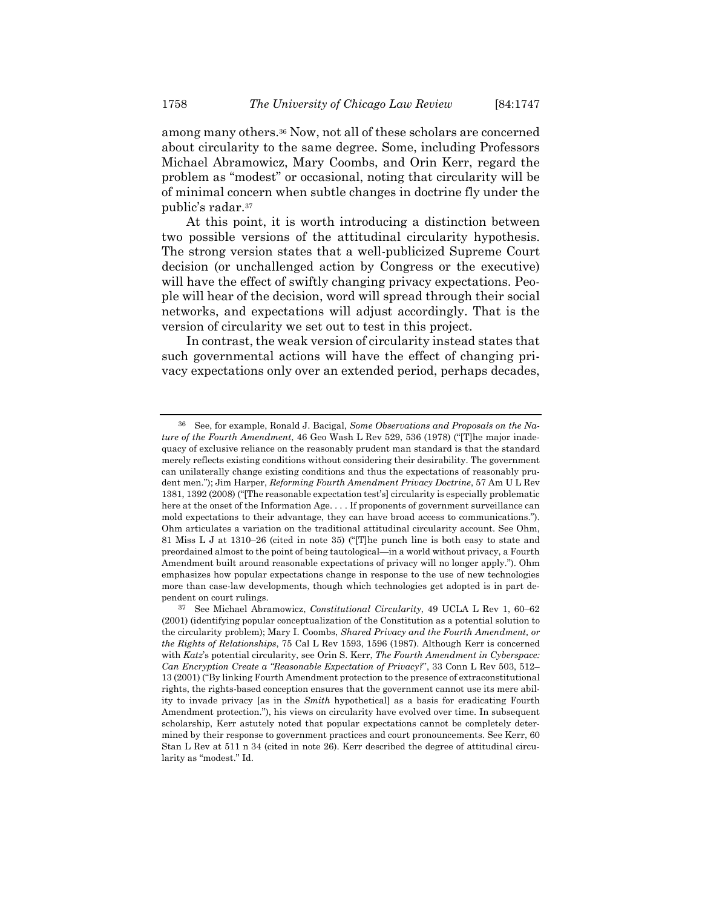among many others.[36] Now, not all of these scholars are concerned about circularity to the same degree. Some, including Professors Michael Abramowicz, Mary Coombs, and Orin Kerr, regard the problem as "modest" or occasional, noting that circularity will be of minimal concern when subtle changes in doctrine fly under the public's radar.[37]

At this point, it is worth introducing a distinction between two possible versions of the attitudinal circularity hypothesis. The strong version states that a well-publicized Supreme Court decision (or unchallenged action by Congress or the executive) will have the effect of swiftly changing privacy expectations. People will hear of the decision, word will spread through their social networks, and expectations will adjust accordingly. That is the version of circularity we set out to test in this project.

In contrast, the weak version of circularity instead states that such governmental actions will have the effect of changing privacy expectations only over an extended period, perhaps decades,

---

[36] See, for example, Ronald J. Bacigal, *Some Observations and Proposals on the Nature of the Fourth Amendment*, 46 Geo Wash L Rev 529, 536 (1978) ("[T]he major inadequacy of exclusive reliance on the reasonably prudent man standard is that the standard merely reflects existing conditions without considering their desirability. The government can unilaterally change existing conditions and thus the expectations of reasonably prudent men."); Jim Harper, *Reforming Fourth Amendment Privacy Doctrine*, 57 Am U L Rev 1381, 1392 (2008) ("[The reasonable expectation test's] circularity is especially problematic here at the onset of the Information Age. . . . If proponents of government surveillance can mold expectations to their advantage, they can have broad access to communications."). Ohm articulates a variation on the traditional attitudinal circularity account. See Ohm, 81 Miss L J at 1310–26 (cited in note 35) ("[T]he punch line is both easy to state and preordained almost to the point of being tautological—in a world without privacy, a Fourth Amendment built around reasonable expectations of privacy will no longer apply."). Ohm emphasizes how popular expectations change in response to the use of new technologies more than case-law developments, though which technologies get adopted is in part dependent on court rulings.

[37] See Michael Abramowicz, *Constitutional Circularity*, 49 UCLA L Rev 1, 60–62 (2001) (identifying popular conceptualization of the Constitution as a potential solution to the circularity problem); Mary I. Coombs, *Shared Privacy and the Fourth Amendment, or the Rights of Relationships*, 75 Cal L Rev 1593, 1596 (1987). Although Kerr is concerned with *Katz*'s potential circularity, see Orin S. Kerr, *The Fourth Amendment in Cyberspace: Can Encryption Create a "Reasonable Expectation of Privacy?"*, 33 Conn L Rev 503, 512–13 (2001) ("By linking Fourth Amendment protection to the presence of extraconstitutional rights, the rights-based conception ensures that the government cannot use its mere ability to invade privacy [as in the *Smith* hypothetical] as a basis for eradicating Fourth Amendment protection."), his views on circularity have evolved over time. In subsequent scholarship, Kerr astutely noted that popular expectations cannot be completely determined by their response to government practices and court pronouncements. See Kerr, 60 Stan L Rev at 511 n 34 (cited in note 26). Kerr described the degree of attitudinal circularity as "modest." Id.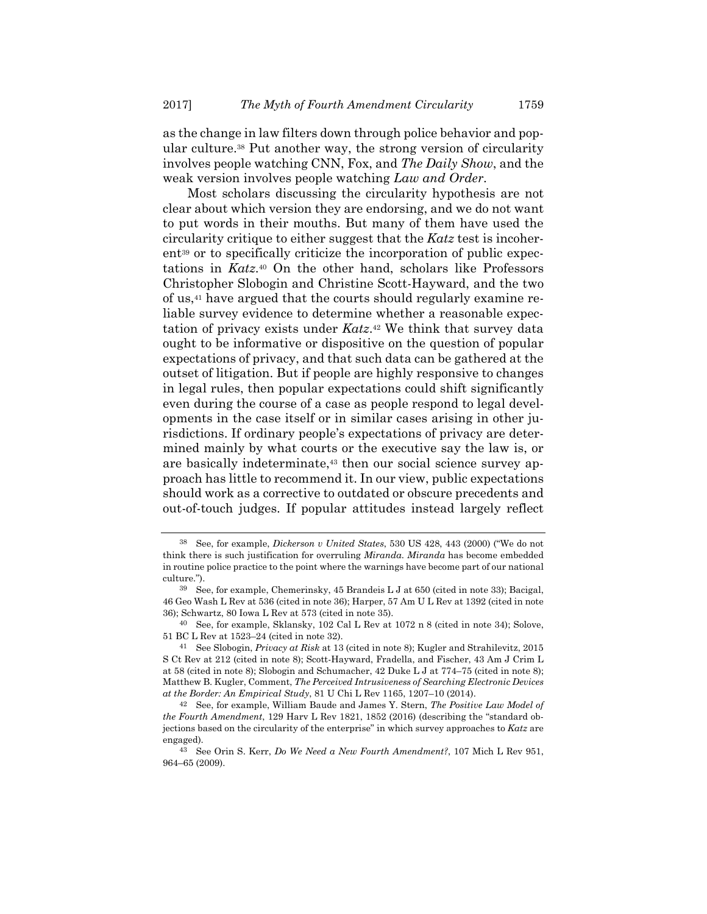as the change in law filters down through police behavior and popular culture.[38] Put another way, the strong version of circularity involves people watching CNN, Fox, and *The Daily Show*, and the weak version involves people watching *Law and Order*.

Most scholars discussing the circularity hypothesis are not clear about which version they are endorsing, and we do not want to put words in their mouths. But many of them have used the circularity critique to either suggest that the *Katz* test is incoherent[39] or to specifically criticize the incorporation of public expectations in *Katz*.[40] On the other hand, scholars like Professors Christopher Slobogin and Christine Scott-Hayward, and the two of us,[41] have argued that the courts should regularly examine reliable survey evidence to determine whether a reasonable expectation of privacy exists under *Katz*.[42] We think that survey data ought to be informative or dispositive on the question of popular expectations of privacy, and that such data can be gathered at the outset of litigation. But if people are highly responsive to changes in legal rules, then popular expectations could shift significantly even during the course of a case as people respond to legal developments in the case itself or in similar cases arising in other jurisdictions. If ordinary people's expectations of privacy are determined mainly by what courts or the executive say the law is, or are basically indeterminate,[43] then our social science survey approach has little to recommend it. In our view, public expectations should work as a corrective to outdated or obscure precedents and out-of-touch judges. If popular attitudes instead largely reflect

---

[38] See, for example, *Dickerson v United States*, 530 US 428, 443 (2000) ("We do not think there is such justification for overruling *Miranda*. *Miranda* has become embedded in routine police practice to the point where the warnings have become part of our national culture.").

[39] See, for example, Chemerinsky, 45 Brandeis L J at 650 (cited in note 33); Bacigal, 46 Geo Wash L Rev at 536 (cited in note 36); Harper, 57 Am U L Rev at 1392 (cited in note 36); Schwartz, 80 Iowa L Rev at 573 (cited in note 35).

[40] See, for example, Sklansky, 102 Cal L Rev at 1072 n 8 (cited in note 34); Solove, 51 BC L Rev at 1523–24 (cited in note 32).

[41] See Slobogin, *Privacy at Risk* at 13 (cited in note 8); Kugler and Strahilevitz, 2015 S Ct Rev at 212 (cited in note 8); Scott-Hayward, Fradella, and Fischer, 43 Am J Crim L at 58 (cited in note 8); Slobogin and Schumacher, 42 Duke L J at 774–75 (cited in note 8); Matthew B. Kugler, Comment, *The Perceived Intrusiveness of Searching Electronic Devices at the Border: An Empirical Study*, 81 U Chi L Rev 1165, 1207–10 (2014).

[42] See, for example, William Baude and James Y. Stern, *The Positive Law Model of the Fourth Amendment*, 129 Harv L Rev 1821, 1852 (2016) (describing the "standard objections based on the circularity of the enterprise" in which survey approaches to *Katz* are engaged).

[43] See Orin S. Kerr, *Do We Need a New Fourth Amendment?*, 107 Mich L Rev 951, 964–65 (2009).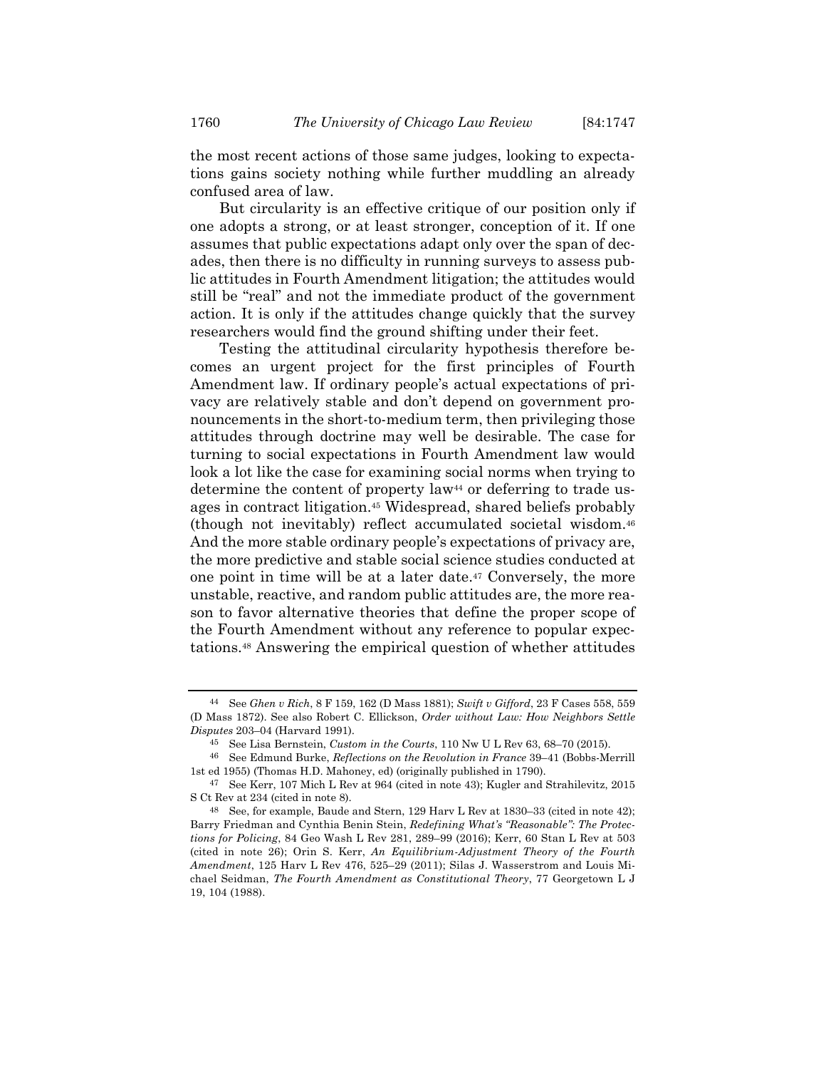the most recent actions of those same judges, looking to expectations gains society nothing while further muddling an already confused area of law.

But circularity is an effective critique of our position only if one adopts a strong, or at least stronger, conception of it. If one assumes that public expectations adapt only over the span of decades, then there is no difficulty in running surveys to assess public attitudes in Fourth Amendment litigation; the attitudes would still be "real" and not the immediate product of the government action. It is only if the attitudes change quickly that the survey researchers would find the ground shifting under their feet.

Testing the attitudinal circularity hypothesis therefore becomes an urgent project for the first principles of Fourth Amendment law. If ordinary people's actual expectations of privacy are relatively stable and don't depend on government pronouncements in the short-to-medium term, then privileging those attitudes through doctrine may well be desirable. The case for turning to social expectations in Fourth Amendment law would look a lot like the case for examining social norms when trying to determine the content of property law[44] or deferring to trade usages in contract litigation.[45] Widespread, shared beliefs probably (though not inevitably) reflect accumulated societal wisdom.[46] And the more stable ordinary people's expectations of privacy are, the more predictive and stable social science studies conducted at one point in time will be at a later date.[47] Conversely, the more unstable, reactive, and random public attitudes are, the more reason to favor alternative theories that define the proper scope of the Fourth Amendment without any reference to popular expectations.[48] Answering the empirical question of whether attitudes

---

[44] See *Ghen v Rich*, 8 F 159, 162 (D Mass 1881); *Swift v Gifford*, 23 F Cases 558, 559 (D Mass 1872). See also Robert C. Ellickson, *Order without Law: How Neighbors Settle Disputes* 203–04 (Harvard 1991).

[45] See Lisa Bernstein, *Custom in the Courts*, 110 Nw U L Rev 63, 68–70 (2015).

[46] See Edmund Burke, *Reflections on the Revolution in France* 39–41 (Bobbs-Merrill 1st ed 1955) (Thomas H.D. Mahoney, ed) (originally published in 1790).

[47] See Kerr, 107 Mich L Rev at 964 (cited in note 43); Kugler and Strahilevitz, 2015 S Ct Rev at 234 (cited in note 8).

[48] See, for example, Baude and Stern, 129 Harv L Rev at 1830–33 (cited in note 42); Barry Friedman and Cynthia Benin Stein, *Redefining What's "Reasonable": The Protections for Policing*, 84 Geo Wash L Rev 281, 289–99 (2016); Kerr, 60 Stan L Rev at 503 (cited in note 26); Orin S. Kerr, *An Equilibrium-Adjustment Theory of the Fourth Amendment*, 125 Harv L Rev 476, 525–29 (2011); Silas J. Wasserstrom and Louis Michael Seidman, *The Fourth Amendment as Constitutional Theory*, 77 Georgetown L J 19, 104 (1988).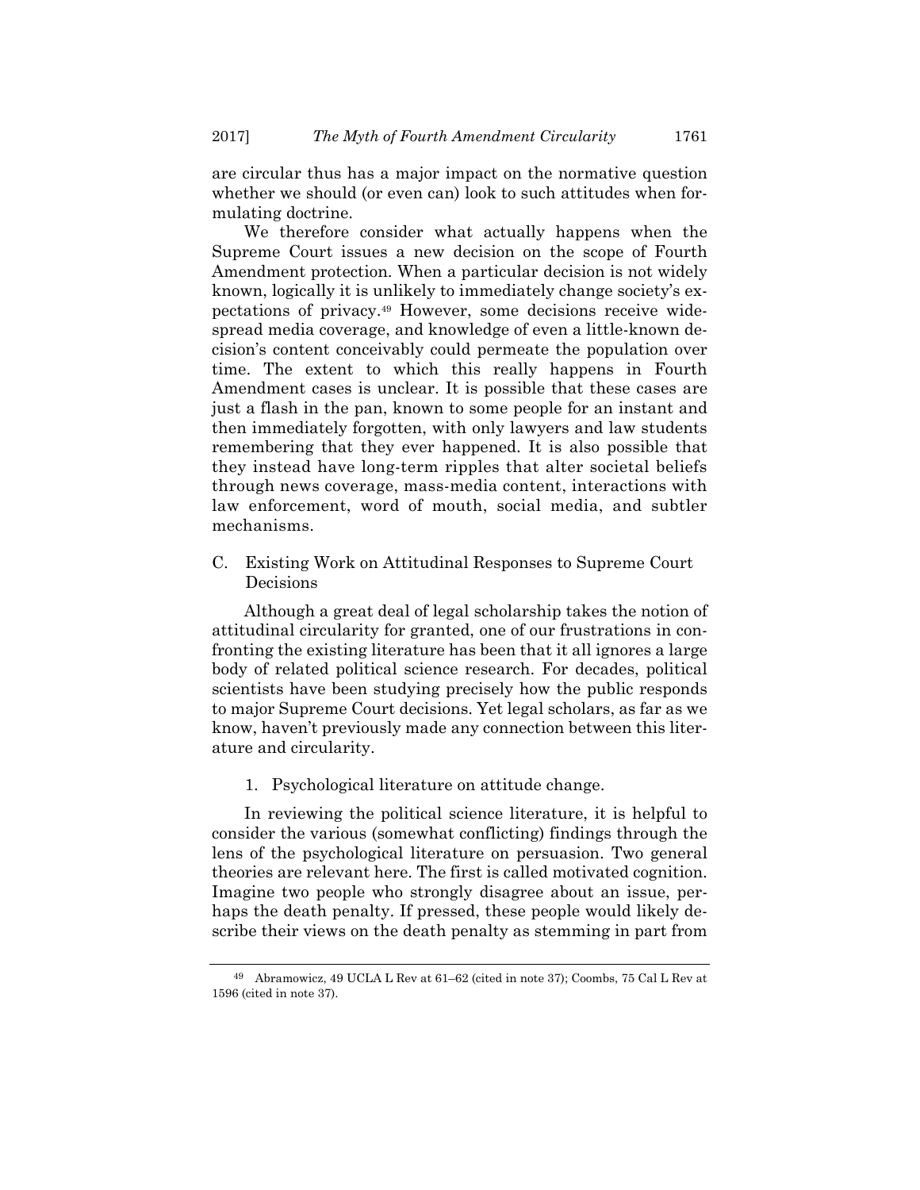are circular thus has a major impact on the normative question whether we should (or even can) look to such attitudes when formulating doctrine.

We therefore consider what actually happens when the Supreme Court issues a new decision on the scope of Fourth Amendment protection. When a particular decision is not widely known, logically it is unlikely to immediately change society's expectations of privacy.[49] However, some decisions receive widespread media coverage, and knowledge of even a little-known decision's content conceivably could permeate the population over time. The extent to which this really happens in Fourth Amendment cases is unclear. It is possible that these cases are just a flash in the pan, known to some people for an instant and then immediately forgotten, with only lawyers and law students remembering that they ever happened. It is also possible that they instead have long-term ripples that alter societal beliefs through news coverage, mass-media content, interactions with law enforcement, word of mouth, social media, and subtler mechanisms.

### C. Existing Work on Attitudinal Responses to Supreme Court Decisions

Although a great deal of legal scholarship takes the notion of attitudinal circularity for granted, one of our frustrations in confronting the existing literature has been that it all ignores a large body of related political science research. For decades, political scientists have been studying precisely how the public responds to major Supreme Court decisions. Yet legal scholars, as far as we know, haven't previously made any connection between this literature and circularity.

#### 1. Psychological literature on attitude change.

In reviewing the political science literature, it is helpful to consider the various (somewhat conflicting) findings through the lens of the psychological literature on persuasion. Two general theories are relevant here. The first is called motivated cognition. Imagine two people who strongly disagree about an issue, perhaps the death penalty. If pressed, these people would likely describe their views on the death penalty as stemming in part from

---

[49] Abramowicz, 49 UCLA L Rev at 61–62 (cited in note 37); Coombs, 75 Cal L Rev at 1596 (cited in note 37).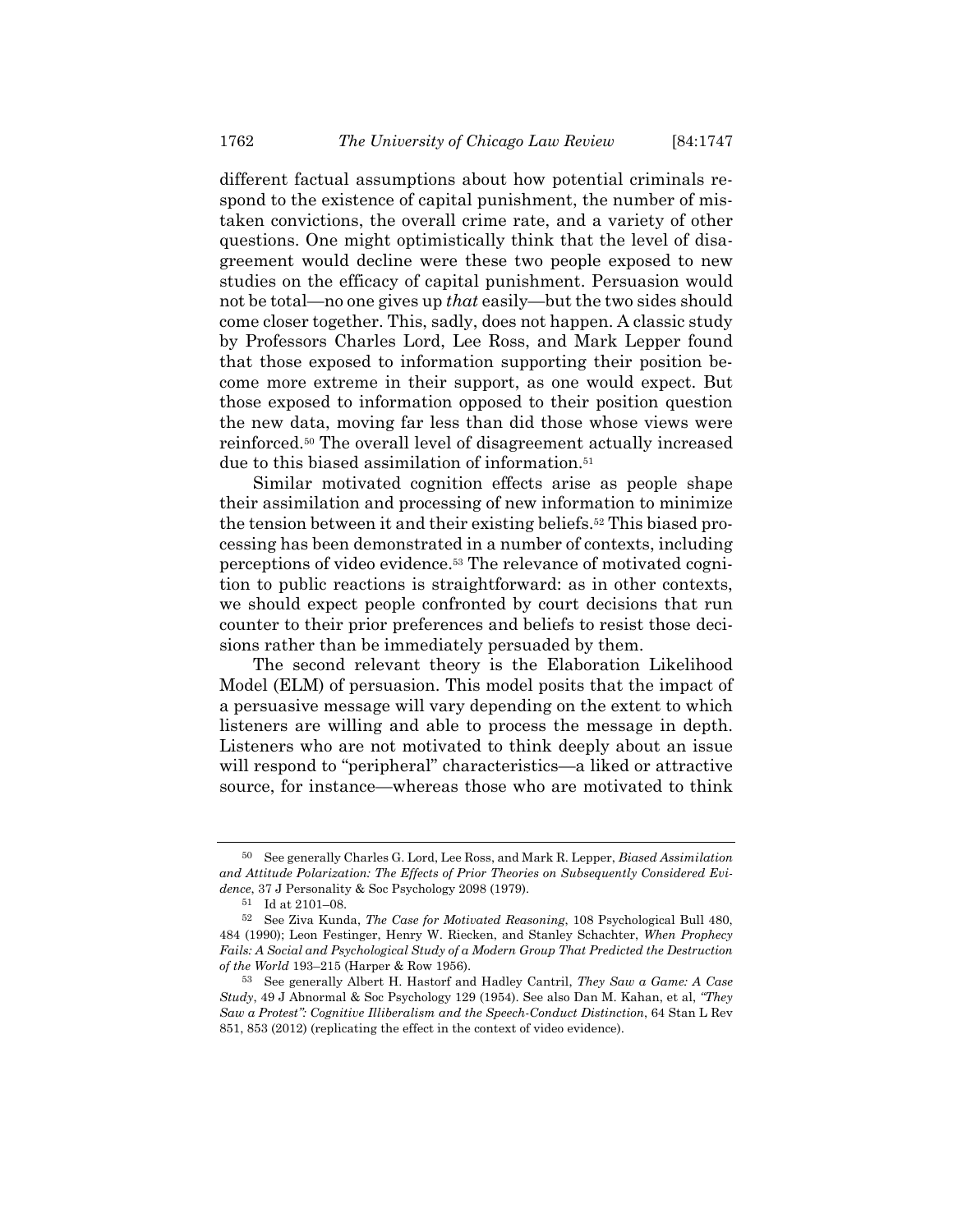different factual assumptions about how potential criminals respond to the existence of capital punishment, the number of mistaken convictions, the overall crime rate, and a variety of other questions. One might optimistically think that the level of disagreement would decline were these two people exposed to new studies on the efficacy of capital punishment. Persuasion would not be total—no one gives up *that* easily—but the two sides should come closer together. This, sadly, does not happen. A classic study by Professors Charles Lord, Lee Ross, and Mark Lepper found that those exposed to information supporting their position become more extreme in their support, as one would expect. But those exposed to information opposed to their position question the new data, moving far less than did those whose views were reinforced.[50] The overall level of disagreement actually increased due to this biased assimilation of information.[51]

Similar motivated cognition effects arise as people shape their assimilation and processing of new information to minimize the tension between it and their existing beliefs.[52] This biased processing has been demonstrated in a number of contexts, including perceptions of video evidence.[53] The relevance of motivated cognition to public reactions is straightforward: as in other contexts, we should expect people confronted by court decisions that run counter to their prior preferences and beliefs to resist those decisions rather than be immediately persuaded by them.

The second relevant theory is the Elaboration Likelihood Model (ELM) of persuasion. This model posits that the impact of a persuasive message will vary depending on the extent to which listeners are willing and able to process the message in depth. Listeners who are not motivated to think deeply about an issue will respond to "peripheral" characteristics—a liked or attractive source, for instance—whereas those who are motivated to think

---

[50] See generally Charles G. Lord, Lee Ross, and Mark R. Lepper, *Biased Assimilation and Attitude Polarization: The Effects of Prior Theories on Subsequently Considered Evidence*, 37 J Personality & Soc Psychology 2098 (1979).

[51] Id at 2101–08.

[52] See Ziva Kunda, *The Case for Motivated Reasoning*, 108 Psychological Bull 480, 484 (1990); Leon Festinger, Henry W. Riecken, and Stanley Schachter, *When Prophecy Fails: A Social and Psychological Study of a Modern Group That Predicted the Destruction of the World* 193–215 (Harper & Row 1956).

[53] See generally Albert H. Hastorf and Hadley Cantril, *They Saw a Game: A Case Study*, 49 J Abnormal & Soc Psychology 129 (1954). See also Dan M. Kahan, et al, *"They Saw a Protest": Cognitive Illiberalism and the Speech-Conduct Distinction*, 64 Stan L Rev 851, 853 (2012) (replicating the effect in the context of video evidence).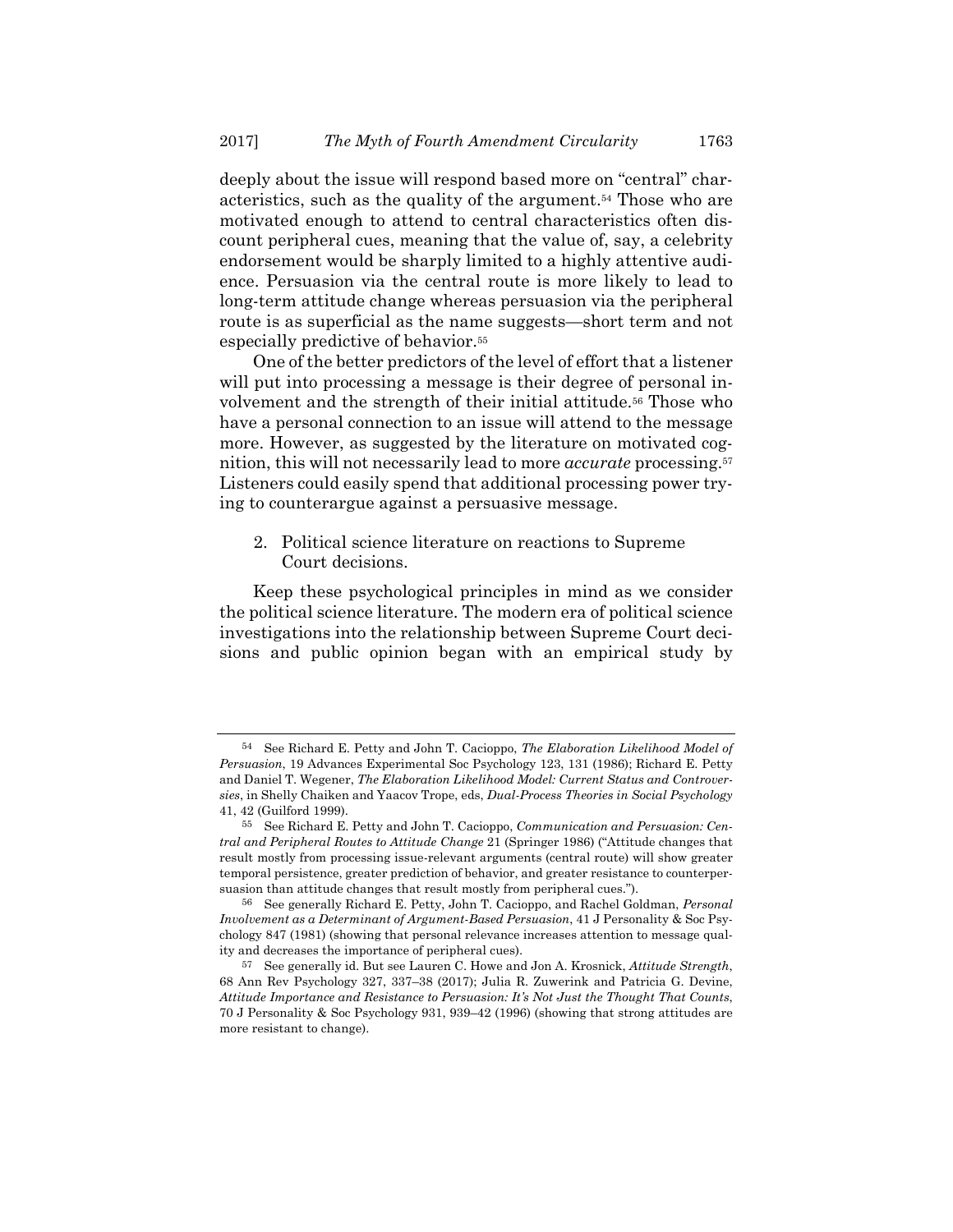deeply about the issue will respond based more on "central" characteristics, such as the quality of the argument.[54] Those who are motivated enough to attend to central characteristics often discount peripheral cues, meaning that the value of, say, a celebrity endorsement would be sharply limited to a highly attentive audience. Persuasion via the central route is more likely to lead to long-term attitude change whereas persuasion via the peripheral route is as superficial as the name suggests—short term and not especially predictive of behavior.[55]

One of the better predictors of the level of effort that a listener will put into processing a message is their degree of personal involvement and the strength of their initial attitude.[56] Those who have a personal connection to an issue will attend to the message more. However, as suggested by the literature on motivated cognition, this will not necessarily lead to more *accurate* processing.[57] Listeners could easily spend that additional processing power trying to counterargue against a persuasive message.

2. Political science literature on reactions to Supreme Court decisions.

Keep these psychological principles in mind as we consider the political science literature. The modern era of political science investigations into the relationship between Supreme Court decisions and public opinion began with an empirical study by

---

[54] See Richard E. Petty and John T. Cacioppo, *The Elaboration Likelihood Model of Persuasion*, 19 Advances Experimental Soc Psychology 123, 131 (1986); Richard E. Petty and Daniel T. Wegener, *The Elaboration Likelihood Model: Current Status and Controversies*, in Shelly Chaiken and Yaacov Trope, eds, *Dual-Process Theories in Social Psychology* 41, 42 (Guilford 1999).

[55] See Richard E. Petty and John T. Cacioppo, *Communication and Persuasion: Central and Peripheral Routes to Attitude Change* 21 (Springer 1986) ("Attitude changes that result mostly from processing issue-relevant arguments (central route) will show greater temporal persistence, greater prediction of behavior, and greater resistance to counterpersuasion than attitude changes that result mostly from peripheral cues.").

[56] See generally Richard E. Petty, John T. Cacioppo, and Rachel Goldman, *Personal Involvement as a Determinant of Argument-Based Persuasion*, 41 J Personality & Soc Psychology 847 (1981) (showing that personal relevance increases attention to message quality and decreases the importance of peripheral cues).

[57] See generally id. But see Lauren C. Howe and Jon A. Krosnick, *Attitude Strength*, 68 Ann Rev Psychology 327, 337–38 (2017); Julia R. Zuwerink and Patricia G. Devine, *Attitude Importance and Resistance to Persuasion: It's Not Just the Thought That Counts*, 70 J Personality & Soc Psychology 931, 939–42 (1996) (showing that strong attitudes are more resistant to change).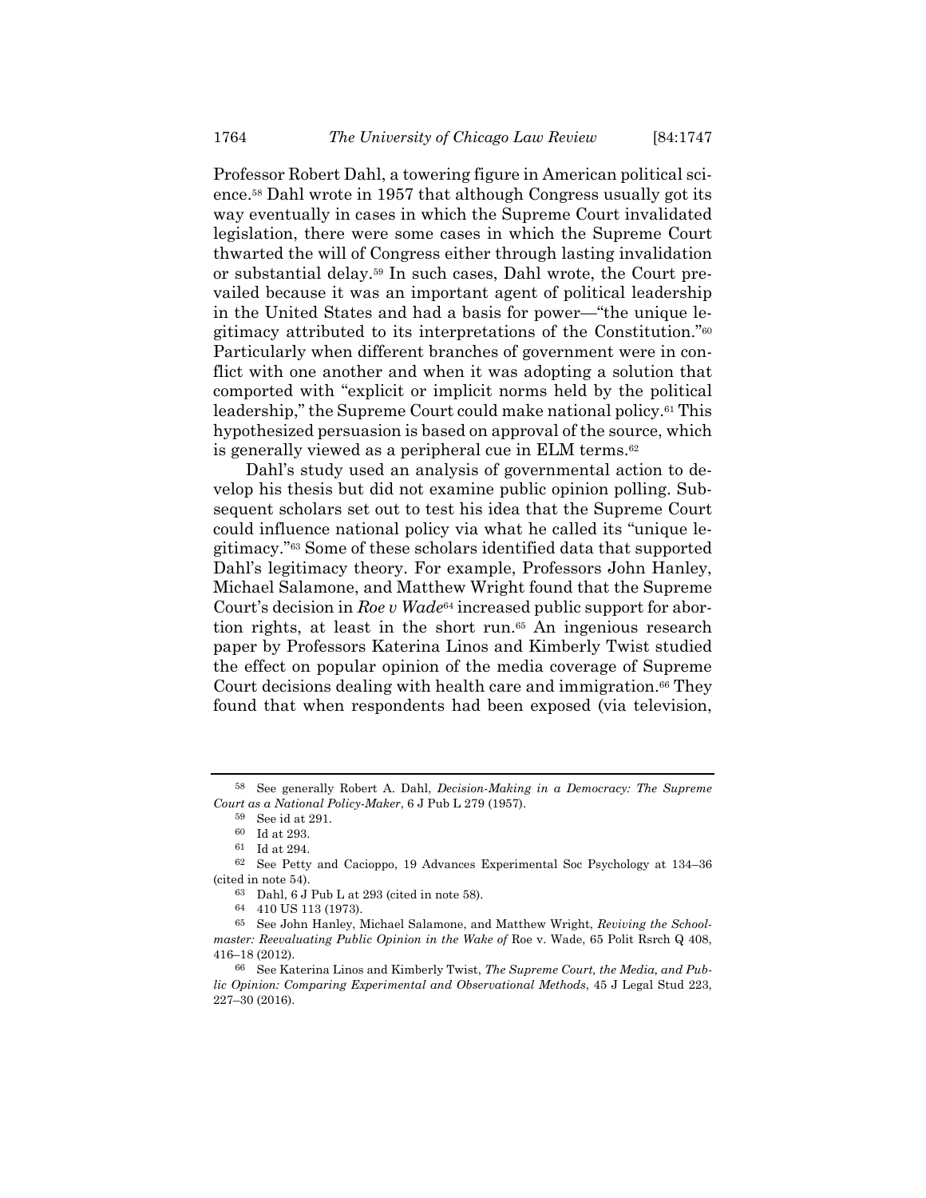Professor Robert Dahl, a towering figure in American political science.[58] Dahl wrote in 1957 that although Congress usually got its way eventually in cases in which the Supreme Court invalidated legislation, there were some cases in which the Supreme Court thwarted the will of Congress either through lasting invalidation or substantial delay.[59] In such cases, Dahl wrote, the Court prevailed because it was an important agent of political leadership in the United States and had a basis for power—"the unique legitimacy attributed to its interpretations of the Constitution."[60] Particularly when different branches of government were in conflict with one another and when it was adopting a solution that comported with "explicit or implicit norms held by the political leadership," the Supreme Court could make national policy.[61] This hypothesized persuasion is based on approval of the source, which is generally viewed as a peripheral cue in ELM terms.[62]

Dahl's study used an analysis of governmental action to develop his thesis but did not examine public opinion polling. Subsequent scholars set out to test his idea that the Supreme Court could influence national policy via what he called its "unique legitimacy."[63] Some of these scholars identified data that supported Dahl's legitimacy theory. For example, Professors John Hanley, Michael Salamone, and Matthew Wright found that the Supreme Court's decision in *Roe v Wade*[64] increased public support for abortion rights, at least in the short run.[65] An ingenious research paper by Professors Katerina Linos and Kimberly Twist studied the effect on popular opinion of the media coverage of Supreme Court decisions dealing with health care and immigration.[66] They found that when respondents had been exposed (via television,

---

[58] See generally Robert A. Dahl, *Decision-Making in a Democracy: The Supreme Court as a National Policy-Maker*, 6 J Pub L 279 (1957).

[59] See id at 291.

[60] Id at 293.

[61] Id at 294.

[62] See Petty and Cacioppo, 19 Advances Experimental Soc Psychology at 134–36 (cited in note 54).

[63] Dahl, 6 J Pub L at 293 (cited in note 58).

[64] 410 US 113 (1973).

[65] See John Hanley, Michael Salamone, and Matthew Wright, *Reviving the Schoolmaster: Reevaluating Public Opinion in the Wake of* Roe v. Wade, 65 Polit Rsrch Q 408, 416–18 (2012).

[66] See Katerina Linos and Kimberly Twist, *The Supreme Court, the Media, and Public Opinion: Comparing Experimental and Observational Methods*, 45 J Legal Stud 223, 227–30 (2016).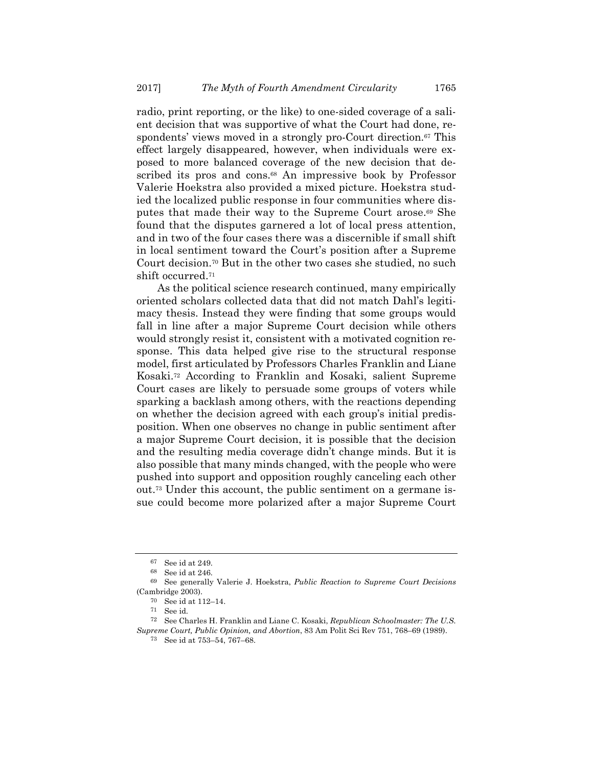radio, print reporting, or the like) to one-sided coverage of a salient decision that was supportive of what the Court had done, respondents' views moved in a strongly pro-Court direction.[67] This effect largely disappeared, however, when individuals were exposed to more balanced coverage of the new decision that described its pros and cons.[68] An impressive book by Professor Valerie Hoekstra also provided a mixed picture. Hoekstra studied the localized public response in four communities where disputes that made their way to the Supreme Court arose.[69] She found that the disputes garnered a lot of local press attention, and in two of the four cases there was a discernible if small shift in local sentiment toward the Court's position after a Supreme Court decision.[70] But in the other two cases she studied, no such shift occurred.[71]

As the political science research continued, many empirically oriented scholars collected data that did not match Dahl's legitimacy thesis. Instead they were finding that some groups would fall in line after a major Supreme Court decision while others would strongly resist it, consistent with a motivated cognition response. This data helped give rise to the structural response model, first articulated by Professors Charles Franklin and Liane Kosaki.[72] According to Franklin and Kosaki, salient Supreme Court cases are likely to persuade some groups of voters while sparking a backlash among others, with the reactions depending on whether the decision agreed with each group's initial predisposition. When one observes no change in public sentiment after a major Supreme Court decision, it is possible that the decision and the resulting media coverage didn't change minds. But it is also possible that many minds changed, with the people who were pushed into support and opposition roughly canceling each other out.[73] Under this account, the public sentiment on a germane issue could become more polarized after a major Supreme Court

---

[67] See id at 249.

[68] See id at 246.

[69] See generally Valerie J. Hoekstra, *Public Reaction to Supreme Court Decisions* (Cambridge 2003).

[70] See id at 112–14.

[71] See id.

[72] See Charles H. Franklin and Liane C. Kosaki, *Republican Schoolmaster: The U.S. Supreme Court, Public Opinion, and Abortion*, 83 Am Polit Sci Rev 751, 768–69 (1989).

[73] See id at 753–54, 767–68.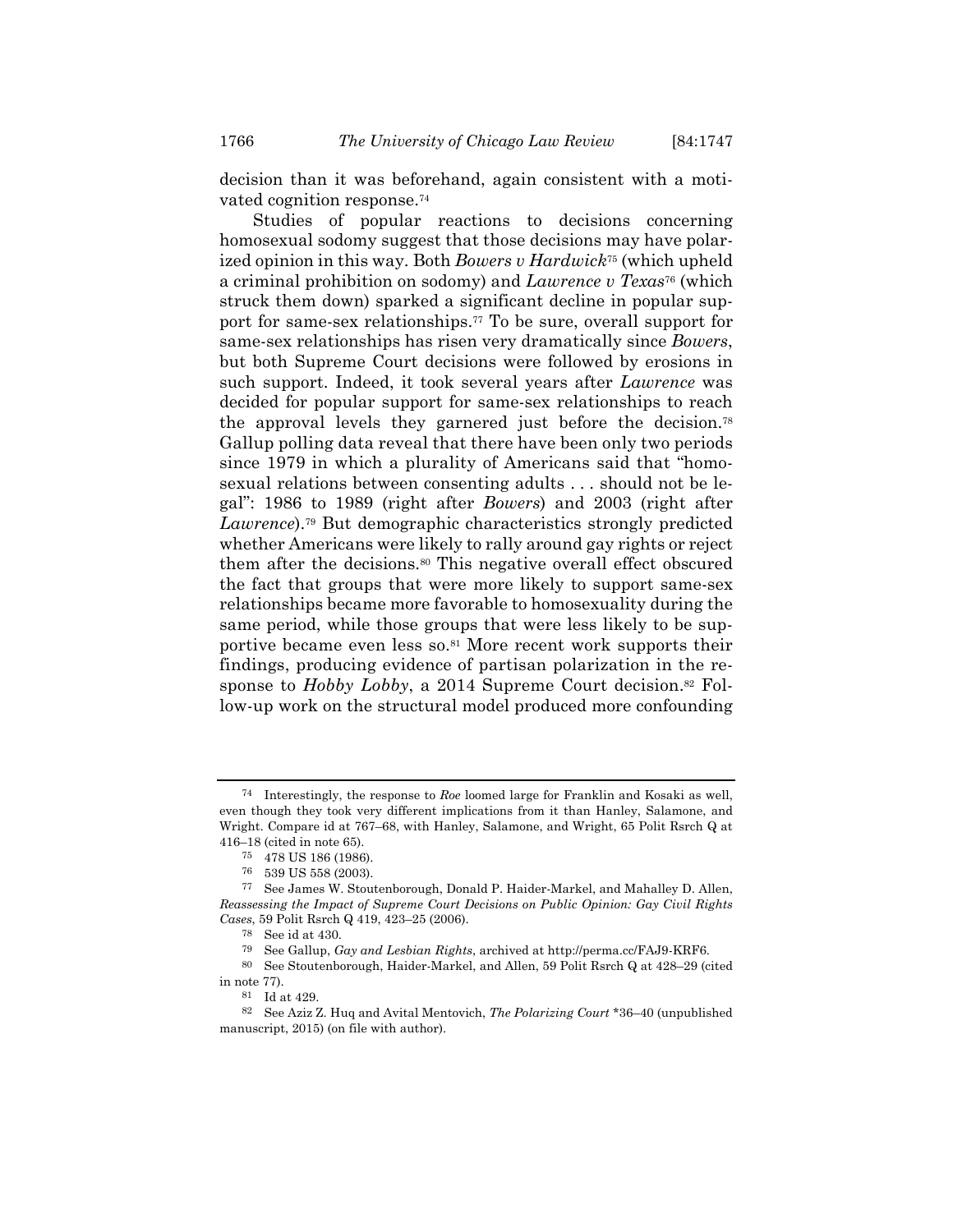decision than it was beforehand, again consistent with a motivated cognition response.[74]

Studies of popular reactions to decisions concerning homosexual sodomy suggest that those decisions may have polarized opinion in this way. Both *Bowers v Hardwick*[75] (which upheld a criminal prohibition on sodomy) and *Lawrence v Texas*[76] (which struck them down) sparked a significant decline in popular support for same-sex relationships.[77] To be sure, overall support for same-sex relationships has risen very dramatically since *Bowers*, but both Supreme Court decisions were followed by erosions in such support. Indeed, it took several years after *Lawrence* was decided for popular support for same-sex relationships to reach the approval levels they garnered just before the decision.[78] Gallup polling data reveal that there have been only two periods since 1979 in which a plurality of Americans said that "homosexual relations between consenting adults . . . should not be legal": 1986 to 1989 (right after *Bowers*) and 2003 (right after *Lawrence*).[79] But demographic characteristics strongly predicted whether Americans were likely to rally around gay rights or reject them after the decisions.[80] This negative overall effect obscured the fact that groups that were more likely to support same-sex relationships became more favorable to homosexuality during the same period, while those groups that were less likely to be supportive became even less so.[81] More recent work supports their findings, producing evidence of partisan polarization in the response to *Hobby Lobby*, a 2014 Supreme Court decision.[82] Follow-up work on the structural model produced more confounding

---

[74] Interestingly, the response to *Roe* loomed large for Franklin and Kosaki as well, even though they took very different implications from it than Hanley, Salamone, and Wright. Compare id at 767–68, with Hanley, Salamone, and Wright, 65 Polit Rsrch Q at 416–18 (cited in note 65).

[75] 478 US 186 (1986).

[76] 539 US 558 (2003).

[77] See James W. Stoutenborough, Donald P. Haider-Markel, and Mahalley D. Allen, *Reassessing the Impact of Supreme Court Decisions on Public Opinion: Gay Civil Rights Cases*, 59 Polit Rsrch Q 419, 423–25 (2006).

[78] See id at 430.

[79] See Gallup, *Gay and Lesbian Rights*, archived at http://perma.cc/FAJ9-KRF6.

[80] See Stoutenborough, Haider-Markel, and Allen, 59 Polit Rsrch Q at 428–29 (cited in note 77).

[81] Id at 429.

[82] See Aziz Z. Huq and Avital Mentovich, *The Polarizing Court* *36–40 (unpublished manuscript, 2015) (on file with author).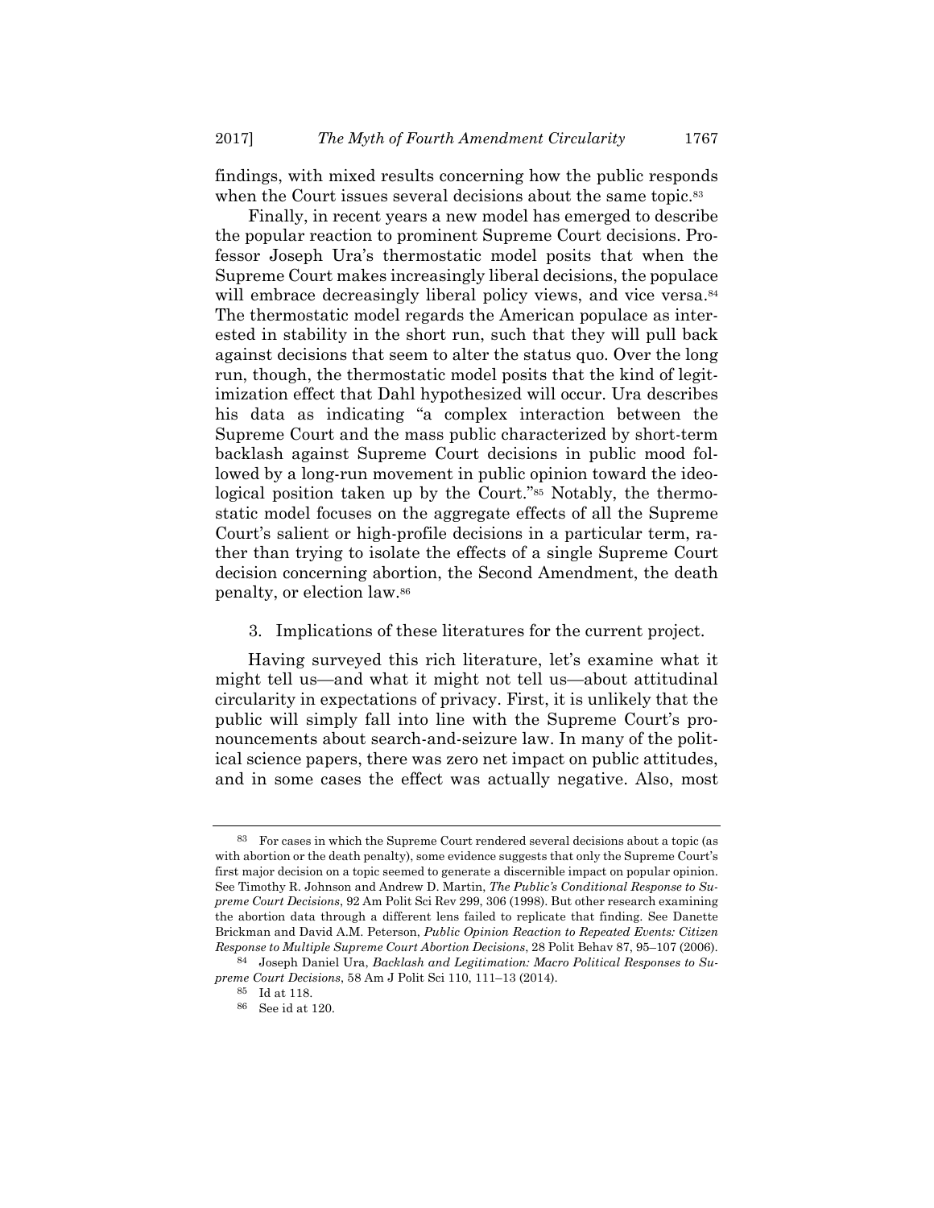findings, with mixed results concerning how the public responds when the Court issues several decisions about the same topic.[83]

Finally, in recent years a new model has emerged to describe the popular reaction to prominent Supreme Court decisions. Professor Joseph Ura's thermostatic model posits that when the Supreme Court makes increasingly liberal decisions, the populace will embrace decreasingly liberal policy views, and vice versa.[84] The thermostatic model regards the American populace as interested in stability in the short run, such that they will pull back against decisions that seem to alter the status quo. Over the long run, though, the thermostatic model posits that the kind of legitimization effect that Dahl hypothesized will occur. Ura describes his data as indicating "a complex interaction between the Supreme Court and the mass public characterized by short-term backlash against Supreme Court decisions in public mood followed by a long-run movement in public opinion toward the ideological position taken up by the Court."[85] Notably, the thermostatic model focuses on the aggregate effects of all the Supreme Court's salient or high-profile decisions in a particular term, rather than trying to isolate the effects of a single Supreme Court decision concerning abortion, the Second Amendment, the death penalty, or election law.[86]

3. Implications of these literatures for the current project.

Having surveyed this rich literature, let's examine what it might tell us—and what it might not tell us—about attitudinal circularity in expectations of privacy. First, it is unlikely that the public will simply fall into line with the Supreme Court's pronouncements about search-and-seizure law. In many of the political science papers, there was zero net impact on public attitudes, and in some cases the effect was actually negative. Also, most

---

[83] For cases in which the Supreme Court rendered several decisions about a topic (as with abortion or the death penalty), some evidence suggests that only the Supreme Court's first major decision on a topic seemed to generate a discernible impact on popular opinion. See Timothy R. Johnson and Andrew D. Martin, *The Public's Conditional Response to Supreme Court Decisions*, 92 Am Polit Sci Rev 299, 306 (1998). But other research examining the abortion data through a different lens failed to replicate that finding. See Danette Brickman and David A.M. Peterson, *Public Opinion Reaction to Repeated Events: Citizen Response to Multiple Supreme Court Abortion Decisions*, 28 Polit Behav 87, 95–107 (2006).

[84] Joseph Daniel Ura, *Backlash and Legitimation: Macro Political Responses to Supreme Court Decisions*, 58 Am J Polit Sci 110, 111–13 (2014).

[85] Id at 118.

[86] See id at 120.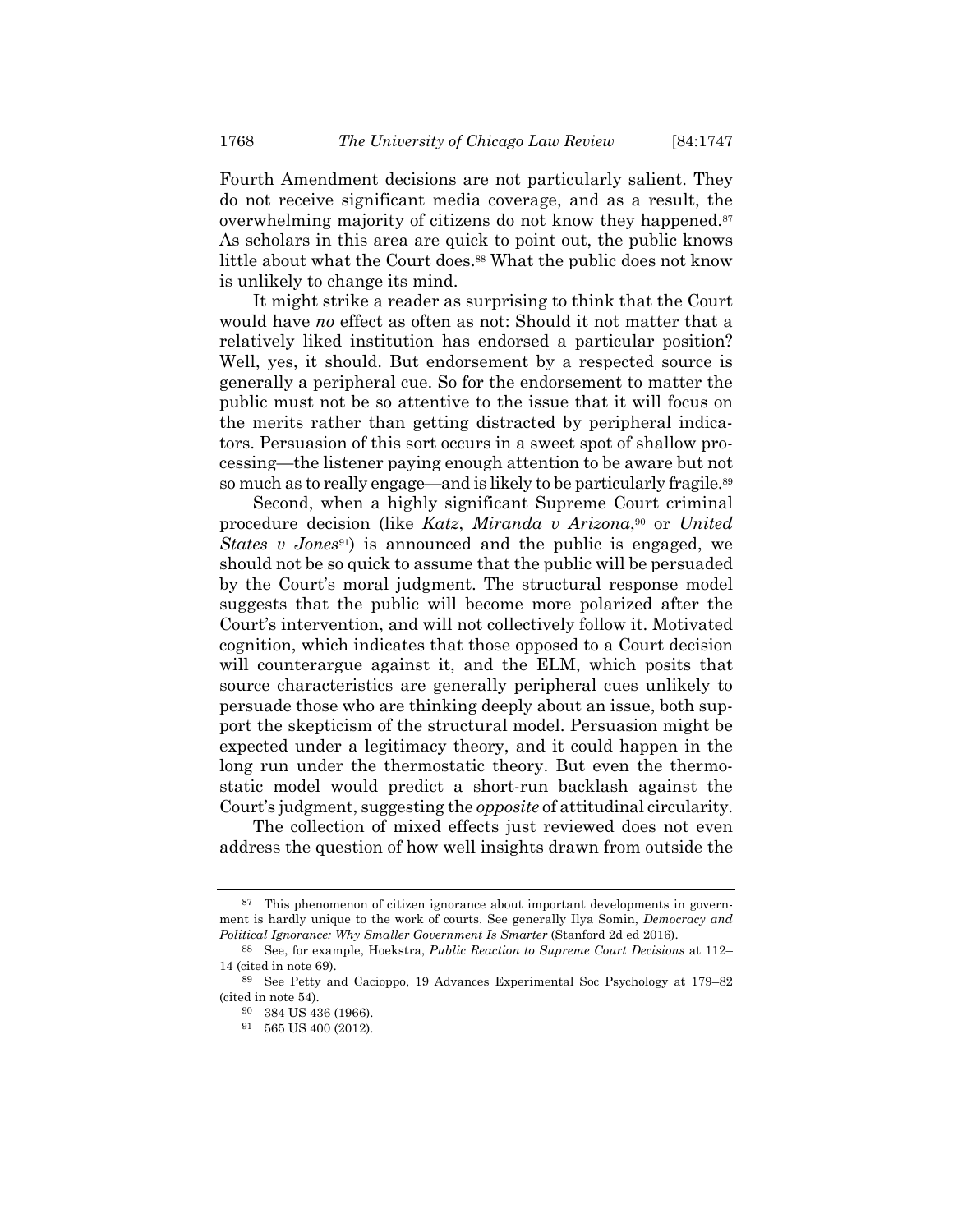Fourth Amendment decisions are not particularly salient. They do not receive significant media coverage, and as a result, the overwhelming majority of citizens do not know they happened.[87] As scholars in this area are quick to point out, the public knows little about what the Court does.[88] What the public does not know is unlikely to change its mind.

It might strike a reader as surprising to think that the Court would have *no* effect as often as not: Should it not matter that a relatively liked institution has endorsed a particular position? Well, yes, it should. But endorsement by a respected source is generally a peripheral cue. So for the endorsement to matter the public must not be so attentive to the issue that it will focus on the merits rather than getting distracted by peripheral indicators. Persuasion of this sort occurs in a sweet spot of shallow processing—the listener paying enough attention to be aware but not so much as to really engage—and is likely to be particularly fragile.[89]

Second, when a highly significant Supreme Court criminal procedure decision (like *Katz*, *Miranda v Arizona*,[90] or *United States v Jones*[91]) is announced and the public is engaged, we should not be so quick to assume that the public will be persuaded by the Court's moral judgment. The structural response model suggests that the public will become more polarized after the Court's intervention, and will not collectively follow it. Motivated cognition, which indicates that those opposed to a Court decision will counterargue against it, and the ELM, which posits that source characteristics are generally peripheral cues unlikely to persuade those who are thinking deeply about an issue, both support the skepticism of the structural model. Persuasion might be expected under a legitimacy theory, and it could happen in the long run under the thermostatic theory. But even the thermostatic model would predict a short-run backlash against the Court's judgment, suggesting the *opposite* of attitudinal circularity.

The collection of mixed effects just reviewed does not even address the question of how well insights drawn from outside the

---

[87] This phenomenon of citizen ignorance about important developments in government is hardly unique to the work of courts. See generally Ilya Somin, *Democracy and Political Ignorance: Why Smaller Government Is Smarter* (Stanford 2d ed 2016).

[88] See, for example, Hoekstra, *Public Reaction to Supreme Court Decisions* at 112–14 (cited in note 69).

[89] See Petty and Cacioppo, 19 Advances Experimental Soc Psychology at 179–82 (cited in note 54).

[90] 384 US 436 (1966).

[91] 565 US 400 (2012).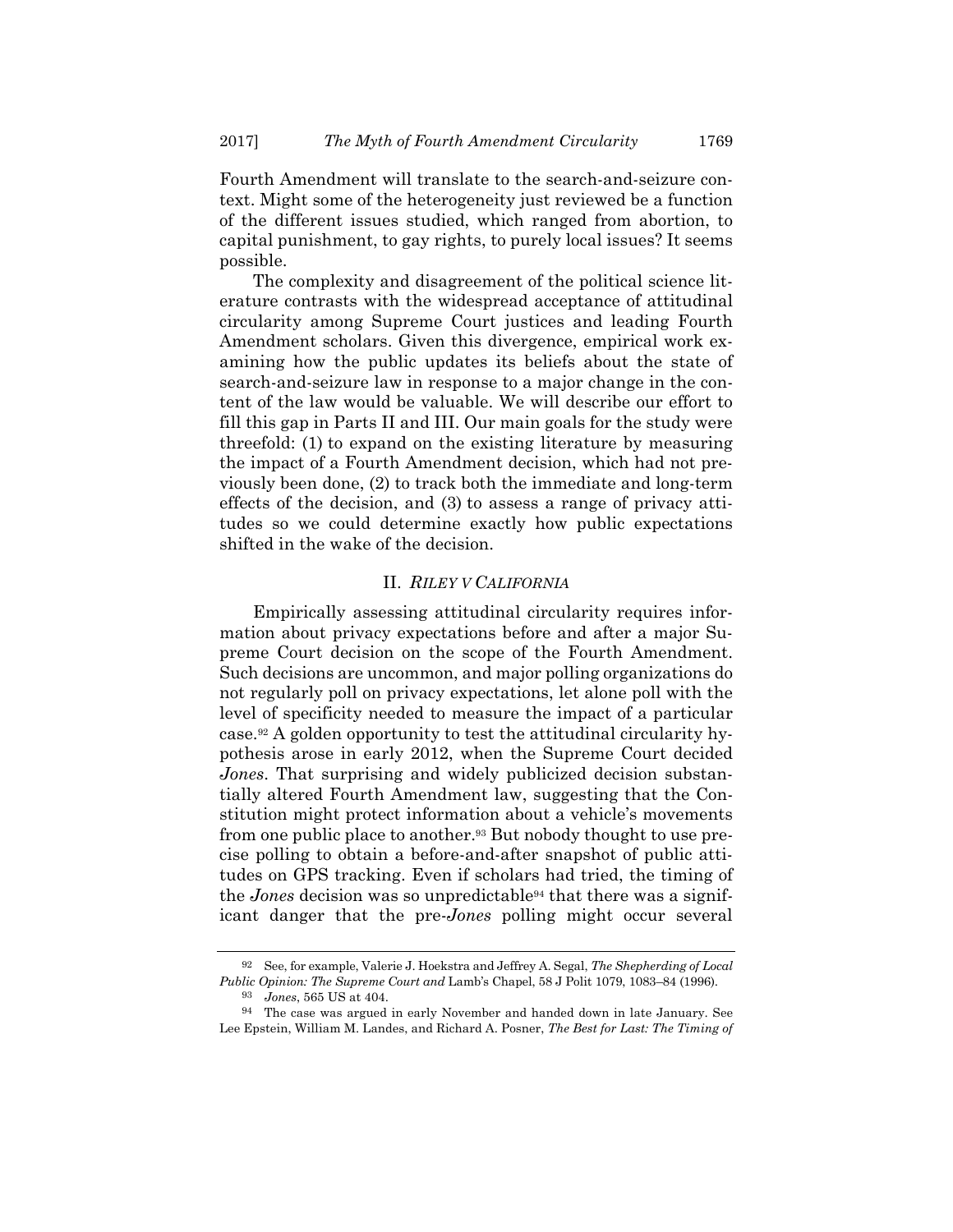Fourth Amendment will translate to the search-and-seizure context. Might some of the heterogeneity just reviewed be a function of the different issues studied, which ranged from abortion, to capital punishment, to gay rights, to purely local issues? It seems possible.

The complexity and disagreement of the political science literature contrasts with the widespread acceptance of attitudinal circularity among Supreme Court justices and leading Fourth Amendment scholars. Given this divergence, empirical work examining how the public updates its beliefs about the state of search-and-seizure law in response to a major change in the content of the law would be valuable. We will describe our effort to fill this gap in Parts II and III. Our main goals for the study were threefold: (1) to expand on the existing literature by measuring the impact of a Fourth Amendment decision, which had not previously been done, (2) to track both the immediate and long-term effects of the decision, and (3) to assess a range of privacy attitudes so we could determine exactly how public expectations shifted in the wake of the decision.

## II. *RILEY V CALIFORNIA*

Empirically assessing attitudinal circularity requires information about privacy expectations before and after a major Supreme Court decision on the scope of the Fourth Amendment. Such decisions are uncommon, and major polling organizations do not regularly poll on privacy expectations, let alone poll with the level of specificity needed to measure the impact of a particular case.[92] A golden opportunity to test the attitudinal circularity hypothesis arose in early 2012, when the Supreme Court decided *Jones*. That surprising and widely publicized decision substantially altered Fourth Amendment law, suggesting that the Constitution might protect information about a vehicle's movements from one public place to another.[93] But nobody thought to use precise polling to obtain a before-and-after snapshot of public attitudes on GPS tracking. Even if scholars had tried, the timing of the *Jones* decision was so unpredictable[94] that there was a significant danger that the pre-*Jones* polling might occur several

---

[92] See, for example, Valerie J. Hoekstra and Jeffrey A. Segal, *The Shepherding of Local Public Opinion: The Supreme Court and* Lamb's Chapel, 58 J Polit 1079, 1083–84 (1996).

[93] *Jones*, 565 US at 404.

[94] The case was argued in early November and handed down in late January. See Lee Epstein, William M. Landes, and Richard A. Posner, *The Best for Last: The Timing of*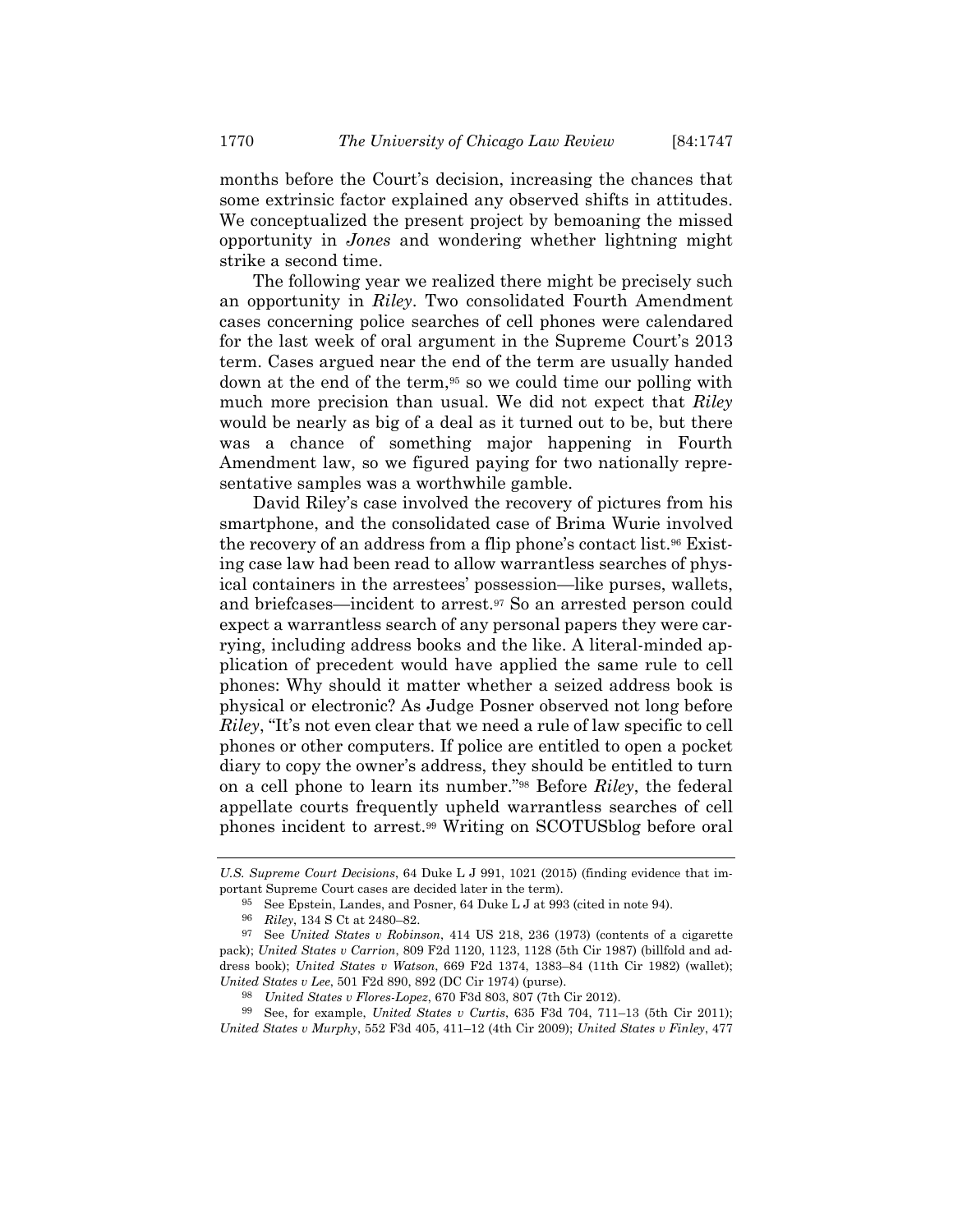months before the Court's decision, increasing the chances that some extrinsic factor explained any observed shifts in attitudes. We conceptualized the present project by bemoaning the missed opportunity in *Jones* and wondering whether lightning might strike a second time.

The following year we realized there might be precisely such an opportunity in *Riley*. Two consolidated Fourth Amendment cases concerning police searches of cell phones were calendared for the last week of oral argument in the Supreme Court's 2013 term. Cases argued near the end of the term are usually handed down at the end of the term,[95] so we could time our polling with much more precision than usual. We did not expect that *Riley* would be nearly as big of a deal as it turned out to be, but there was a chance of something major happening in Fourth Amendment law, so we figured paying for two nationally representative samples was a worthwhile gamble.

David Riley's case involved the recovery of pictures from his smartphone, and the consolidated case of Brima Wurie involved the recovery of an address from a flip phone's contact list.[96] Existing case law had been read to allow warrantless searches of physical containers in the arrestees' possession—like purses, wallets, and briefcases—incident to arrest.[97] So an arrested person could expect a warrantless search of any personal papers they were carrying, including address books and the like. A literal-minded application of precedent would have applied the same rule to cell phones: Why should it matter whether a seized address book is physical or electronic? As Judge Posner observed not long before *Riley*, "It's not even clear that we need a rule of law specific to cell phones or other computers. If police are entitled to open a pocket diary to copy the owner's address, they should be entitled to turn on a cell phone to learn its number."[98] Before *Riley*, the federal appellate courts frequently upheld warrantless searches of cell phones incident to arrest.[99] Writing on SCOTUSblog before oral

---

*U.S. Supreme Court Decisions*, 64 Duke L J 991, 1021 (2015) (finding evidence that important Supreme Court cases are decided later in the term).

[95] See Epstein, Landes, and Posner, 64 Duke L J at 993 (cited in note 94).

[96] *Riley*, 134 S Ct at 2480–82.

[97] See *United States v Robinson*, 414 US 218, 236 (1973) (contents of a cigarette pack); *United States v Carrion*, 809 F2d 1120, 1123, 1128 (5th Cir 1987) (billfold and address book); *United States v Watson*, 669 F2d 1374, 1383–84 (11th Cir 1982) (wallet); *United States v Lee*, 501 F2d 890, 892 (DC Cir 1974) (purse).

[98] *United States v Flores-Lopez*, 670 F3d 803, 807 (7th Cir 2012).

[99] See, for example, *United States v Curtis*, 635 F3d 704, 711–13 (5th Cir 2011); *United States v Murphy*, 552 F3d 405, 411–12 (4th Cir 2009); *United States v Finley*, 477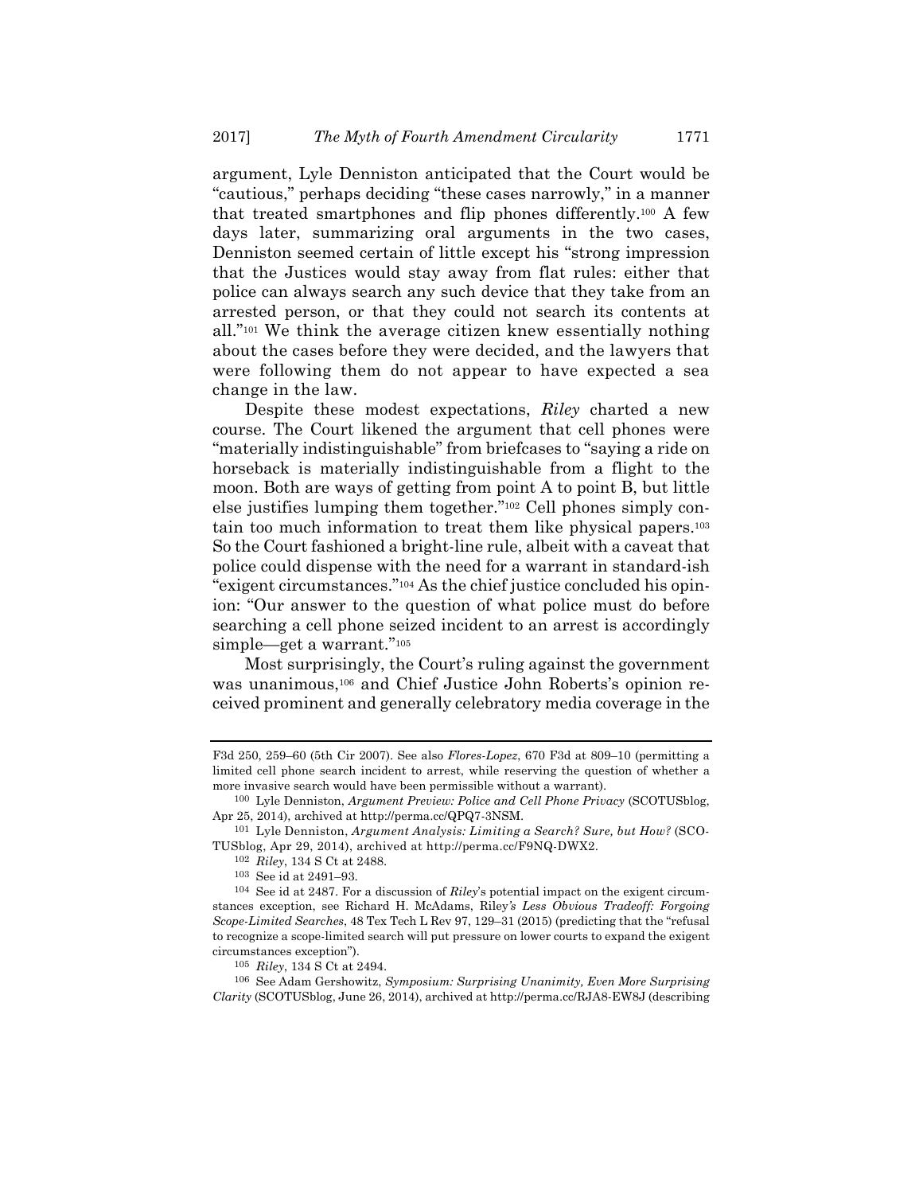argument, Lyle Denniston anticipated that the Court would be "cautious," perhaps deciding "these cases narrowly," in a manner that treated smartphones and flip phones differently.[100] A few days later, summarizing oral arguments in the two cases, Denniston seemed certain of little except his "strong impression that the Justices would stay away from flat rules: either that police can always search any such device that they take from an arrested person, or that they could not search its contents at all."[101] We think the average citizen knew essentially nothing about the cases before they were decided, and the lawyers that were following them do not appear to have expected a sea change in the law.

Despite these modest expectations, *Riley* charted a new course. The Court likened the argument that cell phones were "materially indistinguishable" from briefcases to "saying a ride on horseback is materially indistinguishable from a flight to the moon. Both are ways of getting from point A to point B, but little else justifies lumping them together."[102] Cell phones simply contain too much information to treat them like physical papers.[103] So the Court fashioned a bright-line rule, albeit with a caveat that police could dispense with the need for a warrant in standard-ish "exigent circumstances."[104] As the chief justice concluded his opinion: "Our answer to the question of what police must do before searching a cell phone seized incident to an arrest is accordingly simple—get a warrant."[105]

Most surprisingly, the Court's ruling against the government was unanimous,[106] and Chief Justice John Roberts's opinion received prominent and generally celebratory media coverage in the

---

F3d 250, 259–60 (5th Cir 2007). See also *Flores-Lopez*, 670 F3d at 809–10 (permitting a limited cell phone search incident to arrest, while reserving the question of whether a more invasive search would have been permissible without a warrant).

[100] Lyle Denniston, *Argument Preview: Police and Cell Phone Privacy* (SCOTUSblog, Apr 25, 2014), archived at http://perma.cc/QPQ7-3NSM.

[101] Lyle Denniston, *Argument Analysis: Limiting a Search? Sure, but How?* (SCOTUSblog, Apr 29, 2014), archived at http://perma.cc/F9NQ-DWX2.

[102] *Riley*, 134 S Ct at 2488.

[103] See id at 2491–93.

[104] See id at 2487. For a discussion of *Riley*'s potential impact on the exigent circumstances exception, see Richard H. McAdams, Riley*'s Less Obvious Tradeoff: Forgoing Scope-Limited Searches*, 48 Tex Tech L Rev 97, 129–31 (2015) (predicting that the "refusal to recognize a scope-limited search will put pressure on lower courts to expand the exigent circumstances exception").

[105] *Riley*, 134 S Ct at 2494.

[106] See Adam Gershowitz, *Symposium: Surprising Unanimity, Even More Surprising Clarity* (SCOTUSblog, June 26, 2014), archived at http://perma.cc/RJA8-EW8J (describing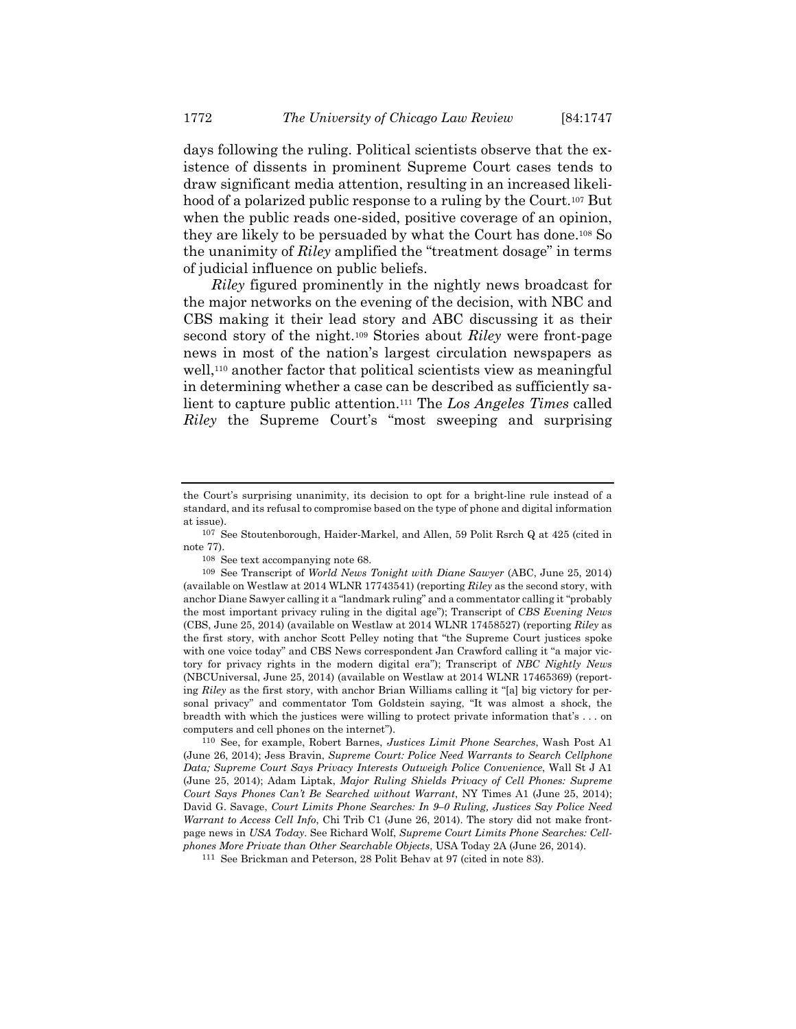days following the ruling. Political scientists observe that the existence of dissents in prominent Supreme Court cases tends to draw significant media attention, resulting in an increased likelihood of a polarized public response to a ruling by the Court.[107] But when the public reads one-sided, positive coverage of an opinion, they are likely to be persuaded by what the Court has done.[108] So the unanimity of *Riley* amplified the "treatment dosage" in terms of judicial influence on public beliefs.

*Riley* figured prominently in the nightly news broadcast for the major networks on the evening of the decision, with NBC and CBS making it their lead story and ABC discussing it as their second story of the night.[109] Stories about *Riley* were front-page news in most of the nation's largest circulation newspapers as well,[110] another factor that political scientists view as meaningful in determining whether a case can be described as sufficiently salient to capture public attention.[111] The *Los Angeles Times* called *Riley* the Supreme Court's "most sweeping and surprising

---

the Court's surprising unanimity, its decision to opt for a bright-line rule instead of a standard, and its refusal to compromise based on the type of phone and digital information at issue).

[107] See Stoutenborough, Haider-Markel, and Allen, 59 Polit Rsrch Q at 425 (cited in note 77).

[108] See text accompanying note 68.

[109] See Transcript of *World News Tonight with Diane Sawyer* (ABC, June 25, 2014) (available on Westlaw at 2014 WLNR 17743541) (reporting *Riley* as the second story, with anchor Diane Sawyer calling it a "landmark ruling" and a commentator calling it "probably the most important privacy ruling in the digital age"); Transcript of *CBS Evening News* (CBS, June 25, 2014) (available on Westlaw at 2014 WLNR 17458527) (reporting *Riley* as the first story, with anchor Scott Pelley noting that "the Supreme Court justices spoke with one voice today" and CBS News correspondent Jan Crawford calling it "a major victory for privacy rights in the modern digital era"); Transcript of *NBC Nightly News* (NBCUniversal, June 25, 2014) (available on Westlaw at 2014 WLNR 17465369) (reporting *Riley* as the first story, with anchor Brian Williams calling it "[a] big victory for personal privacy" and commentator Tom Goldstein saying, "It was almost a shock, the breadth with which the justices were willing to protect private information that's . . . on computers and cell phones on the internet").

[110] See, for example, Robert Barnes, *Justices Limit Phone Searches*, Wash Post A1 (June 26, 2014); Jess Bravin, *Supreme Court: Police Need Warrants to Search Cellphone Data; Supreme Court Says Privacy Interests Outweigh Police Convenience*, Wall St J A1 (June 25, 2014); Adam Liptak, *Major Ruling Shields Privacy of Cell Phones: Supreme Court Says Phones Can't Be Searched without Warrant*, NY Times A1 (June 25, 2014); David G. Savage, *Court Limits Phone Searches: In 9–0 Ruling, Justices Say Police Need Warrant to Access Cell Info*, Chi Trib C1 (June 26, 2014). The story did not make front-page news in *USA Today*. See Richard Wolf, *Supreme Court Limits Phone Searches: Cellphones More Private than Other Searchable Objects*, USA Today 2A (June 26, 2014).

[111] See Brickman and Peterson, 28 Polit Behav at 97 (cited in note 83).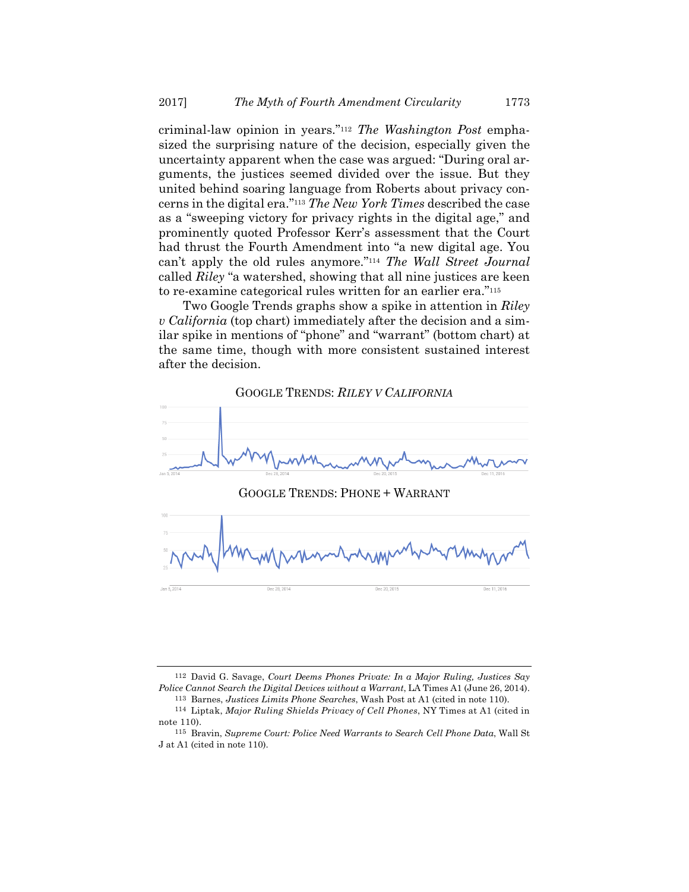criminal-law opinion in years."[112] *The Washington Post* emphasized the surprising nature of the decision, especially given the uncertainty apparent when the case was argued: "During oral arguments, the justices seemed divided over the issue. But they united behind soaring language from Roberts about privacy concerns in the digital era."[113] *The New York Times* described the case as a "sweeping victory for privacy rights in the digital age," and prominently quoted Professor Kerr's assessment that the Court had thrust the Fourth Amendment into "a new digital age. You can't apply the old rules anymore."[114] *The Wall Street Journal* called *Riley* "a watershed, showing that all nine justices are keen to re-examine categorical rules written for an earlier era."[115]

Two Google Trends graphs show a spike in attention in *Riley v California* (top chart) immediately after the decision and a similar spike in mentions of "phone" and "warrant" (bottom chart) at the same time, though with more consistent sustained interest after the decision.

GOOGLE TRENDS: *RILEY V CALIFORNIA*

GOOGLE TRENDS: PHONE + WARRANT

---

[112] David G. Savage, *Court Deems Phones Private: In a Major Ruling, Justices Say Police Cannot Search the Digital Devices without a Warrant*, LA Times A1 (June 26, 2014).

[113] Barnes, *Justices Limits Phone Searches*, Wash Post at A1 (cited in note 110).

[114] Liptak, *Major Ruling Shields Privacy of Cell Phones*, NY Times at A1 (cited in note 110).

[115] Bravin, *Supreme Court: Police Need Warrants to Search Cell Phone Data*, Wall St J at A1 (cited in note 110).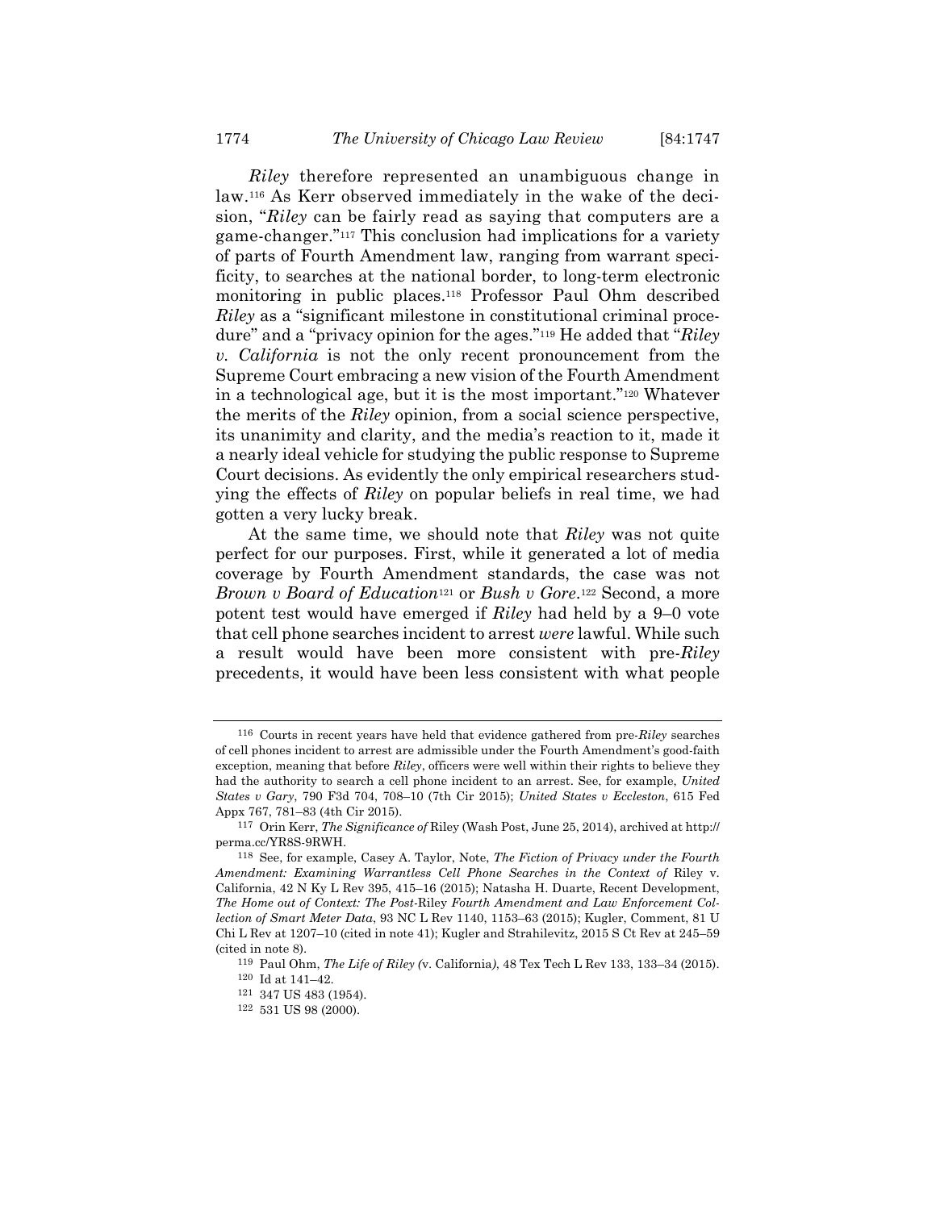*Riley* therefore represented an unambiguous change in law.[116] As Kerr observed immediately in the wake of the decision, "*Riley* can be fairly read as saying that computers are a game-changer."[117] This conclusion had implications for a variety of parts of Fourth Amendment law, ranging from warrant specificity, to searches at the national border, to long-term electronic monitoring in public places.[118] Professor Paul Ohm described *Riley* as a "significant milestone in constitutional criminal procedure" and a "privacy opinion for the ages."[119] He added that "*Riley v. California* is not the only recent pronouncement from the Supreme Court embracing a new vision of the Fourth Amendment in a technological age, but it is the most important."[120] Whatever the merits of the *Riley* opinion, from a social science perspective, its unanimity and clarity, and the media's reaction to it, made it a nearly ideal vehicle for studying the public response to Supreme Court decisions. As evidently the only empirical researchers studying the effects of *Riley* on popular beliefs in real time, we had gotten a very lucky break.

At the same time, we should note that *Riley* was not quite perfect for our purposes. First, while it generated a lot of media coverage by Fourth Amendment standards, the case was not *Brown v Board of Education*[121] or *Bush v Gore*.[122] Second, a more potent test would have emerged if *Riley* had held by a 9–0 vote that cell phone searches incident to arrest *were* lawful. While such a result would have been more consistent with pre-*Riley* precedents, it would have been less consistent with what people

---

[116] Courts in recent years have held that evidence gathered from pre-*Riley* searches of cell phones incident to arrest are admissible under the Fourth Amendment's good-faith exception, meaning that before *Riley*, officers were well within their rights to believe they had the authority to search a cell phone incident to an arrest. See, for example, *United States v Gary*, 790 F3d 704, 708–10 (7th Cir 2015); *United States v Eccleston*, 615 Fed Appx 767, 781–83 (4th Cir 2015).

[117] Orin Kerr, *The Significance of* Riley (Wash Post, June 25, 2014), archived at http://perma.cc/YR8S-9RWH.

[118] See, for example, Casey A. Taylor, Note, *The Fiction of Privacy under the Fourth Amendment: Examining Warrantless Cell Phone Searches in the Context of* Riley v. California, 42 N Ky L Rev 395, 415–16 (2015); Natasha H. Duarte, Recent Development, *The Home out of Context: The Post-*Riley *Fourth Amendment and Law Enforcement Collection of Smart Meter Data*, 93 NC L Rev 1140, 1153–63 (2015); Kugler, Comment, 81 U Chi L Rev at 1207–10 (cited in note 41); Kugler and Strahilevitz, 2015 S Ct Rev at 245–59 (cited in note 8).

[119] Paul Ohm, *The Life of Riley (*v. California*)*, 48 Tex Tech L Rev 133, 133–34 (2015).

[120] Id at 141–42.

[121] 347 US 483 (1954).

[122] 531 US 98 (2000).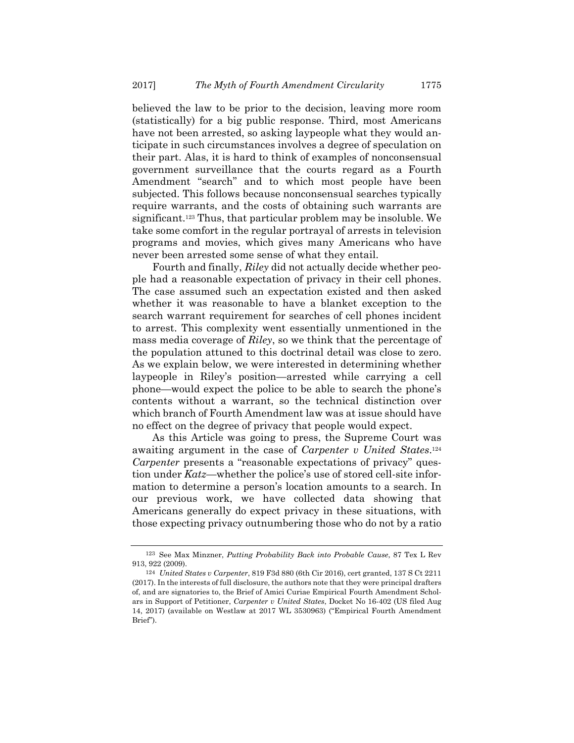believed the law to be prior to the decision, leaving more room (statistically) for a big public response. Third, most Americans have not been arrested, so asking laypeople what they would anticipate in such circumstances involves a degree of speculation on their part. Alas, it is hard to think of examples of nonconsensual government surveillance that the courts regard as a Fourth Amendment "search" and to which most people have been subjected. This follows because nonconsensual searches typically require warrants, and the costs of obtaining such warrants are significant.[123] Thus, that particular problem may be insoluble. We take some comfort in the regular portrayal of arrests in television programs and movies, which gives many Americans who have never been arrested some sense of what they entail.

Fourth and finally, *Riley* did not actually decide whether people had a reasonable expectation of privacy in their cell phones. The case assumed such an expectation existed and then asked whether it was reasonable to have a blanket exception to the search warrant requirement for searches of cell phones incident to arrest. This complexity went essentially unmentioned in the mass media coverage of *Riley*, so we think that the percentage of the population attuned to this doctrinal detail was close to zero. As we explain below, we were interested in determining whether laypeople in Riley's position—arrested while carrying a cell phone—would expect the police to be able to search the phone's contents without a warrant, so the technical distinction over which branch of Fourth Amendment law was at issue should have no effect on the degree of privacy that people would expect.

As this Article was going to press, the Supreme Court was awaiting argument in the case of *Carpenter v United States*.[124] *Carpenter* presents a "reasonable expectations of privacy" question under *Katz*—whether the police's use of stored cell-site information to determine a person's location amounts to a search. In our previous work, we have collected data showing that Americans generally do expect privacy in these situations, with those expecting privacy outnumbering those who do not by a ratio

---

[123] See Max Minzner, *Putting Probability Back into Probable Cause*, 87 Tex L Rev 913, 922 (2009).

[124] *United States v Carpenter*, 819 F3d 880 (6th Cir 2016), cert granted, 137 S Ct 2211 (2017). In the interests of full disclosure, the authors note that they were principal drafters of, and are signatories to, the Brief of Amici Curiae Empirical Fourth Amendment Scholars in Support of Petitioner, *Carpenter v United States*, Docket No 16-402 (US filed Aug 14, 2017) (available on Westlaw at 2017 WL 3530963) ("Empirical Fourth Amendment Brief").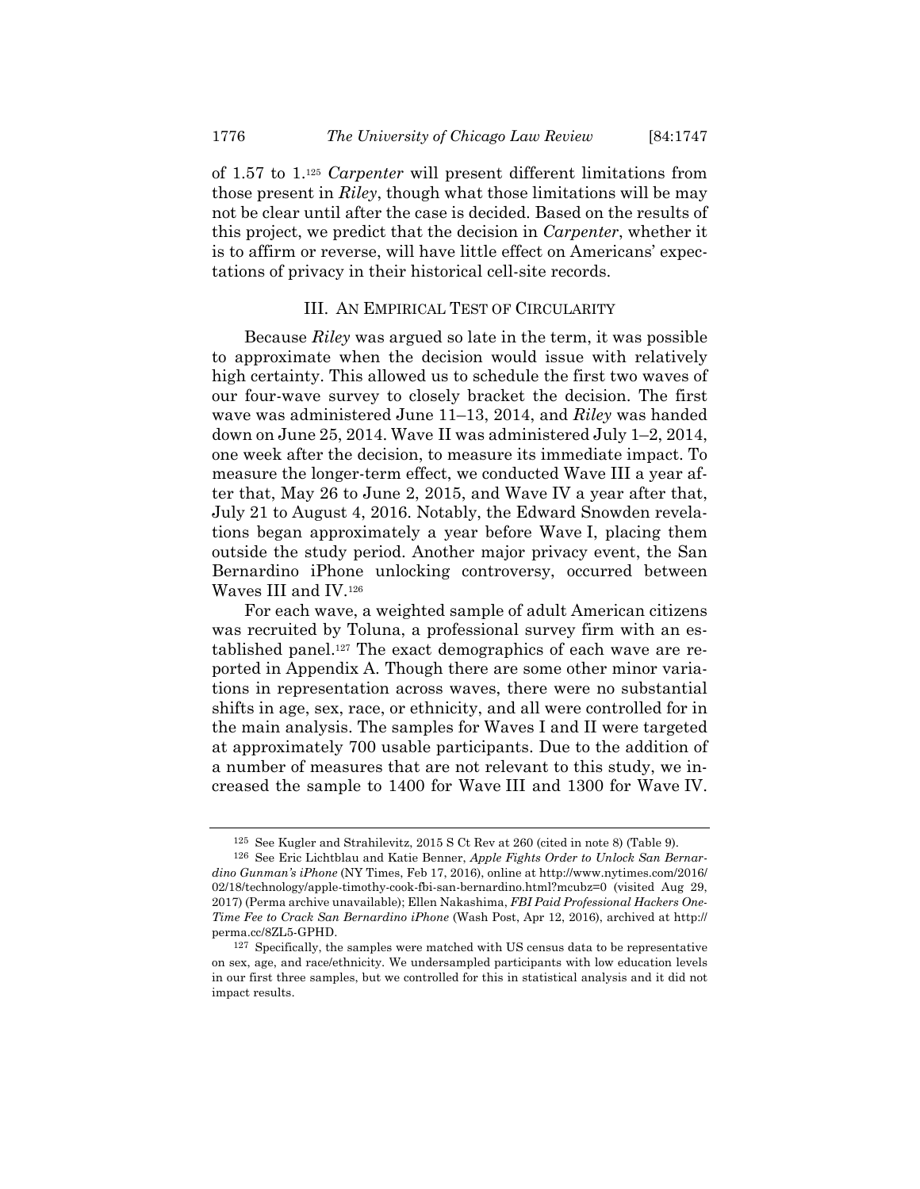of 1.57 to 1.[125] *Carpenter* will present different limitations from those present in *Riley*, though what those limitations will be may not be clear until after the case is decided. Based on the results of this project, we predict that the decision in *Carpenter*, whether it is to affirm or reverse, will have little effect on Americans' expectations of privacy in their historical cell-site records.

## III. AN EMPIRICAL TEST OF CIRCULARITY

Because *Riley* was argued so late in the term, it was possible to approximate when the decision would issue with relatively high certainty. This allowed us to schedule the first two waves of our four-wave survey to closely bracket the decision. The first wave was administered June 11–13, 2014, and *Riley* was handed down on June 25, 2014. Wave II was administered July 1–2, 2014, one week after the decision, to measure its immediate impact. To measure the longer-term effect, we conducted Wave III a year after that, May 26 to June 2, 2015, and Wave IV a year after that, July 21 to August 4, 2016. Notably, the Edward Snowden revelations began approximately a year before Wave I, placing them outside the study period. Another major privacy event, the San Bernardino iPhone unlocking controversy, occurred between Waves III and IV.[126]

For each wave, a weighted sample of adult American citizens was recruited by Toluna, a professional survey firm with an established panel.[127] The exact demographics of each wave are reported in Appendix A. Though there are some other minor variations in representation across waves, there were no substantial shifts in age, sex, race, or ethnicity, and all were controlled for in the main analysis. The samples for Waves I and II were targeted at approximately 700 usable participants. Due to the addition of a number of measures that are not relevant to this study, we increased the sample to 1400 for Wave III and 1300 for Wave IV.

---

[125] See Kugler and Strahilevitz, 2015 S Ct Rev at 260 (cited in note 8) (Table 9).

[126] See Eric Lichtblau and Katie Benner, *Apple Fights Order to Unlock San Bernardino Gunman's iPhone* (NY Times, Feb 17, 2016), online at http://www.nytimes.com/2016/02/18/technology/apple-timothy-cook-fbi-san-bernardino.html?mcubz=0 (visited Aug 29, 2017) (Perma archive unavailable); Ellen Nakashima, *FBI Paid Professional Hackers One-Time Fee to Crack San Bernardino iPhone* (Wash Post, Apr 12, 2016), archived at http://perma.cc/8ZL5-GPHD.

[127] Specifically, the samples were matched with US census data to be representative on sex, age, and race/ethnicity. We undersampled participants with low education levels in our first three samples, but we controlled for this in statistical analysis and it did not impact results.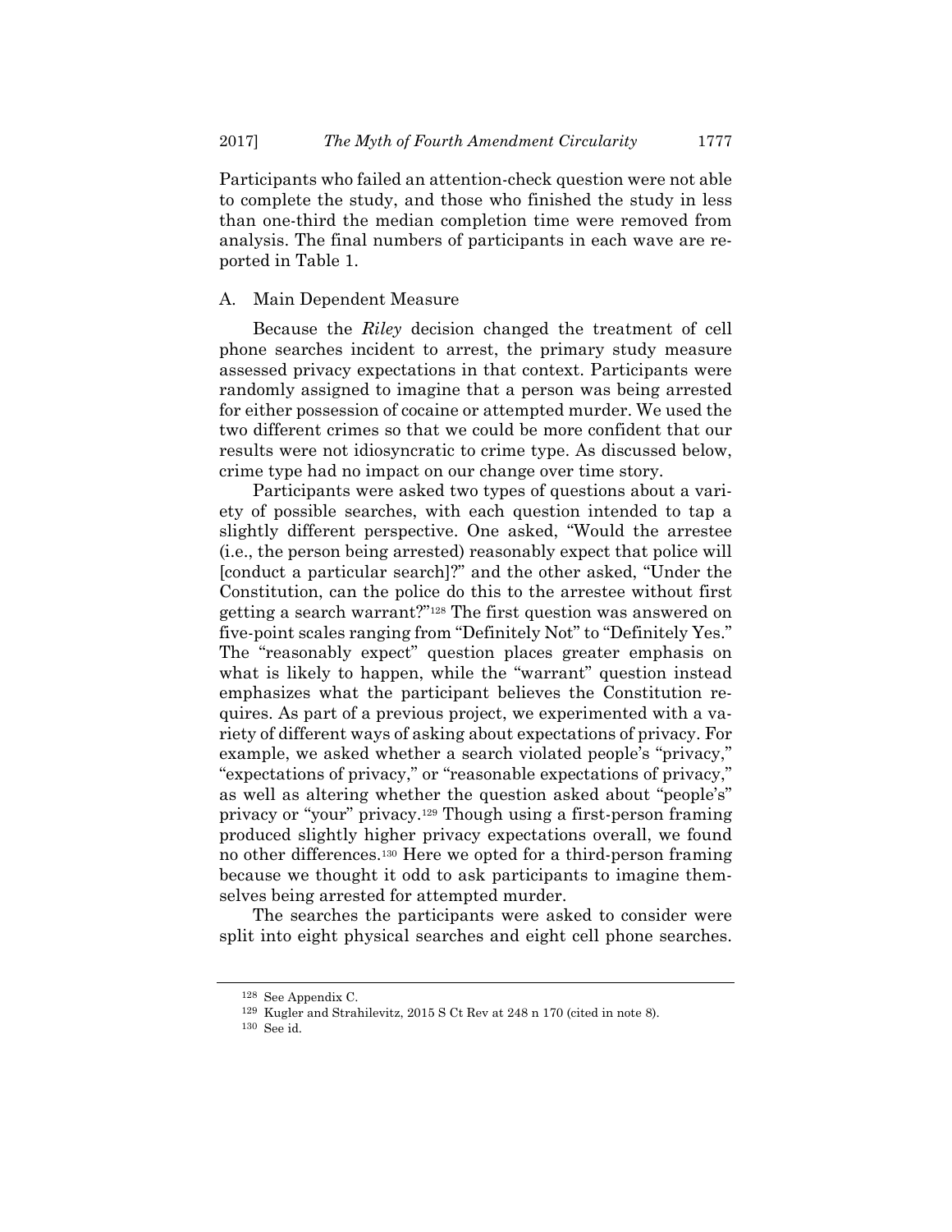Participants who failed an attention-check question were not able to complete the study, and those who finished the study in less than one-third the median completion time were removed from analysis. The final numbers of participants in each wave are reported in Table 1.

## A. Main Dependent Measure

Because the *Riley* decision changed the treatment of cell phone searches incident to arrest, the primary study measure assessed privacy expectations in that context. Participants were randomly assigned to imagine that a person was being arrested for either possession of cocaine or attempted murder. We used the two different crimes so that we could be more confident that our results were not idiosyncratic to crime type. As discussed below, crime type had no impact on our change over time story.

Participants were asked two types of questions about a variety of possible searches, with each question intended to tap a slightly different perspective. One asked, "Would the arrestee (i.e., the person being arrested) reasonably expect that police will [conduct a particular search]?" and the other asked, "Under the Constitution, can the police do this to the arrestee without first getting a search warrant?"[128] The first question was answered on five-point scales ranging from "Definitely Not" to "Definitely Yes." The "reasonably expect" question places greater emphasis on what is likely to happen, while the "warrant" question instead emphasizes what the participant believes the Constitution requires. As part of a previous project, we experimented with a variety of different ways of asking about expectations of privacy. For example, we asked whether a search violated people's "privacy," "expectations of privacy," or "reasonable expectations of privacy," as well as altering whether the question asked about "people's" privacy or "your" privacy.[129] Though using a first-person framing produced slightly higher privacy expectations overall, we found no other differences.[130] Here we opted for a third-person framing because we thought it odd to ask participants to imagine themselves being arrested for attempted murder.

The searches the participants were asked to consider were split into eight physical searches and eight cell phone searches.

---

[128] See Appendix C.

[129] Kugler and Strahilevitz, 2015 S Ct Rev at 248 n 170 (cited in note 8).

[130] See id.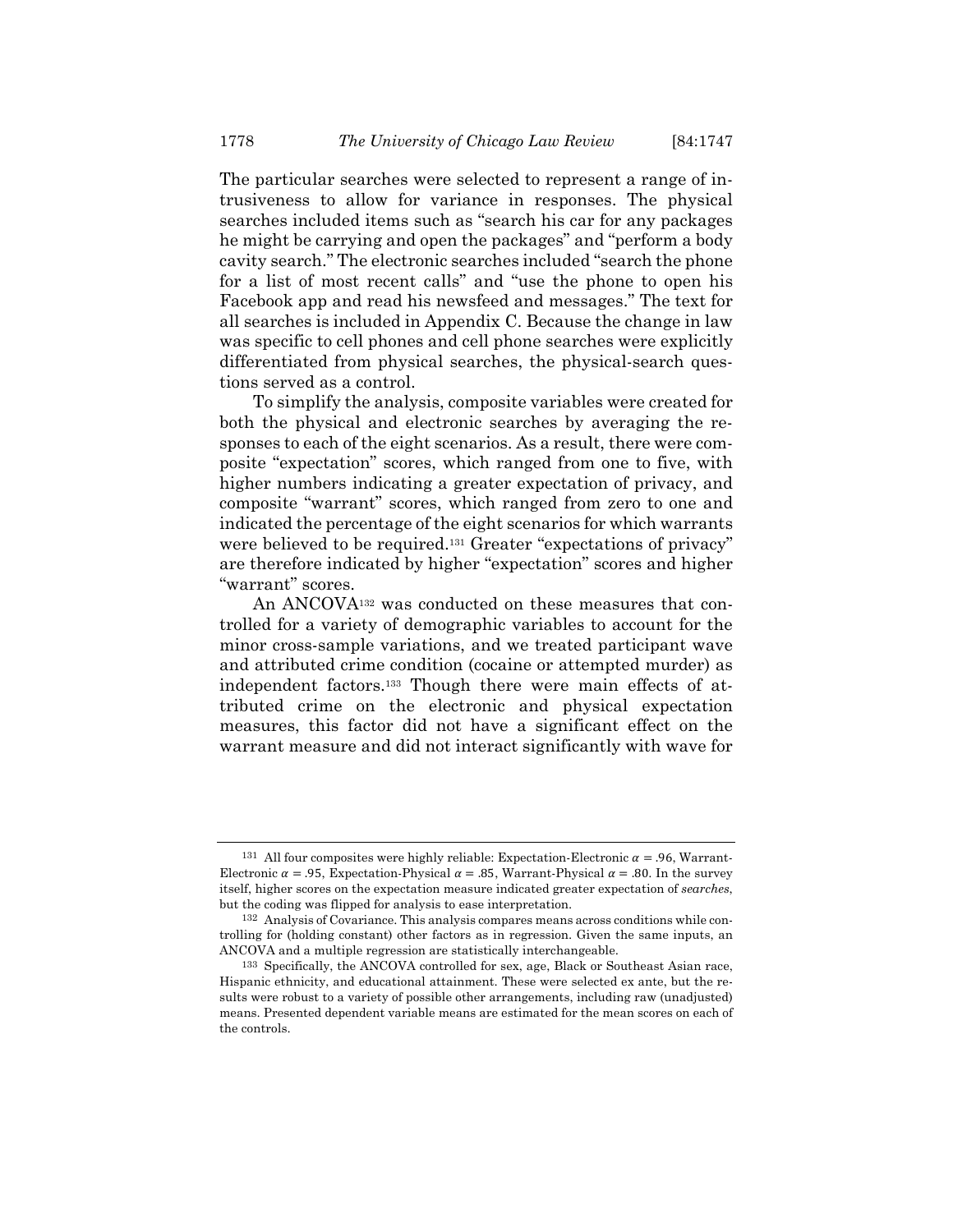The particular searches were selected to represent a range of intrusiveness to allow for variance in responses. The physical searches included items such as "search his car for any packages he might be carrying and open the packages" and "perform a body cavity search." The electronic searches included "search the phone for a list of most recent calls" and "use the phone to open his Facebook app and read his newsfeed and messages." The text for all searches is included in Appendix C. Because the change in law was specific to cell phones and cell phone searches were explicitly differentiated from physical searches, the physical-search questions served as a control.

To simplify the analysis, composite variables were created for both the physical and electronic searches by averaging the responses to each of the eight scenarios. As a result, there were composite "expectation" scores, which ranged from one to five, with higher numbers indicating a greater expectation of privacy, and composite "warrant" scores, which ranged from zero to one and indicated the percentage of the eight scenarios for which warrants were believed to be required.[131] Greater "expectations of privacy" are therefore indicated by higher "expectation" scores and higher "warrant" scores.

An ANCOVA[132] was conducted on these measures that controlled for a variety of demographic variables to account for the minor cross-sample variations, and we treated participant wave and attributed crime condition (cocaine or attempted murder) as independent factors.[133] Though there were main effects of attributed crime on the electronic and physical expectation measures, this factor did not have a significant effect on the warrant measure and did not interact significantly with wave for

---

[131] All four composites were highly reliable: Expectation-Electronic $\alpha = .96$, Warrant-Electronic $\alpha = .95$, Expectation-Physical $\alpha = .85$, Warrant-Physical $\alpha = .80$. In the survey itself, higher scores on the expectation measure indicated greater expectation of *searches*, but the coding was flipped for analysis to ease interpretation.

[132] Analysis of Covariance. This analysis compares means across conditions while controlling for (holding constant) other factors as in regression. Given the same inputs, an ANCOVA and a multiple regression are statistically interchangeable.

[133] Specifically, the ANCOVA controlled for sex, age, Black or Southeast Asian race, Hispanic ethnicity, and educational attainment. These were selected ex ante, but the results were robust to a variety of possible other arrangements, including raw (unadjusted) means. Presented dependent variable means are estimated for the mean scores on each of the controls.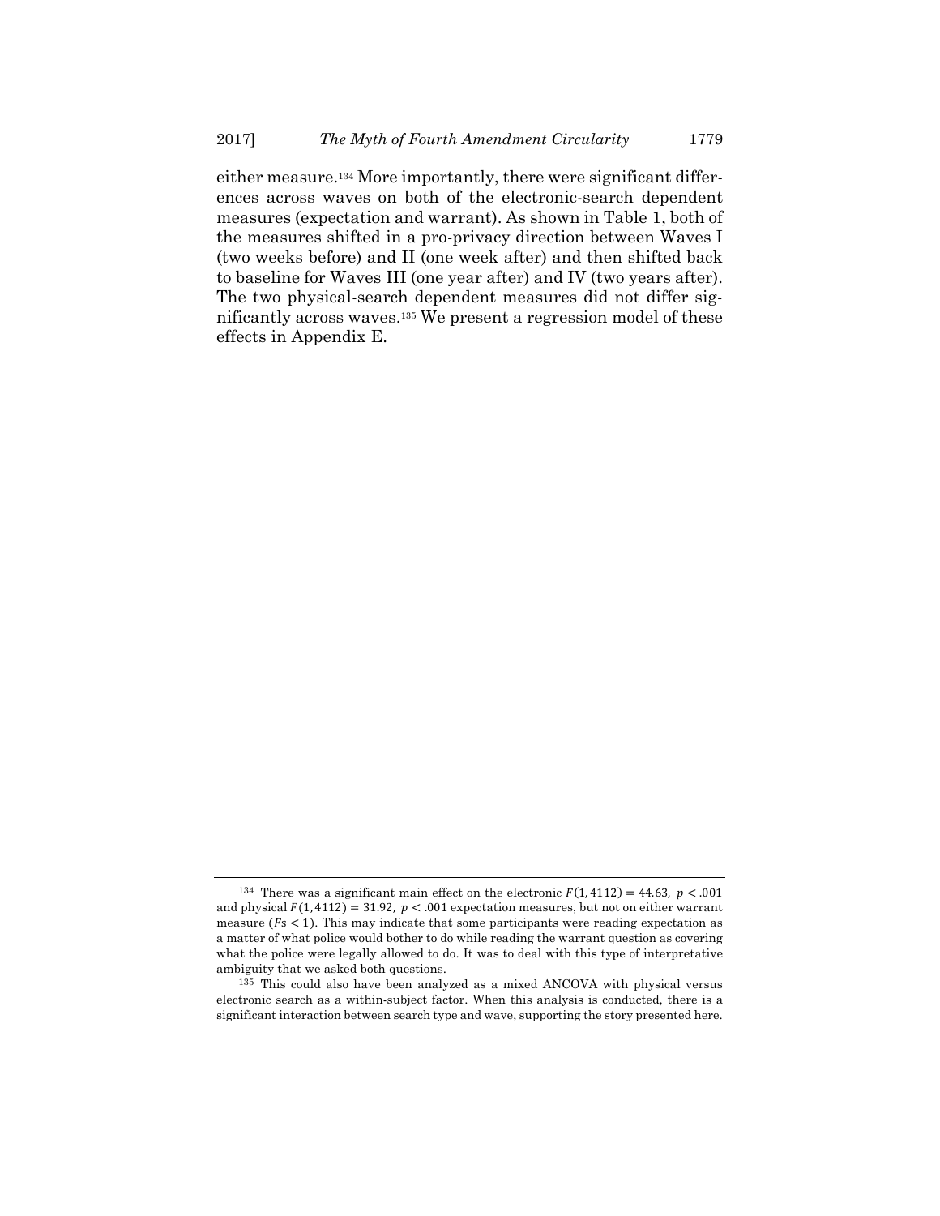either measure.[134] More importantly, there were significant differences across waves on both of the electronic-search dependent measures (expectation and warrant). As shown in Table 1, both of the measures shifted in a pro-privacy direction between Waves I (two weeks before) and II (one week after) and then shifted back to baseline for Waves III (one year after) and IV (two years after). The two physical-search dependent measures did not differ significantly across waves.[135] We present a regression model of these effects in Appendix E.

---

[134] There was a significant main effect on the electronic $F(1, 4112) = 44.63,\ p < .001$ and physical $F(1, 4112) = 31.92,\ p < .001$ expectation measures, but not on either warrant measure ($F$s $< 1$). This may indicate that some participants were reading expectation as a matter of what police would bother to do while reading the warrant question as covering what the police were legally allowed to do. It was to deal with this type of interpretative ambiguity that we asked both questions.

[135] This could also have been analyzed as a mixed ANCOVA with physical versus electronic search as a within-subject factor. When this analysis is conducted, there is a significant interaction between search type and wave, supporting the story presented here.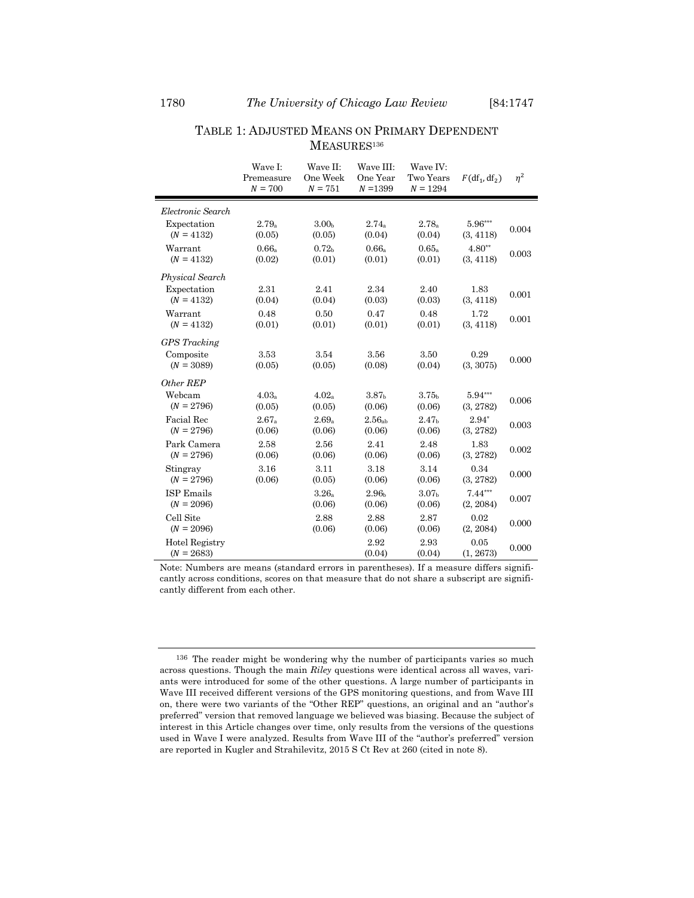### TABLE 1: ADJUSTED MEANS ON PRIMARY DEPENDENT MEASURES[136]

| | Wave I: Premeasure $N = 700$ | Wave II: One Week $N = 751$ | Wave III: One Year $N = 1399$ | Wave IV: Two Years $N = 1294$ | $F(\text{df}_1, \text{df}_2)$ | $\eta^2$ |
|---|---|---|---|---|---|---|
| *Electronic Search* | | | | | | |
| Expectation ($N = 4132$) | $2.79_a$ (0.05) | $3.00_b$ (0.05) | $2.74_a$ (0.04) | $2.78_a$ (0.04) | $5.96^{***}$ (3, 4118) | 0.004 |
| Warrant ($N = 4132$) | $0.66_a$ (0.02) | $0.72_b$ (0.01) | $0.66_a$ (0.01) | $0.65_a$ (0.01) | $4.80^{**}$ (3, 4118) | 0.003 |
| *Physical Search* | | | | | | |
| Expectation ($N = 4132$) | 2.31 (0.04) | 2.41 (0.04) | 2.34 (0.03) | 2.40 (0.03) | 1.83 (3, 4118) | 0.001 |
| Warrant ($N = 4132$) | 0.48 (0.01) | 0.50 (0.01) | 0.47 (0.01) | 0.48 (0.01) | 1.72 (3, 4118) | 0.001 |
| *GPS Tracking* | | | | | | |
| Composite ($N = 3089$) | 3.53 (0.05) | 3.54 (0.05) | 3.56 (0.08) | 3.50 (0.04) | 0.29 (3, 3075) | 0.000 |
| *Other REP* | | | | | | |
| Webcam ($N = 2796$) | $4.03_a$ (0.05) | $4.02_a$ (0.05) | $3.87_b$ (0.06) | $3.75_b$ (0.06) | $5.94^{***}$ (3, 2782) | 0.006 |
| Facial Rec ($N = 2796$) | $2.67_a$ (0.06) | $2.69_a$ (0.06) | $2.56_{ab}$ (0.06) | $2.47_b$ (0.06) | $2.94^{*}$ (3, 2782) | 0.003 |
| Park Camera ($N = 2796$) | 2.58 (0.06) | 2.56 (0.06) | 2.41 (0.06) | 2.48 (0.06) | 1.83 (3, 2782) | 0.002 |
| Stingray ($N = 2796$) | 3.16 (0.06) | 3.11 (0.05) | 3.18 (0.06) | 3.14 (0.06) | 0.34 (3, 2782) | 0.000 |
| ISP Emails ($N = 2096$) | | $3.26_a$ (0.06) | $2.96_b$ (0.06) | $3.07_b$ (0.06) | $7.44^{***}$ (2, 2084) | 0.007 |
| Cell Site ($N = 2096$) | | 2.88 (0.06) | 2.88 (0.06) | 2.87 (0.06) | 0.02 (2, 2084) | 0.000 |
| Hotel Registry ($N = 2683$) | | | 2.92 (0.04) | 2.93 (0.04) | 0.05 (1, 2673) | 0.000 |

Note: Numbers are means (standard errors in parentheses). If a measure differs significantly across conditions, scores on that measure that do not share a subscript are significantly different from each other.

---

[136] The reader might be wondering why the number of participants varies so much across questions. Though the main *Riley* questions were identical across all waves, variants were introduced for some of the other questions. A large number of participants in Wave III received different versions of the GPS monitoring questions, and from Wave III on, there were two variants of the "Other REP" questions, an original and an "author's preferred" version that removed language we believed was biasing. Because the subject of interest in this Article changes over time, only results from the versions of the questions used in Wave I were analyzed. Results from Wave III of the "author's preferred" version are reported in Kugler and Strahilevitz, 2015 S Ct Rev at 260 (cited in note 8).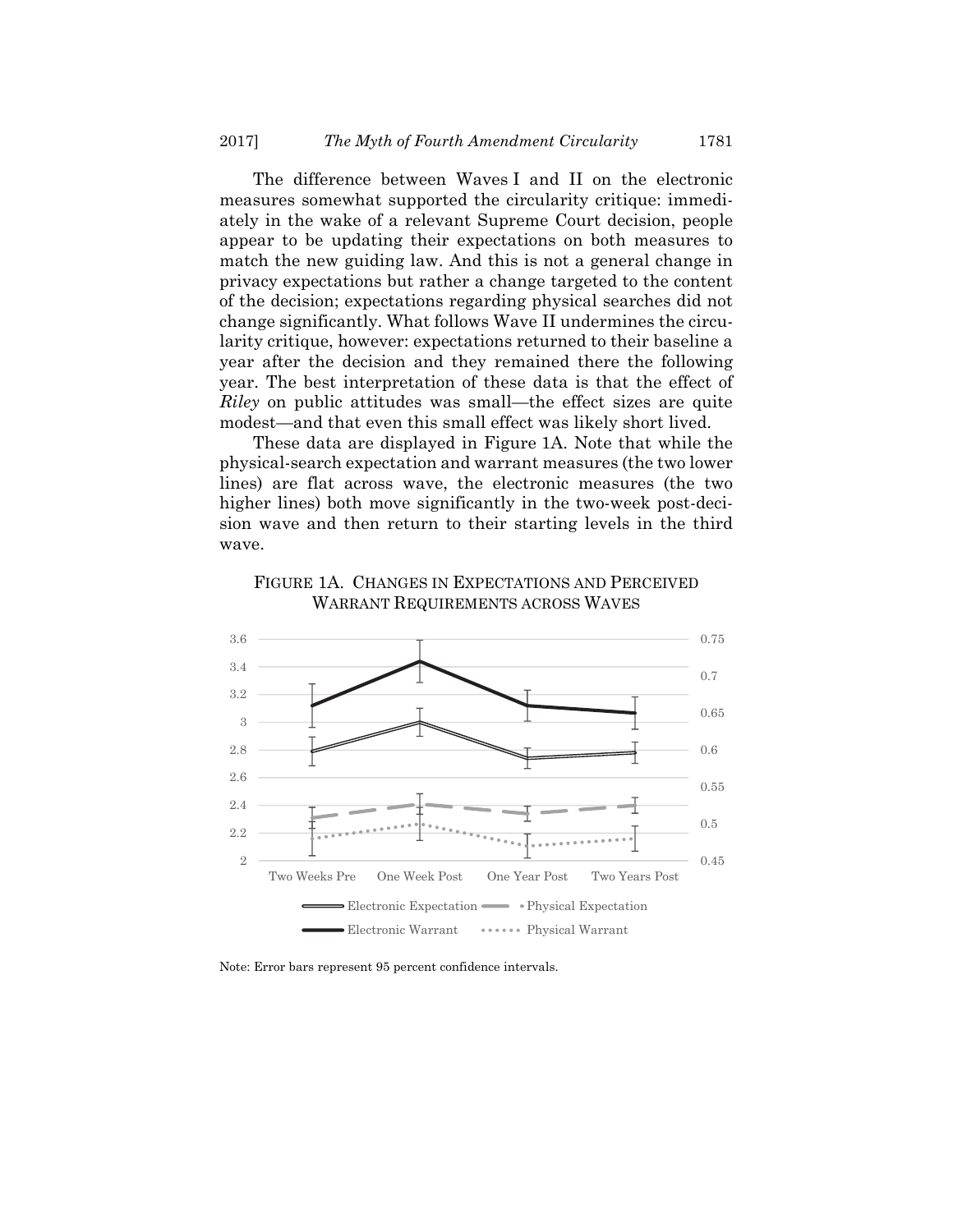The difference between Waves I and II on the electronic measures somewhat supported the circularity critique: immediately in the wake of a relevant Supreme Court decision, people appear to be updating their expectations on both measures to match the new guiding law. And this is not a general change in privacy expectations but rather a change targeted to the content of the decision; expectations regarding physical searches did not change significantly. What follows Wave II undermines the circularity critique, however: expectations returned to their baseline a year after the decision and they remained there the following year. The best interpretation of these data is that the effect of *Riley* on public attitudes was small—the effect sizes are quite modest—and that even this small effect was likely short lived.

These data are displayed in Figure 1A. Note that while the physical-search expectation and warrant measures (the two lower lines) are flat across wave, the electronic measures (the two higher lines) both move significantly in the two-week post-decision wave and then return to their starting levels in the third wave.

FIGURE 1A. CHANGES IN EXPECTATIONS AND PERCEIVED WARRANT REQUIREMENTS ACROSS WAVES

Note: Error bars represent 95 percent confidence intervals.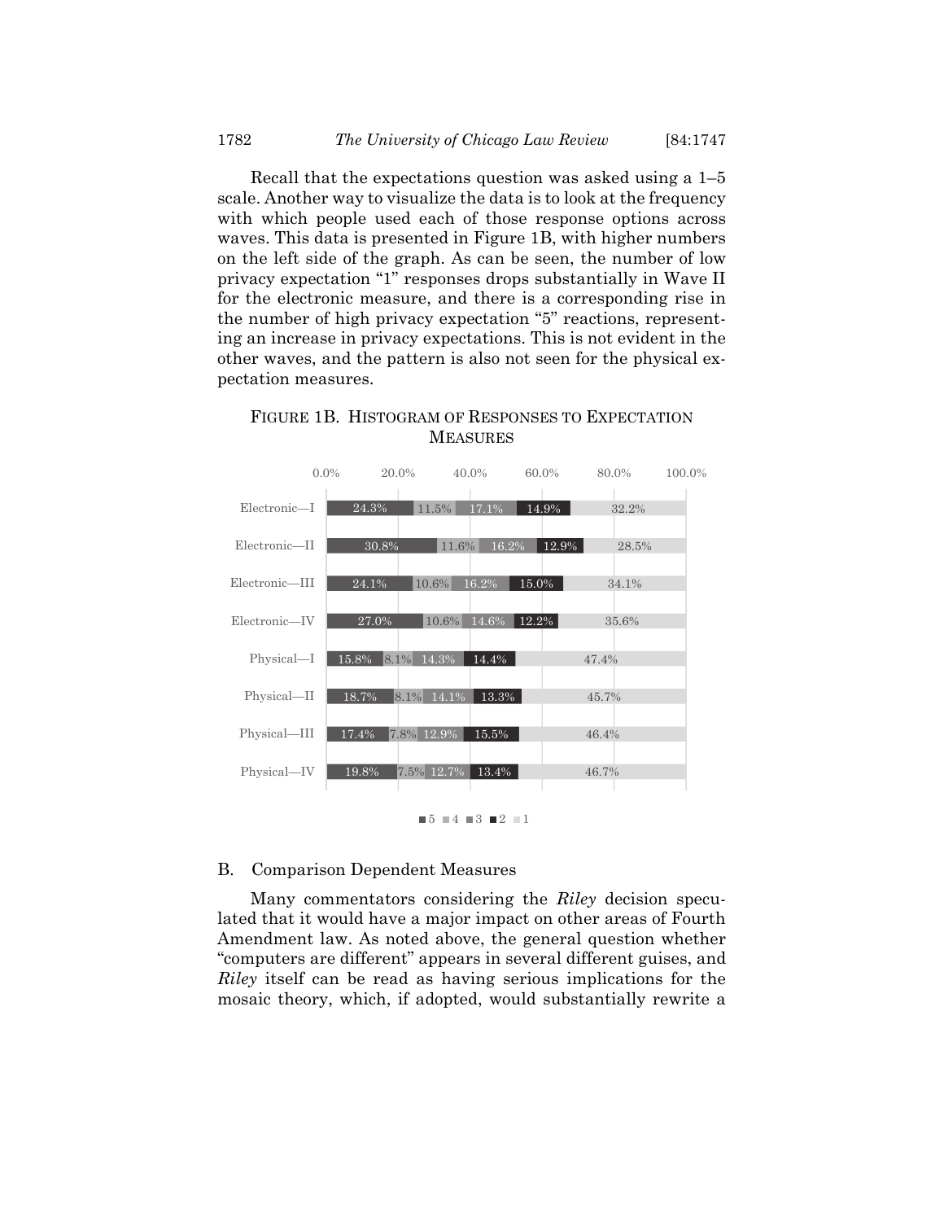Recall that the expectations question was asked using a 1–5 scale. Another way to visualize the data is to look at the frequency with which people used each of those response options across waves. This data is presented in Figure 1B, with higher numbers on the left side of the graph. As can be seen, the number of low privacy expectation "1" responses drops substantially in Wave II for the electronic measure, and there is a corresponding rise in the number of high privacy expectation "5" reactions, representing an increase in privacy expectations. This is not evident in the other waves, and the pattern is also not seen for the physical expectation measures.

FIGURE 1B. HISTOGRAM OF RESPONSES TO EXPECTATION MEASURES

| | 5 | 4 | 3 | 2 | 1 |
|---|---|---|---|---|---|
| Electronic—I | 24.3% | 11.5% | 17.1% | 14.9% | 32.2% |
| Electronic—II | 30.8% | 11.6% | 16.2% | 12.9% | 28.5% |
| Electronic—III | 24.1% | 10.6% | 16.2% | 15.0% | 34.1% |
| Electronic—IV | 27.0% | 10.6% | 14.6% | 12.2% | 35.6% |
| Physical—I | 15.8% | 8.1% | 14.3% | 14.4% | 47.4% |
| Physical—II | 18.7% | 8.1% | 14.1% | 13.3% | 45.7% |
| Physical—III | 17.4% | 7.8% | 12.9% | 15.5% | 46.4% |
| Physical—IV | 19.8% | 7.5% | 12.7% | 13.4% | 46.7% |

## B. Comparison Dependent Measures

Many commentators considering the *Riley* decision speculated that it would have a major impact on other areas of Fourth Amendment law. As noted above, the general question whether "computers are different" appears in several different guises, and *Riley* itself can be read as having serious implications for the mosaic theory, which, if adopted, would substantially rewrite a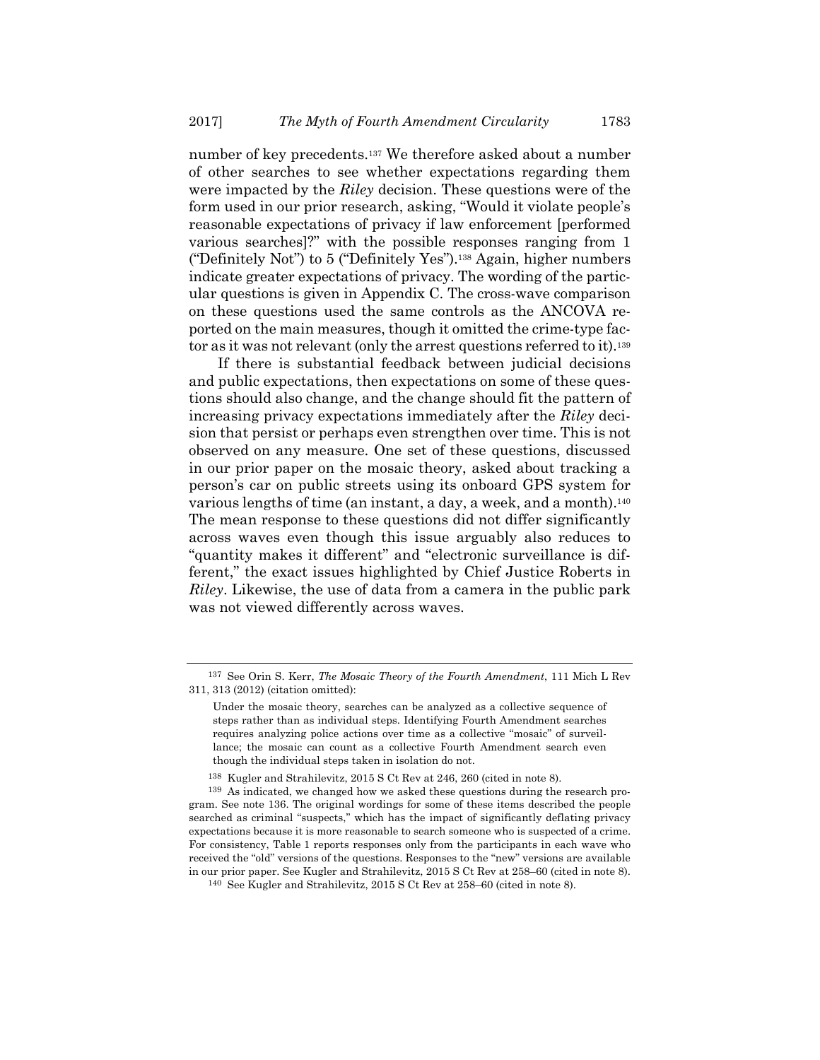number of key precedents.[137] We therefore asked about a number of other searches to see whether expectations regarding them were impacted by the *Riley* decision. These questions were of the form used in our prior research, asking, "Would it violate people's reasonable expectations of privacy if law enforcement [performed various searches]?" with the possible responses ranging from 1 ("Definitely Not") to 5 ("Definitely Yes").[138] Again, higher numbers indicate greater expectations of privacy. The wording of the particular questions is given in Appendix C. The cross-wave comparison on these questions used the same controls as the ANCOVA reported on the main measures, though it omitted the crime-type factor as it was not relevant (only the arrest questions referred to it).[139]

If there is substantial feedback between judicial decisions and public expectations, then expectations on some of these questions should also change, and the change should fit the pattern of increasing privacy expectations immediately after the *Riley* decision that persist or perhaps even strengthen over time. This is not observed on any measure. One set of these questions, discussed in our prior paper on the mosaic theory, asked about tracking a person's car on public streets using its onboard GPS system for various lengths of time (an instant, a day, a week, and a month).[140] The mean response to these questions did not differ significantly across waves even though this issue arguably also reduces to "quantity makes it different" and "electronic surveillance is different," the exact issues highlighted by Chief Justice Roberts in *Riley*. Likewise, the use of data from a camera in the public park was not viewed differently across waves.

---

[137] See Orin S. Kerr, *The Mosaic Theory of the Fourth Amendment*, 111 Mich L Rev 311, 313 (2012) (citation omitted):

> Under the mosaic theory, searches can be analyzed as a collective sequence of steps rather than as individual steps. Identifying Fourth Amendment searches requires analyzing police actions over time as a collective "mosaic" of surveillance; the mosaic can count as a collective Fourth Amendment search even though the individual steps taken in isolation do not.

[138] Kugler and Strahilevitz, 2015 S Ct Rev at 246, 260 (cited in note 8).

[139] As indicated, we changed how we asked these questions during the research program. See note 136. The original wordings for some of these items described the people searched as criminal "suspects," which has the impact of significantly deflating privacy expectations because it is more reasonable to search someone who is suspected of a crime. For consistency, Table 1 reports responses only from the participants in each wave who received the "old" versions of the questions. Responses to the "new" versions are available in our prior paper. See Kugler and Strahilevitz, 2015 S Ct Rev at 258–60 (cited in note 8).

[140] See Kugler and Strahilevitz, 2015 S Ct Rev at 258–60 (cited in note 8).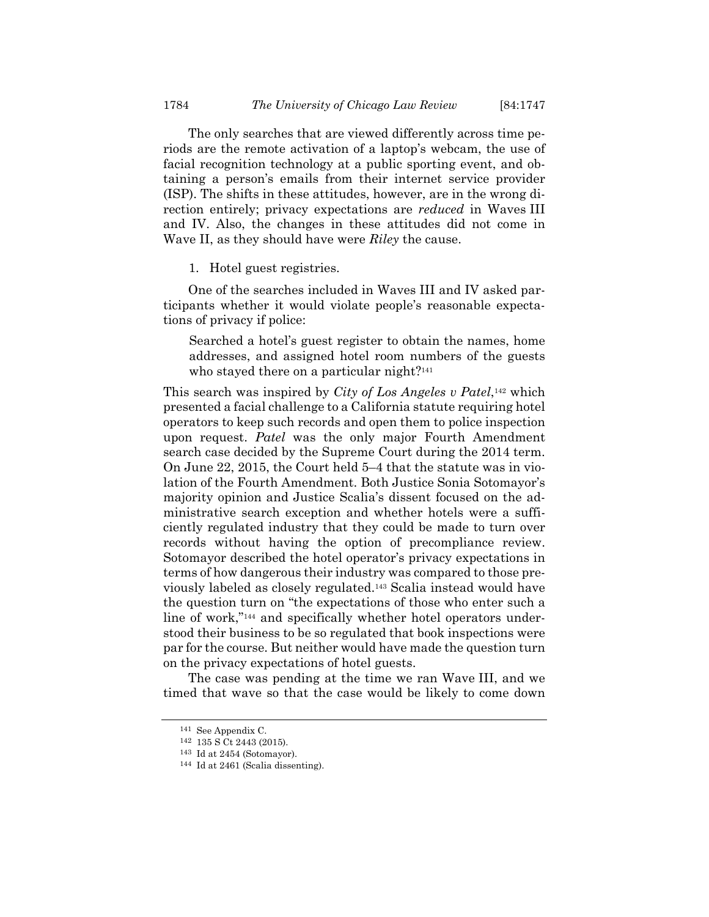The only searches that are viewed differently across time periods are the remote activation of a laptop's webcam, the use of facial recognition technology at a public sporting event, and obtaining a person's emails from their internet service provider (ISP). The shifts in these attitudes, however, are in the wrong direction entirely; privacy expectations are *reduced* in Waves III and IV. Also, the changes in these attitudes did not come in Wave II, as they should have were *Riley* the cause.

1. Hotel guest registries.

One of the searches included in Waves III and IV asked participants whether it would violate people's reasonable expectations of privacy if police:

> Searched a hotel's guest register to obtain the names, home addresses, and assigned hotel room numbers of the guests who stayed there on a particular night?[141]

This search was inspired by *City of Los Angeles v Patel*,[142] which presented a facial challenge to a California statute requiring hotel operators to keep such records and open them to police inspection upon request. *Patel* was the only major Fourth Amendment search case decided by the Supreme Court during the 2014 term. On June 22, 2015, the Court held 5–4 that the statute was in violation of the Fourth Amendment. Both Justice Sonia Sotomayor's majority opinion and Justice Scalia's dissent focused on the administrative search exception and whether hotels were a sufficiently regulated industry that they could be made to turn over records without having the option of precompliance review. Sotomayor described the hotel operator's privacy expectations in terms of how dangerous their industry was compared to those previously labeled as closely regulated.[143] Scalia instead would have the question turn on "the expectations of those who enter such a line of work,"[144] and specifically whether hotel operators understood their business to be so regulated that book inspections were par for the course. But neither would have made the question turn on the privacy expectations of hotel guests.

The case was pending at the time we ran Wave III, and we timed that wave so that the case would be likely to come down

---

141 See Appendix C.

142 135 S Ct 2443 (2015).

143 Id at 2454 (Sotomayor).

144 Id at 2461 (Scalia dissenting).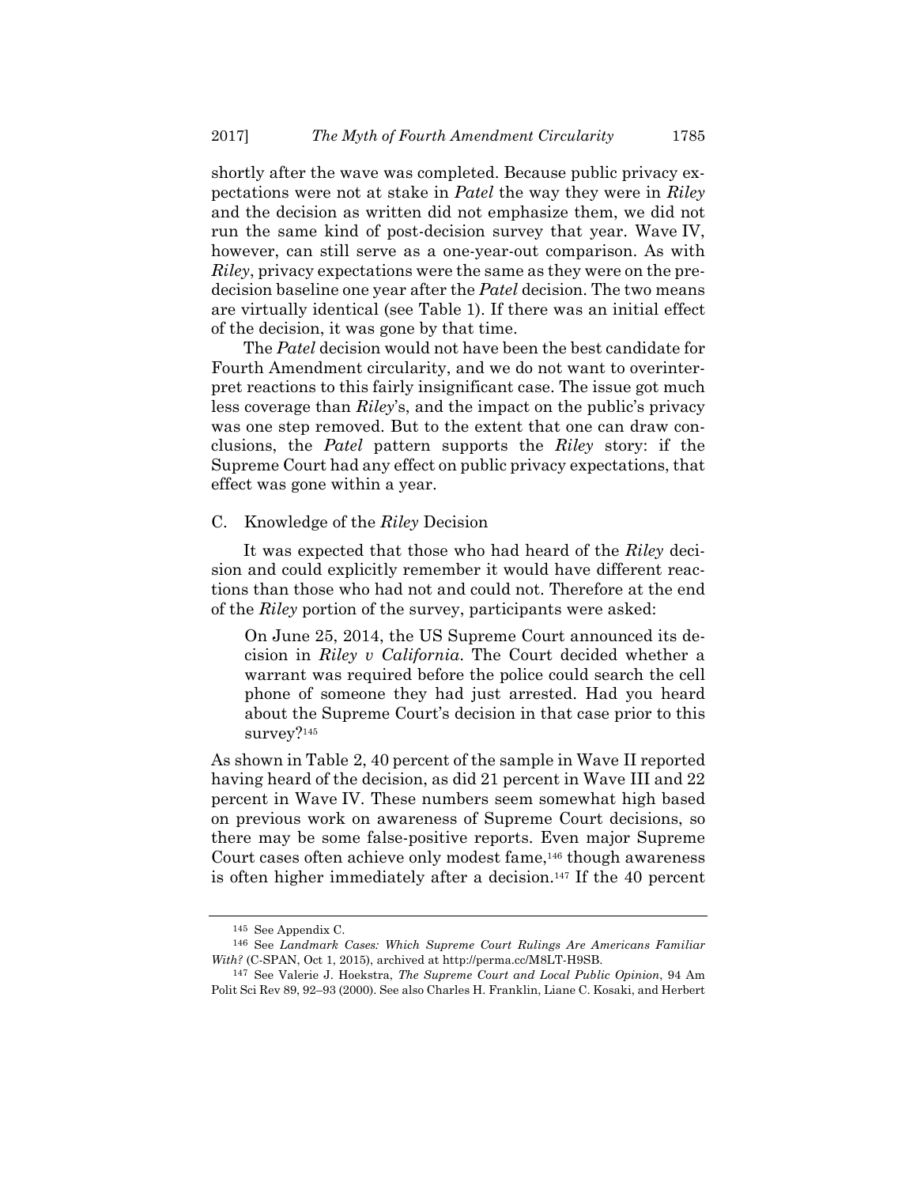shortly after the wave was completed. Because public privacy expectations were not at stake in *Patel* the way they were in *Riley* and the decision as written did not emphasize them, we did not run the same kind of post-decision survey that year. Wave IV, however, can still serve as a one-year-out comparison. As with *Riley*, privacy expectations were the same as they were on the pre-decision baseline one year after the *Patel* decision. The two means are virtually identical (see Table 1). If there was an initial effect of the decision, it was gone by that time.

The *Patel* decision would not have been the best candidate for Fourth Amendment circularity, and we do not want to overinterpret reactions to this fairly insignificant case. The issue got much less coverage than *Riley*'s, and the impact on the public's privacy was one step removed. But to the extent that one can draw conclusions, the *Patel* pattern supports the *Riley* story: if the Supreme Court had any effect on public privacy expectations, that effect was gone within a year.

### C. Knowledge of the *Riley* Decision

It was expected that those who had heard of the *Riley* decision and could explicitly remember it would have different reactions than those who had not and could not. Therefore at the end of the *Riley* portion of the survey, participants were asked:

> On June 25, 2014, the US Supreme Court announced its decision in *Riley v California*. The Court decided whether a warrant was required before the police could search the cell phone of someone they had just arrested. Had you heard about the Supreme Court's decision in that case prior to this survey?[145]

As shown in Table 2, 40 percent of the sample in Wave II reported having heard of the decision, as did 21 percent in Wave III and 22 percent in Wave IV. These numbers seem somewhat high based on previous work on awareness of Supreme Court decisions, so there may be some false-positive reports. Even major Supreme Court cases often achieve only modest fame,[146] though awareness is often higher immediately after a decision.[147] If the 40 percent

---

[145] See Appendix C.

[146] See *Landmark Cases: Which Supreme Court Rulings Are Americans Familiar With?* (C-SPAN, Oct 1, 2015), archived at http://perma.cc/M8LT-H9SB.

[147] See Valerie J. Hoekstra, *The Supreme Court and Local Public Opinion*, 94 Am Polit Sci Rev 89, 92–93 (2000). See also Charles H. Franklin, Liane C. Kosaki, and Herbert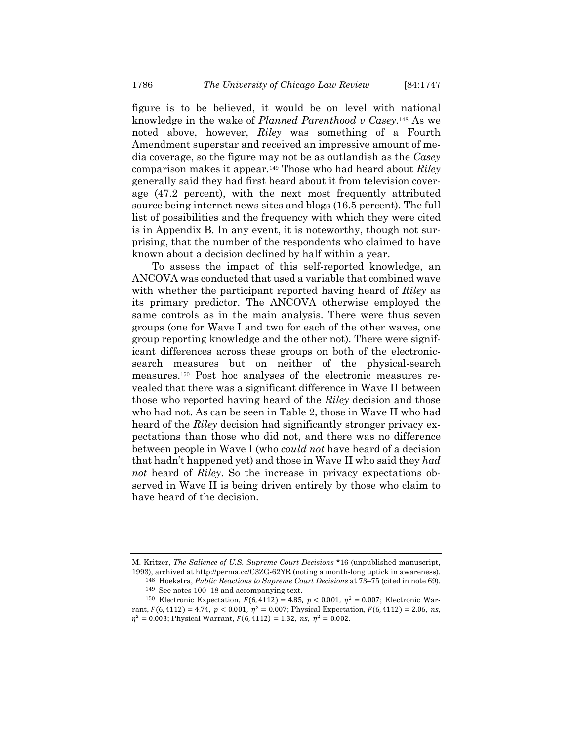figure is to be believed, it would be on level with national knowledge in the wake of *Planned Parenthood v Casey*.[148] As we noted above, however, *Riley* was something of a Fourth Amendment superstar and received an impressive amount of media coverage, so the figure may not be as outlandish as the *Casey* comparison makes it appear.[149] Those who had heard about *Riley* generally said they had first heard about it from television coverage (47.2 percent), with the next most frequently attributed source being internet news sites and blogs (16.5 percent). The full list of possibilities and the frequency with which they were cited is in Appendix B. In any event, it is noteworthy, though not surprising, that the number of the respondents who claimed to have known about a decision declined by half within a year.

To assess the impact of this self-reported knowledge, an ANCOVA was conducted that used a variable that combined wave with whether the participant reported having heard of *Riley* as its primary predictor. The ANCOVA otherwise employed the same controls as in the main analysis. There were thus seven groups (one for Wave I and two for each of the other waves, one group reporting knowledge and the other not). There were significant differences across these groups on both of the electronic-search measures but on neither of the physical-search measures.[150] Post hoc analyses of the electronic measures revealed that there was a significant difference in Wave II between those who reported having heard of the *Riley* decision and those who had not. As can be seen in Table 2, those in Wave II who had heard of the *Riley* decision had significantly stronger privacy expectations than those who did not, and there was no difference between people in Wave I (who *could not* have heard of a decision that hadn't happened yet) and those in Wave II who said they *had not* heard of *Riley*. So the increase in privacy expectations observed in Wave II is being driven entirely by those who claim to have heard of the decision.

---

M. Kritzer, *The Salience of U.S. Supreme Court Decisions* *16 (unpublished manuscript, 1993), archived at http://perma.cc/C3ZG-62YR (noting a month-long uptick in awareness).

[148] Hoekstra, *Public Reactions to Supreme Court Decisions* at 73–75 (cited in note 69).

[149] See notes 100–18 and accompanying text.

[150] Electronic Expectation, $F(6, 4112) = 4.85,\ p < 0.001,\ \eta^2 = 0.007$; Electronic Warrant, $F(6, 4112) = 4.74,\ p < 0.001,\ \eta^2 = 0.007$; Physical Expectation, $F(6, 4112) = 2.06,\ ns,\ \eta^2 = 0.003$; Physical Warrant, $F(6, 4112) = 1.32,\ ns,\ \eta^2 = 0.002$.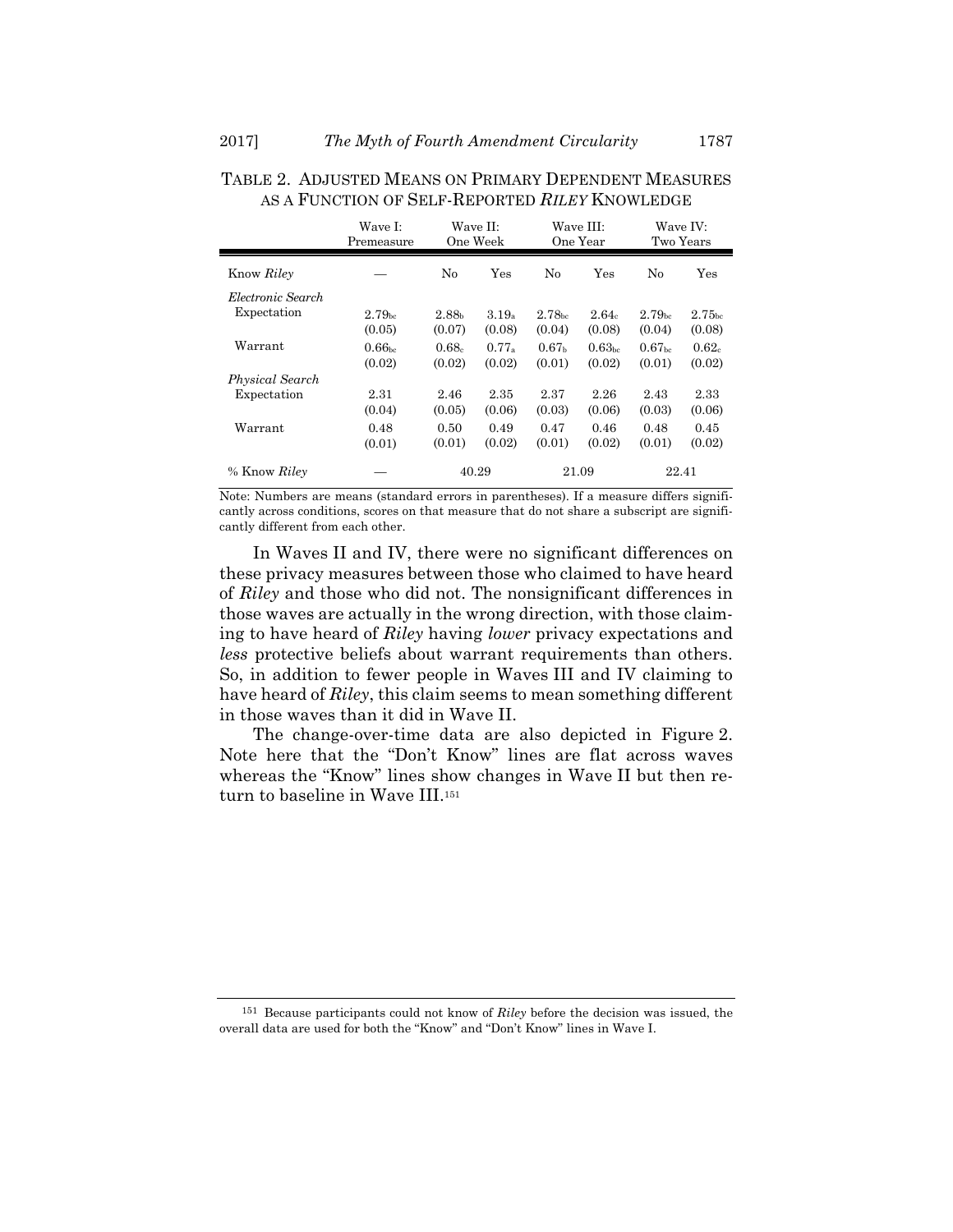TABLE 2. ADJUSTED MEANS ON PRIMARY DEPENDENT MEASURES AS A FUNCTION OF SELF-REPORTED *RILEY* KNOWLEDGE

| | Wave I: Premeasure | Wave II: One Week | | Wave III: One Year | | Wave IV: Two Years | |
|---|---|---|---|---|---|---|---|
| Know *Riley* | — | No | Yes | No | Yes | No | Yes |
| *Electronic Search* | | | | | | | |
| Expectation | $2.79_{bc}$ (0.05) | $2.88_{b}$ (0.07) | $3.19_{a}$ (0.08) | $2.78_{bc}$ (0.04) | $2.64_{c}$ (0.08) | $2.79_{bc}$ (0.04) | $2.75_{bc}$ (0.08) |
| Warrant | $0.66_{bc}$ (0.02) | $0.68_{c}$ (0.02) | $0.77_{a}$ (0.02) | $0.67_{b}$ (0.01) | $0.63_{bc}$ (0.02) | $0.67_{bc}$ (0.01) | $0.62_{c}$ (0.02) |
| *Physical Search* | | | | | | | |
| Expectation | 2.31 (0.04) | 2.46 (0.05) | 2.35 (0.06) | 2.37 (0.03) | 2.26 (0.06) | 2.43 (0.03) | 2.33 (0.06) |
| Warrant | 0.48 (0.01) | 0.50 (0.01) | 0.49 (0.02) | 0.47 (0.01) | 0.46 (0.02) | 0.48 (0.01) | 0.45 (0.02) |
| % Know *Riley* | — | 40.29 | | 21.09 | | 22.41 | |

Note: Numbers are means (standard errors in parentheses). If a measure differs significantly across conditions, scores on that measure that do not share a subscript are significantly different from each other.

In Waves II and IV, there were no significant differences on these privacy measures between those who claimed to have heard of *Riley* and those who did not. The nonsignificant differences in those waves are actually in the wrong direction, with those claiming to have heard of *Riley* having *lower* privacy expectations and *less* protective beliefs about warrant requirements than others. So, in addition to fewer people in Waves III and IV claiming to have heard of *Riley*, this claim seems to mean something different in those waves than it did in Wave II.

The change-over-time data are also depicted in Figure 2. Note here that the "Don't Know" lines are flat across waves whereas the "Know" lines show changes in Wave II but then return to baseline in Wave III.[151]

[151] Because participants could not know of *Riley* before the decision was issued, the overall data are used for both the "Know" and "Don't Know" lines in Wave I.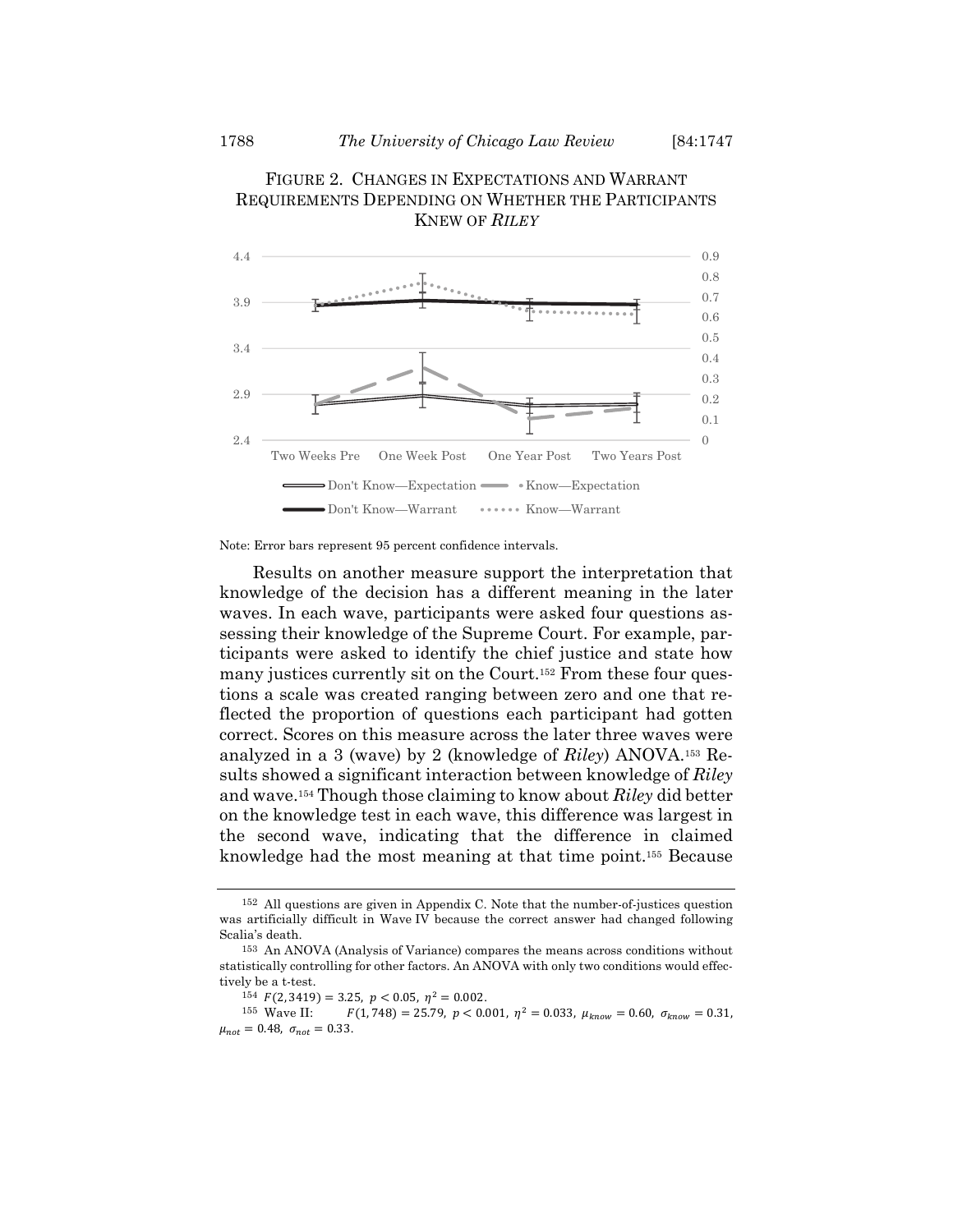FIGURE 2. CHANGES IN EXPECTATIONS AND WARRANT REQUIREMENTS DEPENDING ON WHETHER THE PARTICIPANTS KNEW OF *RILEY*

Note: Error bars represent 95 percent confidence intervals.

Results on another measure support the interpretation that knowledge of the decision has a different meaning in the later waves. In each wave, participants were asked four questions assessing their knowledge of the Supreme Court. For example, participants were asked to identify the chief justice and state how many justices currently sit on the Court.[152] From these four questions a scale was created ranging between zero and one that reflected the proportion of questions each participant had gotten correct. Scores on this measure across the later three waves were analyzed in a 3 (wave) by 2 (knowledge of *Riley*) ANOVA.[153] Results showed a significant interaction between knowledge of *Riley* and wave.[154] Though those claiming to know about *Riley* did better on the knowledge test in each wave, this difference was largest in the second wave, indicating that the difference in claimed knowledge had the most meaning at that time point.[155] Because

---

[152] All questions are given in Appendix C. Note that the number-of-justices question was artificially difficult in Wave IV because the correct answer had changed following Scalia's death.

[153] An ANOVA (Analysis of Variance) compares the means across conditions without statistically controlling for other factors. An ANOVA with only two conditions would effectively be a t-test.

[154] $F(2, 3419) = 3.25,\ p < 0.05,\ \eta^2 = 0.002$.

[155] Wave II: $F(1, 748) = 25.79,\ p < 0.001,\ \eta^2 = 0.033,\ \mu_{know} = 0.60,\ \sigma_{know} = 0.31,\ \mu_{not} = 0.48,\ \sigma_{not} = 0.33$.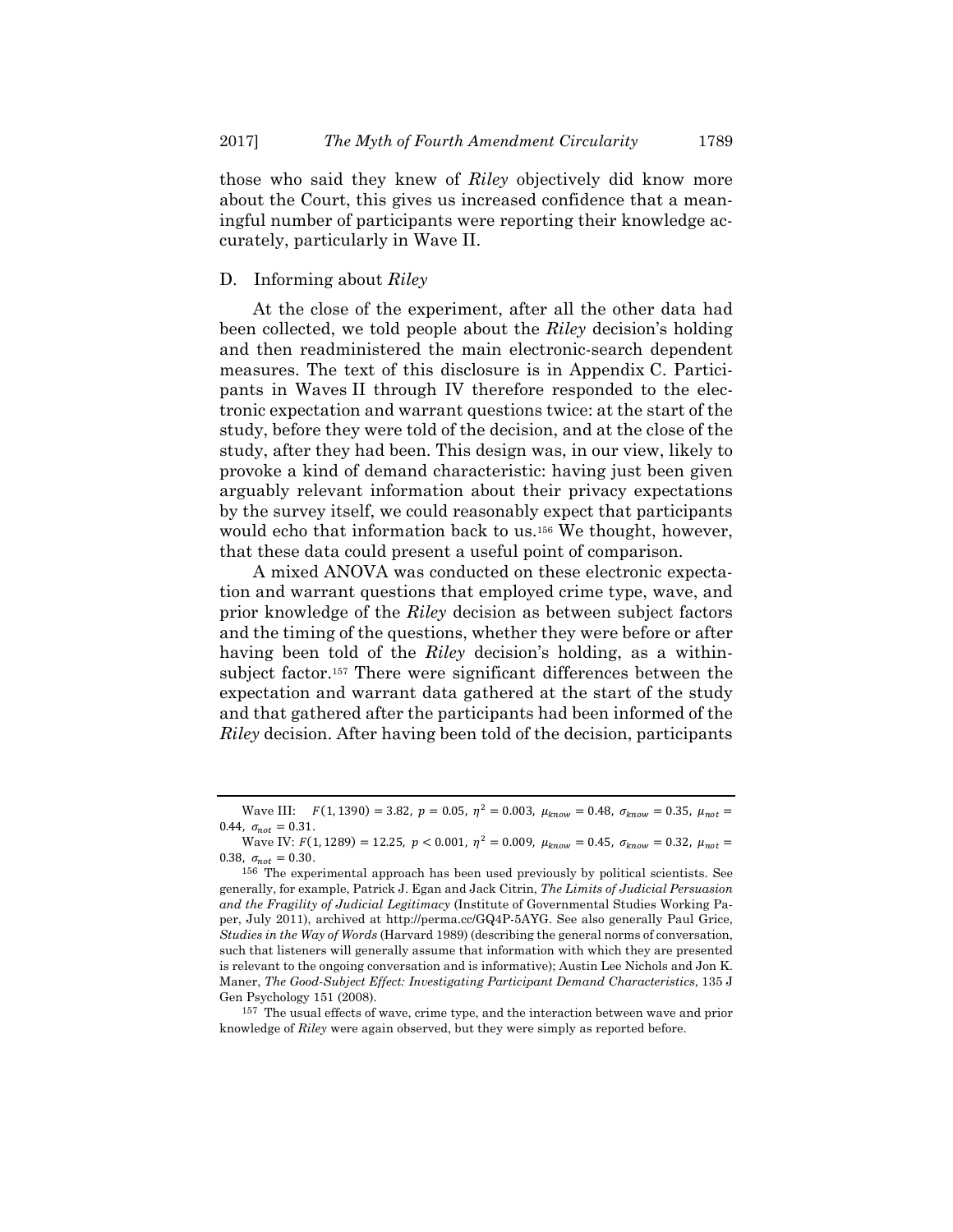those who said they knew of *Riley* objectively did know more about the Court, this gives us increased confidence that a meaningful number of participants were reporting their knowledge accurately, particularly in Wave II.

## D. Informing about *Riley*

At the close of the experiment, after all the other data had been collected, we told people about the *Riley* decision's holding and then readministered the main electronic-search dependent measures. The text of this disclosure is in Appendix C. Participants in Waves II through IV therefore responded to the electronic expectation and warrant questions twice: at the start of the study, before they were told of the decision, and at the close of the study, after they had been. This design was, in our view, likely to provoke a kind of demand characteristic: having just been given arguably relevant information about their privacy expectations by the survey itself, we could reasonably expect that participants would echo that information back to us.[156] We thought, however, that these data could present a useful point of comparison.

A mixed ANOVA was conducted on these electronic expectation and warrant questions that employed crime type, wave, and prior knowledge of the *Riley* decision as between subject factors and the timing of the questions, whether they were before or after having been told of the *Riley* decision's holding, as a within-subject factor.[157] There were significant differences between the expectation and warrant data gathered at the start of the study and that gathered after the participants had been informed of the *Riley* decision. After having been told of the decision, participants

---

Wave III: $F(1, 1390) = 3.82,\ p = 0.05,\ \eta^2 = 0.003,\ \mu_{know} = 0.48,\ \sigma_{know} = 0.35,\ \mu_{not} = 0.44,\ \sigma_{not} = 0.31$.

Wave IV: $F(1, 1289) = 12.25,\ p < 0.001,\ \eta^2 = 0.009,\ \mu_{know} = 0.45,\ \sigma_{know} = 0.32,\ \mu_{not} = 0.38,\ \sigma_{not} = 0.30$.

[156] The experimental approach has been used previously by political scientists. See generally, for example, Patrick J. Egan and Jack Citrin, *The Limits of Judicial Persuasion and the Fragility of Judicial Legitimacy* (Institute of Governmental Studies Working Paper, July 2011), archived at http://perma.cc/GQ4P-5AYG. See also generally Paul Grice, *Studies in the Way of Words* (Harvard 1989) (describing the general norms of conversation, such that listeners will generally assume that information with which they are presented is relevant to the ongoing conversation and is informative); Austin Lee Nichols and Jon K. Maner, *The Good-Subject Effect: Investigating Participant Demand Characteristics*, 135 J Gen Psychology 151 (2008).

[157] The usual effects of wave, crime type, and the interaction between wave and prior knowledge of *Riley* were again observed, but they were simply as reported before.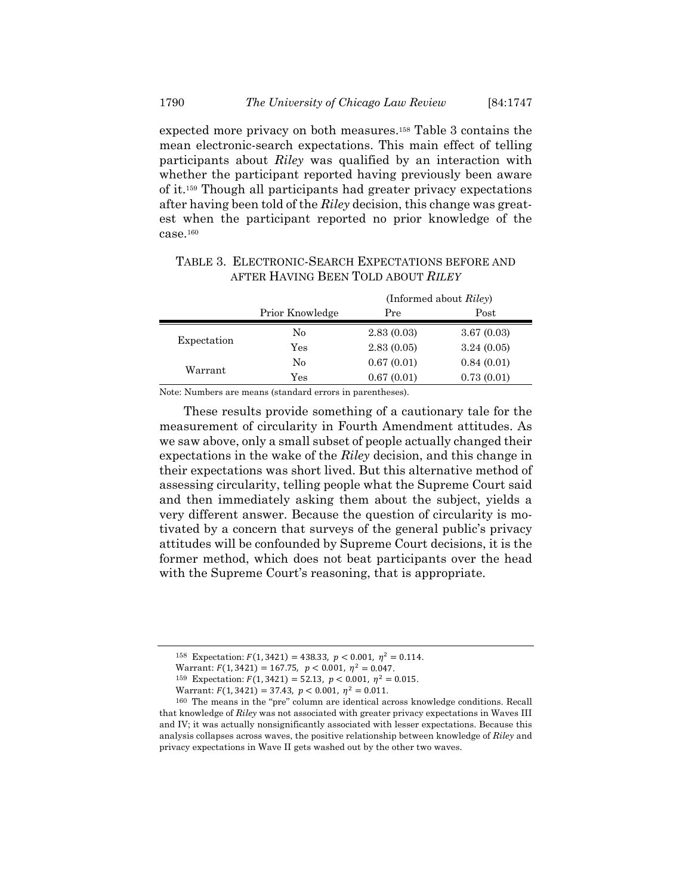expected more privacy on both measures.[158] Table 3 contains the mean electronic-search expectations. This main effect of telling participants about *Riley* was qualified by an interaction with whether the participant reported having previously been aware of it.[159] Though all participants had greater privacy expectations after having been told of the *Riley* decision, this change was greatest when the participant reported no prior knowledge of the case.[160]

TABLE 3. ELECTRONIC-SEARCH EXPECTATIONS BEFORE AND AFTER HAVING BEEN TOLD ABOUT *RILEY*

| | | (Informed about *Riley*) | |
|---|---|---|---|
| | Prior Knowledge | Pre | Post |
| Expectation | No | 2.83 (0.03) | 3.67 (0.03) |
| | Yes | 2.83 (0.05) | 3.24 (0.05) |
| Warrant | No | 0.67 (0.01) | 0.84 (0.01) |
| | Yes | 0.67 (0.01) | 0.73 (0.01) |

Note: Numbers are means (standard errors in parentheses).

These results provide something of a cautionary tale for the measurement of circularity in Fourth Amendment attitudes. As we saw above, only a small subset of people actually changed their expectations in the wake of the *Riley* decision, and this change in their expectations was short lived. But this alternative method of assessing circularity, telling people what the Supreme Court said and then immediately asking them about the subject, yields a very different answer. Because the question of circularity is motivated by a concern that surveys of the general public's privacy attitudes will be confounded by Supreme Court decisions, it is the former method, which does not beat participants over the head with the Supreme Court's reasoning, that is appropriate.

---

[158] Expectation: $F(1, 3421) = 438.33,\ p < 0.001,\ \eta^2 = 0.114$.

Warrant: $F(1, 3421) = 167.75,\ p < 0.001,\ \eta^2 = 0.047$.

[159] Expectation: $F(1, 3421) = 52.13,\ p < 0.001,\ \eta^2 = 0.015$.

Warrant: $F(1, 3421) = 37.43,\ p < 0.001,\ \eta^2 = 0.011$.

[160] The means in the "pre" column are identical across knowledge conditions. Recall that knowledge of *Riley* was not associated with greater privacy expectations in Waves III and IV; it was actually nonsignificantly associated with lesser expectations. Because this analysis collapses across waves, the positive relationship between knowledge of *Riley* and privacy expectations in Wave II gets washed out by the other two waves.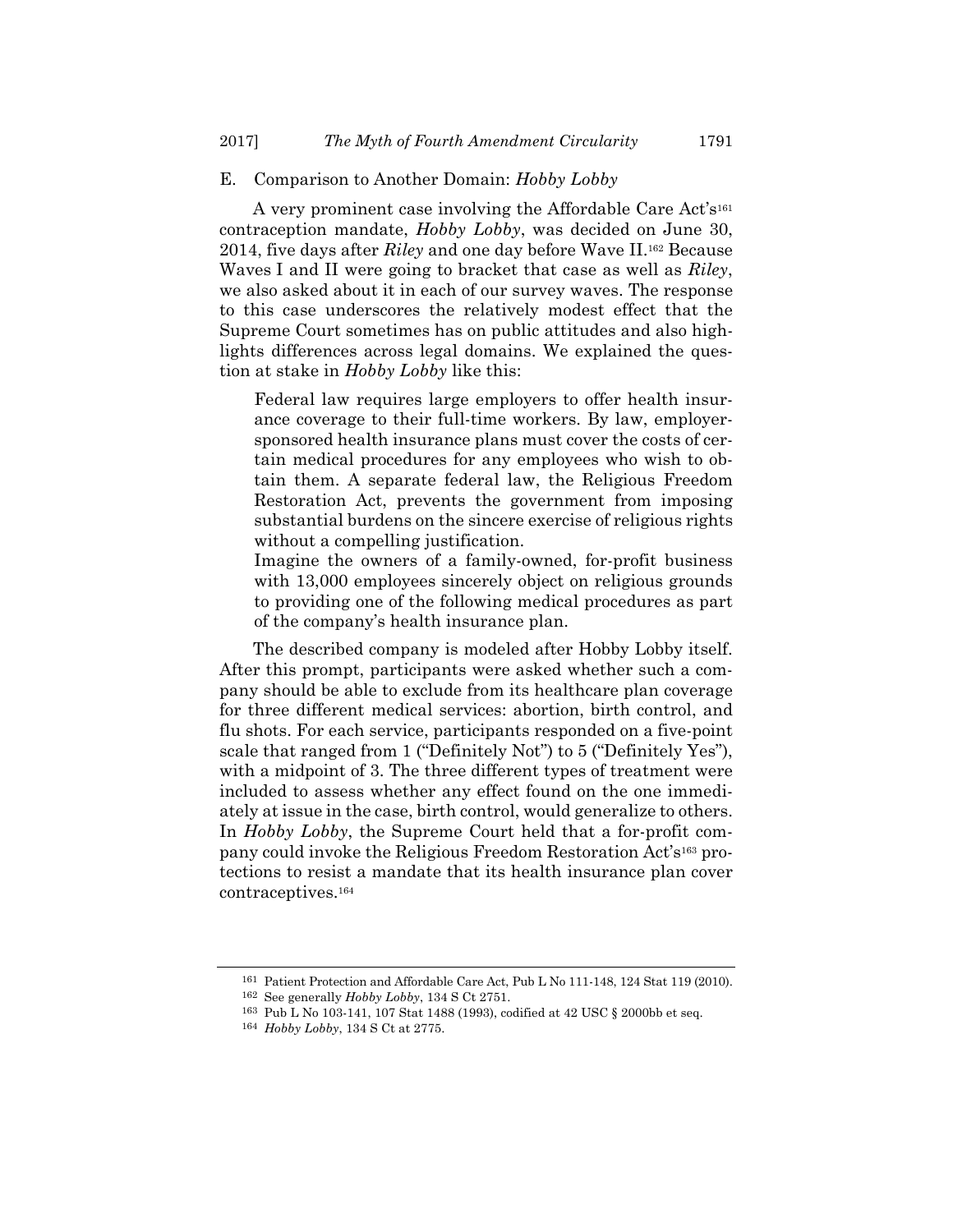### E. Comparison to Another Domain: *Hobby Lobby*

A very prominent case involving the Affordable Care Act's[161] contraception mandate, *Hobby Lobby*, was decided on June 30, 2014, five days after *Riley* and one day before Wave II.[162] Because Waves I and II were going to bracket that case as well as *Riley*, we also asked about it in each of our survey waves. The response to this case underscores the relatively modest effect that the Supreme Court sometimes has on public attitudes and also highlights differences across legal domains. We explained the question at stake in *Hobby Lobby* like this:

> Federal law requires large employers to offer health insurance coverage to their full-time workers. By law, employer-sponsored health insurance plans must cover the costs of certain medical procedures for any employees who wish to obtain them. A separate federal law, the Religious Freedom Restoration Act, prevents the government from imposing substantial burdens on the sincere exercise of religious rights without a compelling justification.
>
> Imagine the owners of a family-owned, for-profit business with 13,000 employees sincerely object on religious grounds to providing one of the following medical procedures as part of the company's health insurance plan.

The described company is modeled after Hobby Lobby itself. After this prompt, participants were asked whether such a company should be able to exclude from its healthcare plan coverage for three different medical services: abortion, birth control, and flu shots. For each service, participants responded on a five-point scale that ranged from 1 ("Definitely Not") to 5 ("Definitely Yes"), with a midpoint of 3. The three different types of treatment were included to assess whether any effect found on the one immediately at issue in the case, birth control, would generalize to others. In *Hobby Lobby*, the Supreme Court held that a for-profit company could invoke the Religious Freedom Restoration Act's[163] protections to resist a mandate that its health insurance plan cover contraceptives.[164]

---

[161] Patient Protection and Affordable Care Act, Pub L No 111-148, 124 Stat 119 (2010).

[162] See generally *Hobby Lobby*, 134 S Ct 2751.

[163] Pub L No 103-141, 107 Stat 1488 (1993), codified at 42 USC § 2000bb et seq.

[164] *Hobby Lobby*, 134 S Ct at 2775.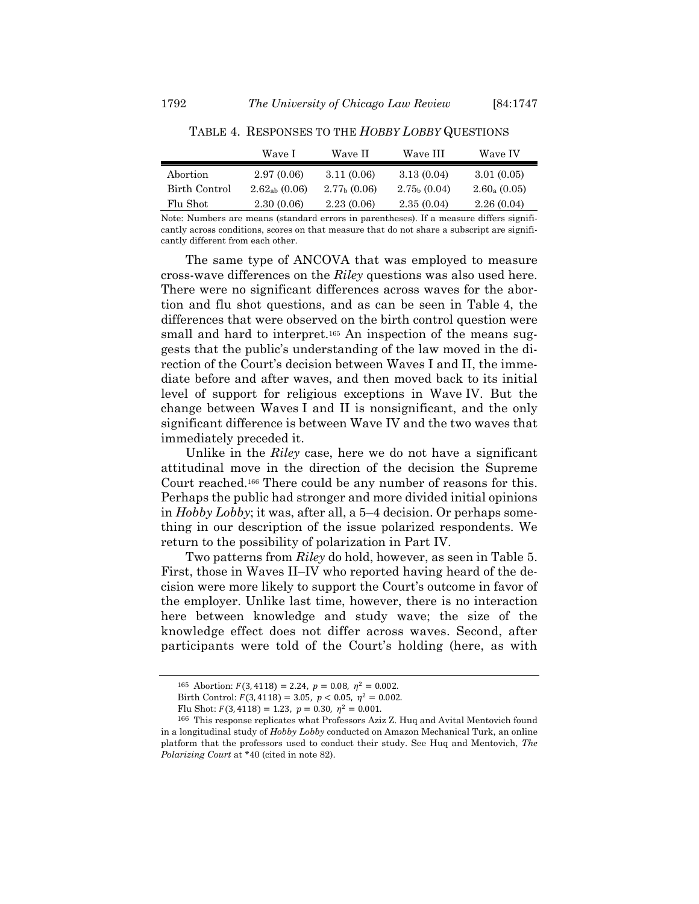TABLE 4. RESPONSES TO THE *HOBBY LOBBY* QUESTIONS

| | Wave I | Wave II | Wave III | Wave IV |
|---|---|---|---|---|
| Abortion | 2.97 (0.06) | 3.11 (0.06) | 3.13 (0.04) | 3.01 (0.05) |
| Birth Control | $2.62_{ab}$ (0.06) | $2.77_{b}$ (0.06) | $2.75_{b}$ (0.04) | $2.60_{a}$ (0.05) |
| Flu Shot | 2.30 (0.06) | 2.23 (0.06) | 2.35 (0.04) | 2.26 (0.04) |

Note: Numbers are means (standard errors in parentheses). If a measure differs significantly across conditions, scores on that measure that do not share a subscript are significantly different from each other.

The same type of ANCOVA that was employed to measure cross-wave differences on the *Riley* questions was also used here. There were no significant differences across waves for the abortion and flu shot questions, and as can be seen in Table 4, the differences that were observed on the birth control question were small and hard to interpret.[165] An inspection of the means suggests that the public's understanding of the law moved in the direction of the Court's decision between Waves I and II, the immediate before and after waves, and then moved back to its initial level of support for religious exceptions in Wave IV. But the change between Waves I and II is nonsignificant, and the only significant difference is between Wave IV and the two waves that immediately preceded it.

Unlike in the *Riley* case, here we do not have a significant attitudinal move in the direction of the decision the Supreme Court reached.[166] There could be any number of reasons for this. Perhaps the public had stronger and more divided initial opinions in *Hobby Lobby*; it was, after all, a 5–4 decision. Or perhaps something in our description of the issue polarized respondents. We return to the possibility of polarization in Part IV.

Two patterns from *Riley* do hold, however, as seen in Table 5. First, those in Waves II–IV who reported having heard of the decision were more likely to support the Court's outcome in favor of the employer. Unlike last time, however, there is no interaction here between knowledge and study wave; the size of the knowledge effect does not differ across waves. Second, after participants were told of the Court's holding (here, as with

---

[165] Abortion: $F(3, 4118) = 2.24,\ p = 0.08,\ \eta^2 = 0.002$.

Birth Control: $F(3, 4118) = 3.05,\ p < 0.05,\ \eta^2 = 0.002$.

Flu Shot: $F(3, 4118) = 1.23,\ p = 0.30,\ \eta^2 = 0.001$.

[166] This response replicates what Professors Aziz Z. Huq and Avital Mentovich found in a longitudinal study of *Hobby Lobby* conducted on Amazon Mechanical Turk, an online platform that the professors used to conduct their study. See Huq and Mentovich, *The Polarizing Court* at *40 (cited in note 82).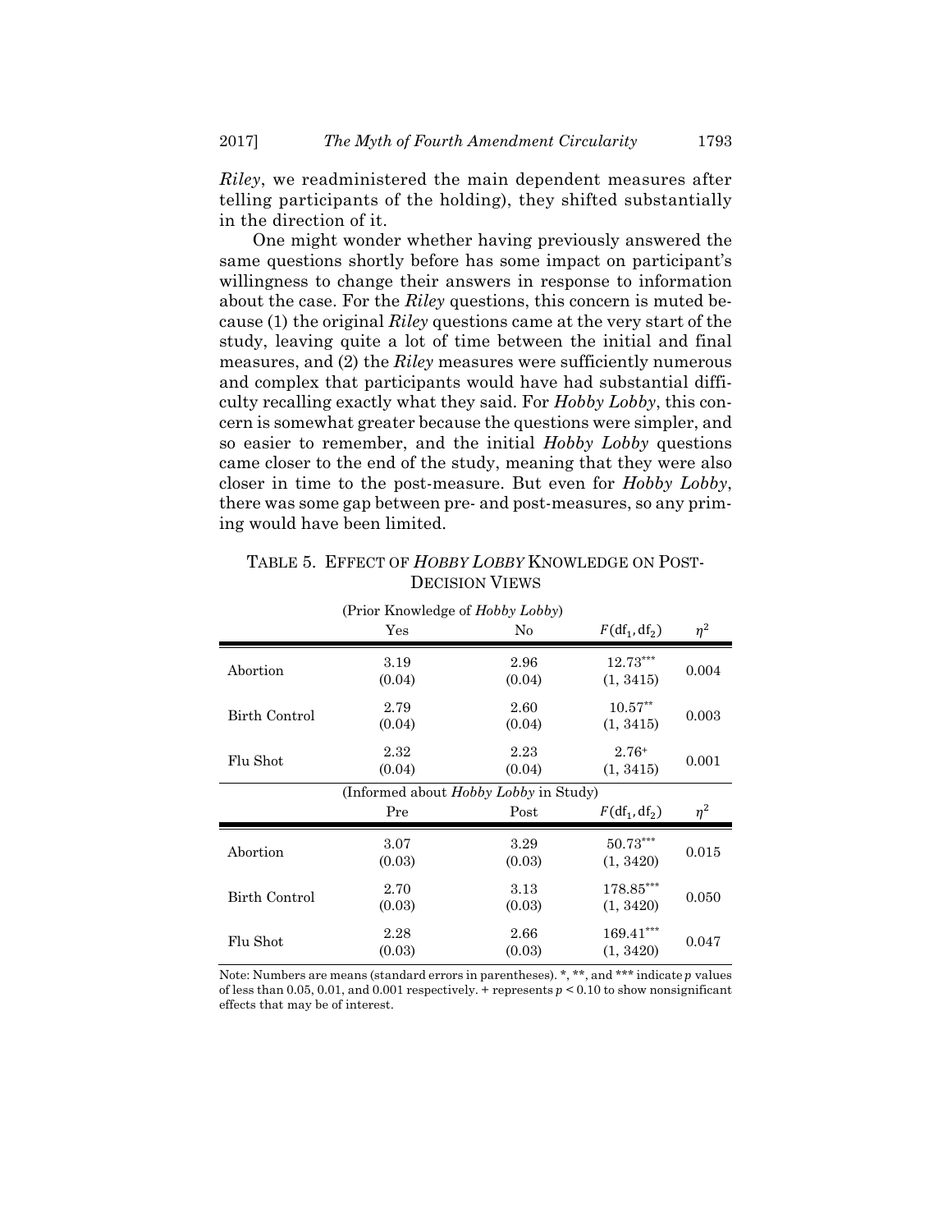*Riley*, we readministered the main dependent measures after telling participants of the holding), they shifted substantially in the direction of it.

One might wonder whether having previously answered the same questions shortly before has some impact on participant's willingness to change their answers in response to information about the case. For the *Riley* questions, this concern is muted because (1) the original *Riley* questions came at the very start of the study, leaving quite a lot of time between the initial and final measures, and (2) the *Riley* measures were sufficiently numerous and complex that participants would have had substantial difficulty recalling exactly what they said. For *Hobby Lobby*, this concern is somewhat greater because the questions were simpler, and so easier to remember, and the initial *Hobby Lobby* questions came closer to the end of the study, meaning that they were also closer in time to the post-measure. But even for *Hobby Lobby*, there was some gap between pre- and post-measures, so any priming would have been limited.

TABLE 5. EFFECT OF *HOBBY LOBBY* KNOWLEDGE ON POST-DECISION VIEWS

| | (Prior Knowledge of *Hobby Lobby*) | | | |
|---|---|---|---|---|
| | Yes | No | $F(\text{df}_1, \text{df}_2)$ | $\eta^2$ |
| Abortion | 3.19 (0.04) | 2.96 (0.04) | $12.73^{***}$ (1, 3415) | 0.004 |
| Birth Control | 2.79 (0.04) | 2.60 (0.04) | $10.57^{**}$ (1, 3415) | 0.003 |
| Flu Shot | 2.32 (0.04) | 2.23 (0.04) | $2.76^{+}$ (1, 3415) | 0.001 |
| | (Informed about *Hobby Lobby* in Study) | | | |
| | Pre | Post | $F(\text{df}_1, \text{df}_2)$ | $\eta^2$ |
| Abortion | 3.07 (0.03) | 3.29 (0.03) | $50.73^{***}$ (1, 3420) | 0.015 |
| Birth Control | 2.70 (0.03) | 3.13 (0.03) | $178.85^{***}$ (1, 3420) | 0.050 |
| Flu Shot | 2.28 (0.03) | 2.66 (0.03) | $169.41^{***}$ (1, 3420) | 0.047 |

Note: Numbers are means (standard errors in parentheses). *, **, and *** indicate $p$ values of less than 0.05, 0.01, and 0.001 respectively. + represents $p < 0.10$ to show nonsignificant effects that may be of interest.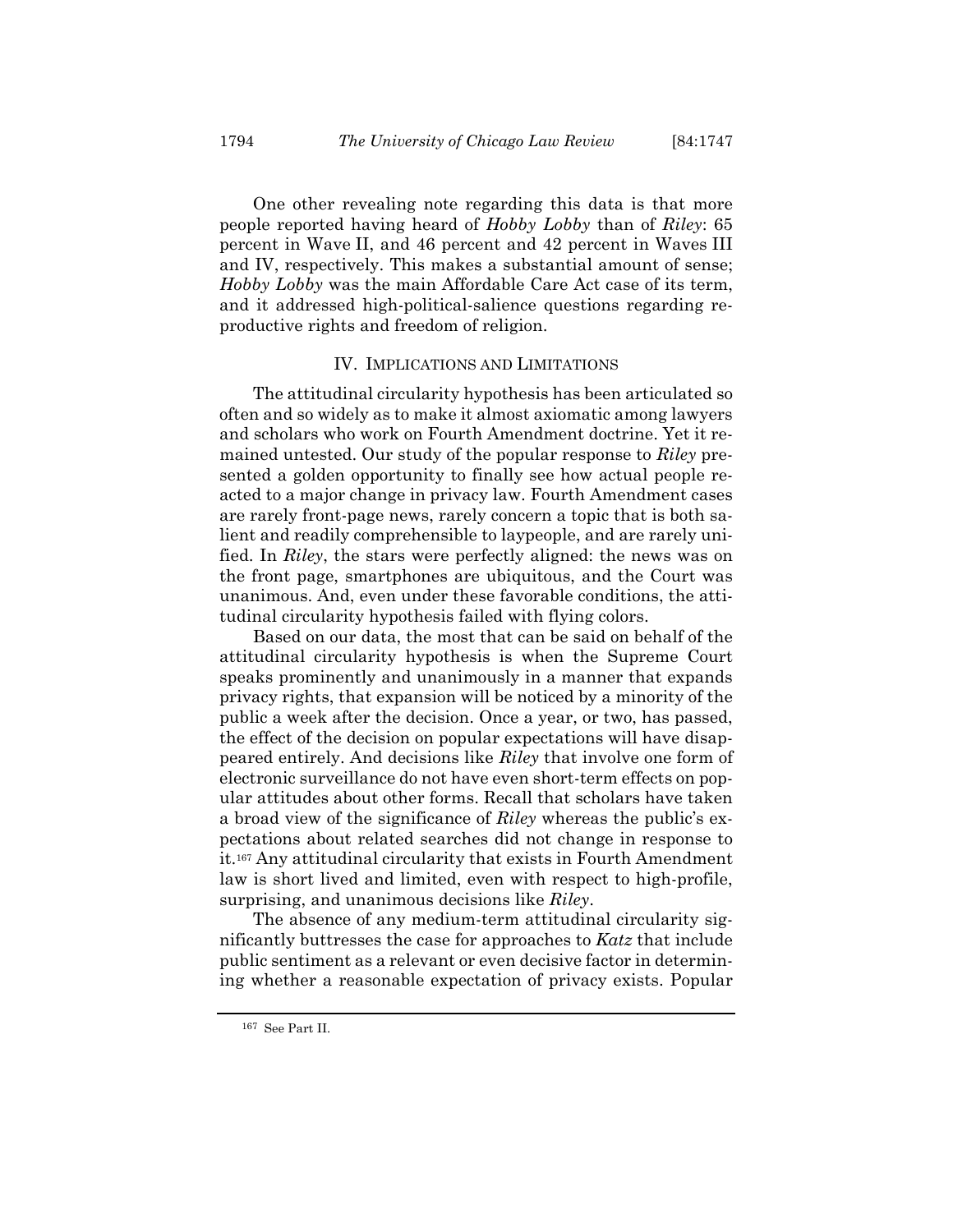One other revealing note regarding this data is that more people reported having heard of *Hobby Lobby* than of *Riley*: 65 percent in Wave II, and 46 percent and 42 percent in Waves III and IV, respectively. This makes a substantial amount of sense; *Hobby Lobby* was the main Affordable Care Act case of its term, and it addressed high-political-salience questions regarding reproductive rights and freedom of religion.

## IV. IMPLICATIONS AND LIMITATIONS

The attitudinal circularity hypothesis has been articulated so often and so widely as to make it almost axiomatic among lawyers and scholars who work on Fourth Amendment doctrine. Yet it remained untested. Our study of the popular response to *Riley* presented a golden opportunity to finally see how actual people reacted to a major change in privacy law. Fourth Amendment cases are rarely front-page news, rarely concern a topic that is both salient and readily comprehensible to laypeople, and are rarely unified. In *Riley*, the stars were perfectly aligned: the news was on the front page, smartphones are ubiquitous, and the Court was unanimous. And, even under these favorable conditions, the attitudinal circularity hypothesis failed with flying colors.

Based on our data, the most that can be said on behalf of the attitudinal circularity hypothesis is when the Supreme Court speaks prominently and unanimously in a manner that expands privacy rights, that expansion will be noticed by a minority of the public a week after the decision. Once a year, or two, has passed, the effect of the decision on popular expectations will have disappeared entirely. And decisions like *Riley* that involve one form of electronic surveillance do not have even short-term effects on popular attitudes about other forms. Recall that scholars have taken a broad view of the significance of *Riley* whereas the public's expectations about related searches did not change in response to it.[167] Any attitudinal circularity that exists in Fourth Amendment law is short lived and limited, even with respect to high-profile, surprising, and unanimous decisions like *Riley*.

The absence of any medium-term attitudinal circularity significantly buttresses the case for approaches to *Katz* that include public sentiment as a relevant or even decisive factor in determining whether a reasonable expectation of privacy exists. Popular

---

[167] See Part II.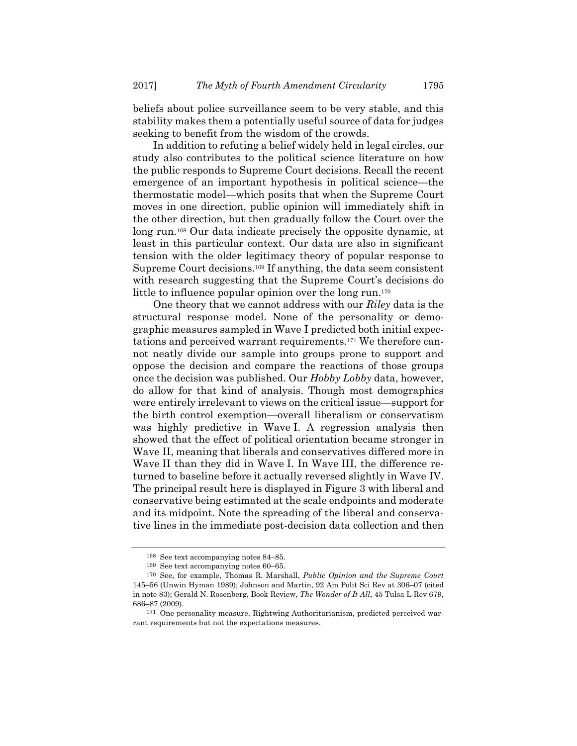beliefs about police surveillance seem to be very stable, and this stability makes them a potentially useful source of data for judges seeking to benefit from the wisdom of the crowds.

In addition to refuting a belief widely held in legal circles, our study also contributes to the political science literature on how the public responds to Supreme Court decisions. Recall the recent emergence of an important hypothesis in political science—the thermostatic model—which posits that when the Supreme Court moves in one direction, public opinion will immediately shift in the other direction, but then gradually follow the Court over the long run.[168] Our data indicate precisely the opposite dynamic, at least in this particular context. Our data are also in significant tension with the older legitimacy theory of popular response to Supreme Court decisions.[169] If anything, the data seem consistent with research suggesting that the Supreme Court's decisions do little to influence popular opinion over the long run.[170]

One theory that we cannot address with our *Riley* data is the structural response model. None of the personality or demographic measures sampled in Wave I predicted both initial expectations and perceived warrant requirements.[171] We therefore cannot neatly divide our sample into groups prone to support and oppose the decision and compare the reactions of those groups once the decision was published. Our *Hobby Lobby* data, however, do allow for that kind of analysis. Though most demographics were entirely irrelevant to views on the critical issue—support for the birth control exemption—overall liberalism or conservatism was highly predictive in Wave I. A regression analysis then showed that the effect of political orientation became stronger in Wave II, meaning that liberals and conservatives differed more in Wave II than they did in Wave I. In Wave III, the difference returned to baseline before it actually reversed slightly in Wave IV. The principal result here is displayed in Figure 3 with liberal and conservative being estimated at the scale endpoints and moderate and its midpoint. Note the spreading of the liberal and conservative lines in the immediate post-decision data collection and then

---

[168] See text accompanying notes 84–85.

[169] See text accompanying notes 60–65.

[170] See, for example, Thomas R. Marshall, *Public Opinion and the Supreme Court* 145–56 (Unwin Hyman 1989); Johnson and Martin, 92 Am Polit Sci Rev at 306–07 (cited in note 83); Gerald N. Rosenberg, Book Review, *The Wonder of It All*, 45 Tulsa L Rev 679, 686–87 (2009).

[171] One personality measure, Rightwing Authoritarianism, predicted perceived warrant requirements but not the expectations measures.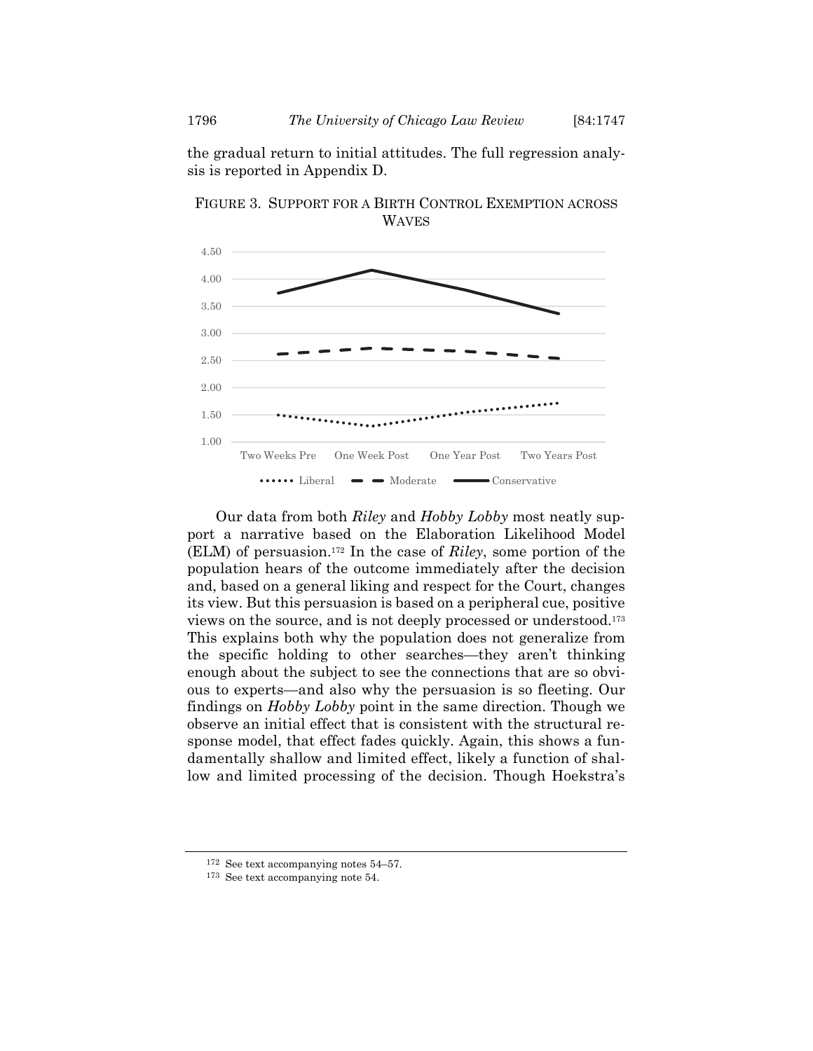the gradual return to initial attitudes. The full regression analysis is reported in Appendix D.

FIGURE 3. SUPPORT FOR A BIRTH CONTROL EXEMPTION ACROSS WAVES

Our data from both *Riley* and *Hobby Lobby* most neatly support a narrative based on the Elaboration Likelihood Model (ELM) of persuasion.[172] In the case of *Riley*, some portion of the population hears of the outcome immediately after the decision and, based on a general liking and respect for the Court, changes its view. But this persuasion is based on a peripheral cue, positive views on the source, and is not deeply processed or understood.[173] This explains both why the population does not generalize from the specific holding to other searches—they aren't thinking enough about the subject to see the connections that are so obvious to experts—and also why the persuasion is so fleeting. Our findings on *Hobby Lobby* point in the same direction. Though we observe an initial effect that is consistent with the structural response model, that effect fades quickly. Again, this shows a fundamentally shallow and limited effect, likely a function of shallow and limited processing of the decision. Though Hoekstra's

---

[172] See text accompanying notes 54–57.

[173] See text accompanying note 54.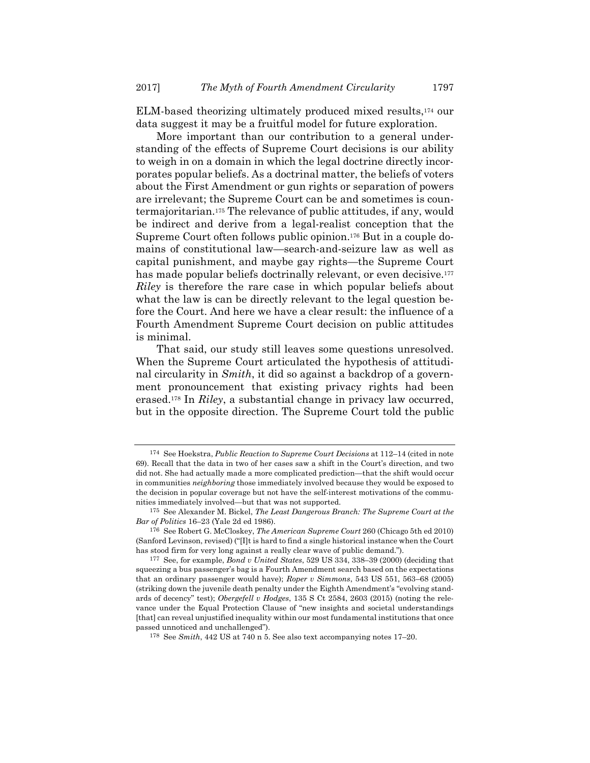ELM-based theorizing ultimately produced mixed results,[174] our data suggest it may be a fruitful model for future exploration.

More important than our contribution to a general understanding of the effects of Supreme Court decisions is our ability to weigh in on a domain in which the legal doctrine directly incorporates popular beliefs. As a doctrinal matter, the beliefs of voters about the First Amendment or gun rights or separation of powers are irrelevant; the Supreme Court can be and sometimes is countermajoritarian.[175] The relevance of public attitudes, if any, would be indirect and derive from a legal-realist conception that the Supreme Court often follows public opinion.[176] But in a couple domains of constitutional law—search-and-seizure law as well as capital punishment, and maybe gay rights—the Supreme Court has made popular beliefs doctrinally relevant, or even decisive.[177] *Riley* is therefore the rare case in which popular beliefs about what the law is can be directly relevant to the legal question before the Court. And here we have a clear result: the influence of a Fourth Amendment Supreme Court decision on public attitudes is minimal.

That said, our study still leaves some questions unresolved. When the Supreme Court articulated the hypothesis of attitudinal circularity in *Smith*, it did so against a backdrop of a government pronouncement that existing privacy rights had been erased.[178] In *Riley*, a substantial change in privacy law occurred, but in the opposite direction. The Supreme Court told the public

---

[174] See Hoekstra, *Public Reaction to Supreme Court Decisions* at 112–14 (cited in note 69). Recall that the data in two of her cases saw a shift in the Court's direction, and two did not. She had actually made a more complicated prediction—that the shift would occur in communities *neighboring* those immediately involved because they would be exposed to the decision in popular coverage but not have the self-interest motivations of the communities immediately involved—but that was not supported.

[175] See Alexander M. Bickel, *The Least Dangerous Branch: The Supreme Court at the Bar of Politics* 16–23 (Yale 2d ed 1986).

[176] See Robert G. McCloskey, *The American Supreme Court* 260 (Chicago 5th ed 2010) (Sanford Levinson, revised) ("[I]t is hard to find a single historical instance when the Court has stood firm for very long against a really clear wave of public demand.").

[177] See, for example, *Bond v United States*, 529 US 334, 338–39 (2000) (deciding that squeezing a bus passenger's bag is a Fourth Amendment search based on the expectations that an ordinary passenger would have); *Roper v Simmons*, 543 US 551, 563–68 (2005) (striking down the juvenile death penalty under the Eighth Amendment's "evolving standards of decency" test); *Obergefell v Hodges*, 135 S Ct 2584, 2603 (2015) (noting the relevance under the Equal Protection Clause of "new insights and societal understandings [that] can reveal unjustified inequality within our most fundamental institutions that once passed unnoticed and unchallenged").

[178] See *Smith*, 442 US at 740 n 5. See also text accompanying notes 17–20.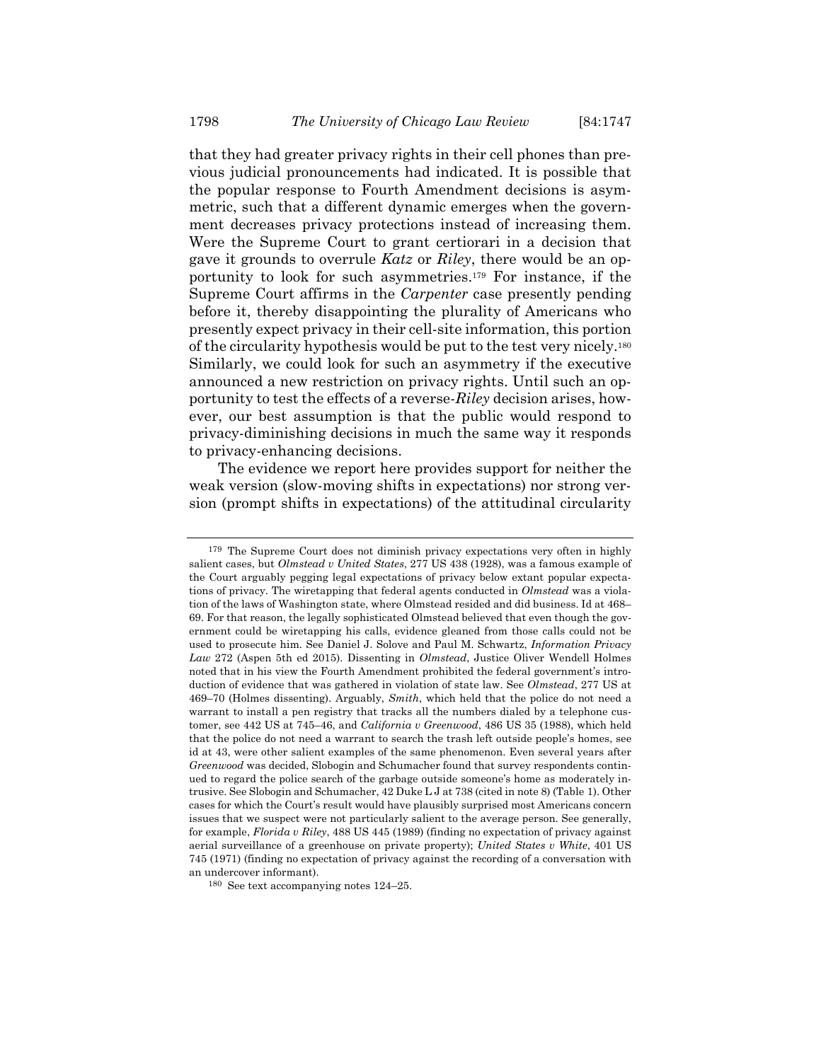that they had greater privacy rights in their cell phones than previous judicial pronouncements had indicated. It is possible that the popular response to Fourth Amendment decisions is asymmetric, such that a different dynamic emerges when the government decreases privacy protections instead of increasing them. Were the Supreme Court to grant certiorari in a decision that gave it grounds to overrule *Katz* or *Riley*, there would be an opportunity to look for such asymmetries.[179] For instance, if the Supreme Court affirms in the *Carpenter* case presently pending before it, thereby disappointing the plurality of Americans who presently expect privacy in their cell-site information, this portion of the circularity hypothesis would be put to the test very nicely.[180] Similarly, we could look for such an asymmetry if the executive announced a new restriction on privacy rights. Until such an opportunity to test the effects of a reverse-*Riley* decision arises, however, our best assumption is that the public would respond to privacy-diminishing decisions in much the same way it responds to privacy-enhancing decisions.

The evidence we report here provides support for neither the weak version (slow-moving shifts in expectations) nor strong version (prompt shifts in expectations) of the attitudinal circularity

---

[179] The Supreme Court does not diminish privacy expectations very often in highly salient cases, but *Olmstead v United States*, 277 US 438 (1928), was a famous example of the Court arguably pegging legal expectations of privacy below extant popular expectations of privacy. The wiretapping that federal agents conducted in *Olmstead* was a violation of the laws of Washington state, where Olmstead resided and did business. Id at 468–69. For that reason, the legally sophisticated Olmstead believed that even though the government could be wiretapping his calls, evidence gleaned from those calls could not be used to prosecute him. See Daniel J. Solove and Paul M. Schwartz, *Information Privacy Law* 272 (Aspen 5th ed 2015). Dissenting in *Olmstead*, Justice Oliver Wendell Holmes noted that in his view the Fourth Amendment prohibited the federal government's introduction of evidence that was gathered in violation of state law. See *Olmstead*, 277 US at 469–70 (Holmes dissenting). Arguably, *Smith*, which held that the police do not need a warrant to install a pen registry that tracks all the numbers dialed by a telephone customer, see 442 US at 745–46, and *California v Greenwood*, 486 US 35 (1988), which held that the police do not need a warrant to search the trash left outside people's homes, see id at 43, were other salient examples of the same phenomenon. Even several years after *Greenwood* was decided, Slobogin and Schumacher found that survey respondents continued to regard the police search of the garbage outside someone's home as moderately intrusive. See Slobogin and Schumacher, 42 Duke L J at 738 (cited in note 8) (Table 1). Other cases for which the Court's result would have plausibly surprised most Americans concern issues that we suspect were not particularly salient to the average person. See generally, for example, *Florida v Riley*, 488 US 445 (1989) (finding no expectation of privacy against aerial surveillance of a greenhouse on private property); *United States v White*, 401 US 745 (1971) (finding no expectation of privacy against the recording of a conversation with an undercover informant).

[180] See text accompanying notes 124–25.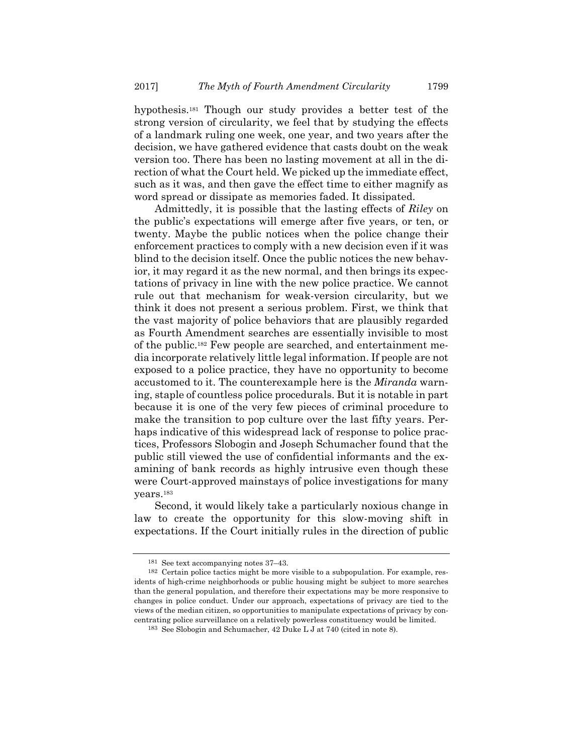hypothesis.[181] Though our study provides a better test of the strong version of circularity, we feel that by studying the effects of a landmark ruling one week, one year, and two years after the decision, we have gathered evidence that casts doubt on the weak version too. There has been no lasting movement at all in the direction of what the Court held. We picked up the immediate effect, such as it was, and then gave the effect time to either magnify as word spread or dissipate as memories faded. It dissipated.

Admittedly, it is possible that the lasting effects of *Riley* on the public's expectations will emerge after five years, or ten, or twenty. Maybe the public notices when the police change their enforcement practices to comply with a new decision even if it was blind to the decision itself. Once the public notices the new behavior, it may regard it as the new normal, and then brings its expectations of privacy in line with the new police practice. We cannot rule out that mechanism for weak-version circularity, but we think it does not present a serious problem. First, we think that the vast majority of police behaviors that are plausibly regarded as Fourth Amendment searches are essentially invisible to most of the public.[182] Few people are searched, and entertainment media incorporate relatively little legal information. If people are not exposed to a police practice, they have no opportunity to become accustomed to it. The counterexample here is the *Miranda* warning, staple of countless police procedurals. But it is notable in part because it is one of the very few pieces of criminal procedure to make the transition to pop culture over the last fifty years. Perhaps indicative of this widespread lack of response to police practices, Professors Slobogin and Joseph Schumacher found that the public still viewed the use of confidential informants and the examining of bank records as highly intrusive even though these were Court-approved mainstays of police investigations for many years.[183]

Second, it would likely take a particularly noxious change in law to create the opportunity for this slow-moving shift in expectations. If the Court initially rules in the direction of public

---

[181] See text accompanying notes 37–43.

[182] Certain police tactics might be more visible to a subpopulation. For example, residents of high-crime neighborhoods or public housing might be subject to more searches than the general population, and therefore their expectations may be more responsive to changes in police conduct. Under our approach, expectations of privacy are tied to the views of the median citizen, so opportunities to manipulate expectations of privacy by concentrating police surveillance on a relatively powerless constituency would be limited.

[183] See Slobogin and Schumacher, 42 Duke L J at 740 (cited in note 8).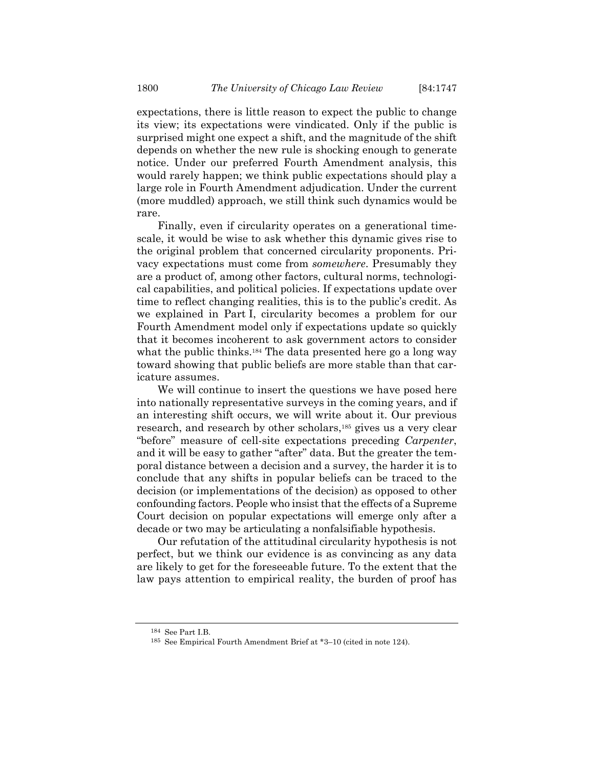expectations, there is little reason to expect the public to change its view; its expectations were vindicated. Only if the public is surprised might one expect a shift, and the magnitude of the shift depends on whether the new rule is shocking enough to generate notice. Under our preferred Fourth Amendment analysis, this would rarely happen; we think public expectations should play a large role in Fourth Amendment adjudication. Under the current (more muddled) approach, we still think such dynamics would be rare.

Finally, even if circularity operates on a generational timescale, it would be wise to ask whether this dynamic gives rise to the original problem that concerned circularity proponents. Privacy expectations must come from *somewhere*. Presumably they are a product of, among other factors, cultural norms, technological capabilities, and political policies. If expectations update over time to reflect changing realities, this is to the public's credit. As we explained in Part I, circularity becomes a problem for our Fourth Amendment model only if expectations update so quickly that it becomes incoherent to ask government actors to consider what the public thinks.[184] The data presented here go a long way toward showing that public beliefs are more stable than that caricature assumes.

We will continue to insert the questions we have posed here into nationally representative surveys in the coming years, and if an interesting shift occurs, we will write about it. Our previous research, and research by other scholars,[185] gives us a very clear "before" measure of cell-site expectations preceding *Carpenter*, and it will be easy to gather "after" data. But the greater the temporal distance between a decision and a survey, the harder it is to conclude that any shifts in popular beliefs can be traced to the decision (or implementations of the decision) as opposed to other confounding factors. People who insist that the effects of a Supreme Court decision on popular expectations will emerge only after a decade or two may be articulating a nonfalsifiable hypothesis.

Our refutation of the attitudinal circularity hypothesis is not perfect, but we think our evidence is as convincing as any data are likely to get for the foreseeable future. To the extent that the law pays attention to empirical reality, the burden of proof has

---

[184] See Part I.B.

[185] See Empirical Fourth Amendment Brief at *3–10 (cited in note 124).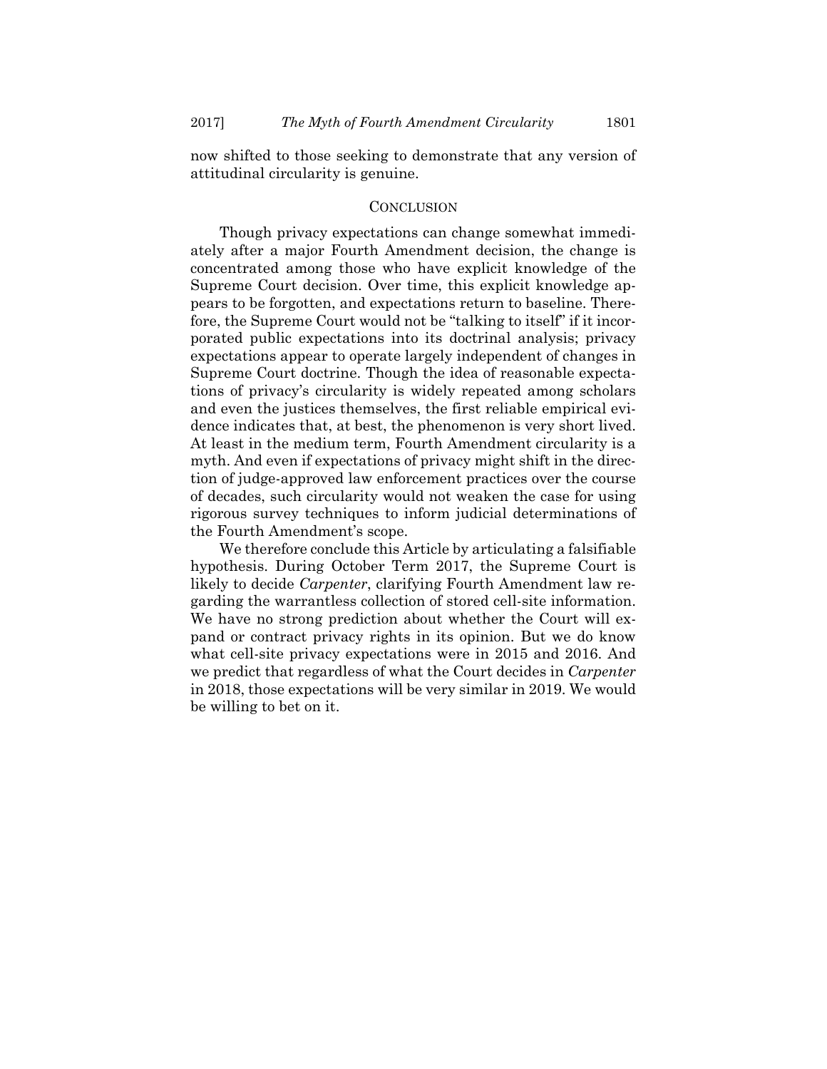now shifted to those seeking to demonstrate that any version of attitudinal circularity is genuine.

## CONCLUSION

Though privacy expectations can change somewhat immediately after a major Fourth Amendment decision, the change is concentrated among those who have explicit knowledge of the Supreme Court decision. Over time, this explicit knowledge appears to be forgotten, and expectations return to baseline. Therefore, the Supreme Court would not be "talking to itself" if it incorporated public expectations into its doctrinal analysis; privacy expectations appear to operate largely independent of changes in Supreme Court doctrine. Though the idea of reasonable expectations of privacy's circularity is widely repeated among scholars and even the justices themselves, the first reliable empirical evidence indicates that, at best, the phenomenon is very short lived. At least in the medium term, Fourth Amendment circularity is a myth. And even if expectations of privacy might shift in the direction of judge-approved law enforcement practices over the course of decades, such circularity would not weaken the case for using rigorous survey techniques to inform judicial determinations of the Fourth Amendment's scope.

We therefore conclude this Article by articulating a falsifiable hypothesis. During October Term 2017, the Supreme Court is likely to decide *Carpenter*, clarifying Fourth Amendment law regarding the warrantless collection of stored cell-site information. We have no strong prediction about whether the Court will expand or contract privacy rights in its opinion. But we do know what cell-site privacy expectations were in 2015 and 2016. And we predict that regardless of what the Court decides in *Carpenter* in 2018, those expectations will be very similar in 2019. We would be willing to bet on it.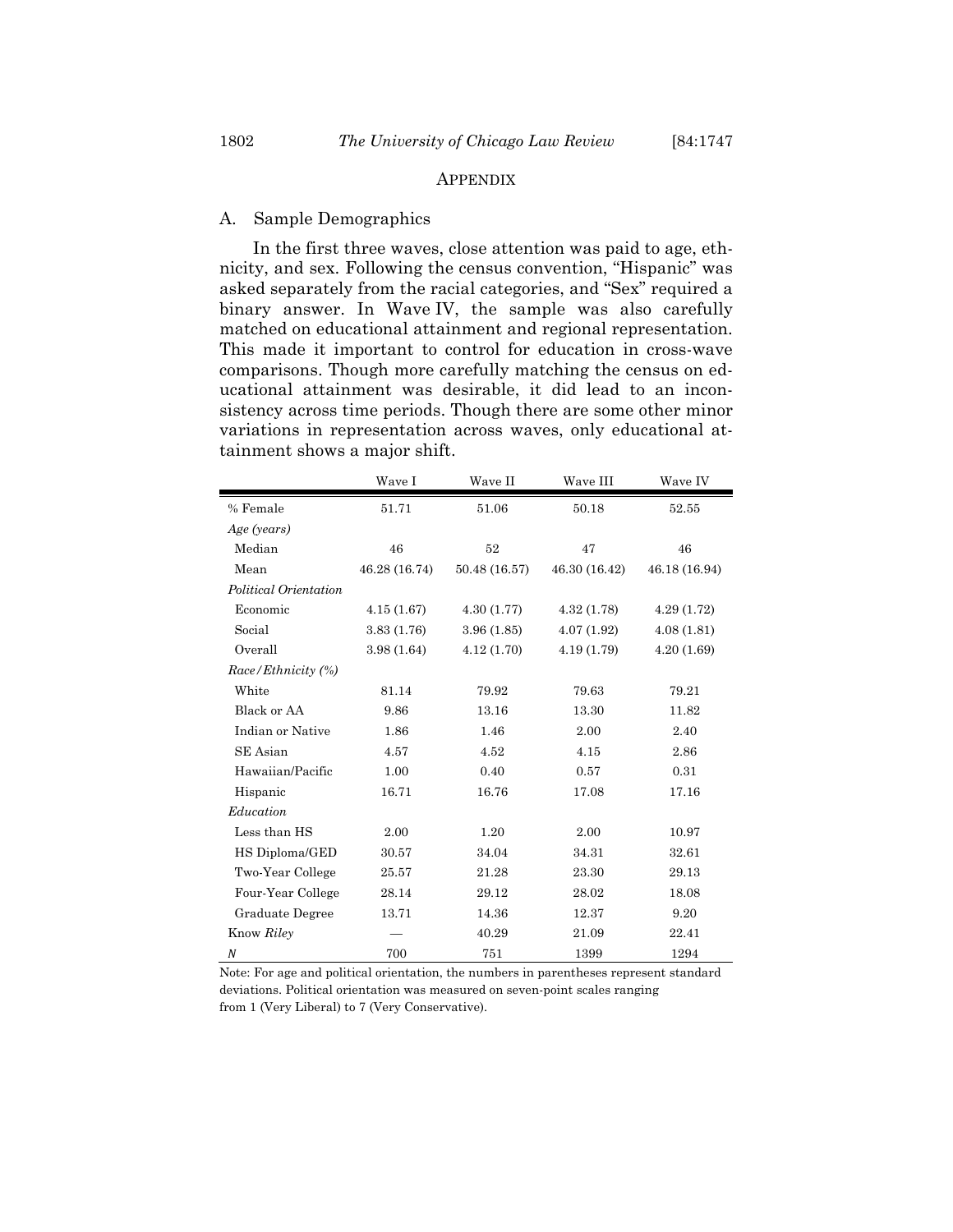# APPENDIX

## A. Sample Demographics

In the first three waves, close attention was paid to age, ethnicity, and sex. Following the census convention, "Hispanic" was asked separately from the racial categories, and "Sex" required a binary answer. In Wave IV, the sample was also carefully matched on educational attainment and regional representation. This made it important to control for education in cross-wave comparisons. Though more carefully matching the census on educational attainment was desirable, it did lead to an inconsistency across time periods. Though there are some other minor variations in representation across waves, only educational attainment shows a major shift.

| | Wave I | Wave II | Wave III | Wave IV |
|---|---|---|---|---|
| % Female | 51.71 | 51.06 | 50.18 | 52.55 |
| *Age (years)* | | | | |
| Median | 46 | 52 | 47 | 46 |
| Mean | 46.28 (16.74) | 50.48 (16.57) | 46.30 (16.42) | 46.18 (16.94) |
| *Political Orientation* | | | | |
| Economic | 4.15 (1.67) | 4.30 (1.77) | 4.32 (1.78) | 4.29 (1.72) |
| Social | 3.83 (1.76) | 3.96 (1.85) | 4.07 (1.92) | 4.08 (1.81) |
| Overall | 3.98 (1.64) | 4.12 (1.70) | 4.19 (1.79) | 4.20 (1.69) |
| *Race/Ethnicity (%)* | | | | |
| White | 81.14 | 79.92 | 79.63 | 79.21 |
| Black or AA | 9.86 | 13.16 | 13.30 | 11.82 |
| Indian or Native | 1.86 | 1.46 | 2.00 | 2.40 |
| SE Asian | 4.57 | 4.52 | 4.15 | 2.86 |
| Hawaiian/Pacific | 1.00 | 0.40 | 0.57 | 0.31 |
| Hispanic | 16.71 | 16.76 | 17.08 | 17.16 |
| *Education* | | | | |
| Less than HS | 2.00 | 1.20 | 2.00 | 10.97 |
| HS Diploma/GED | 30.57 | 34.04 | 34.31 | 32.61 |
| Two-Year College | 25.57 | 21.28 | 23.30 | 29.13 |
| Four-Year College | 28.14 | 29.12 | 28.02 | 18.08 |
| Graduate Degree | 13.71 | 14.36 | 12.37 | 9.20 |
| Know *Riley* | — | 40.29 | 21.09 | 22.41 |
| *N* | 700 | 751 | 1399 | 1294 |

Note: For age and political orientation, the numbers in parentheses represent standard deviations. Political orientation was measured on seven-point scales ranging from 1 (Very Liberal) to 7 (Very Conservative).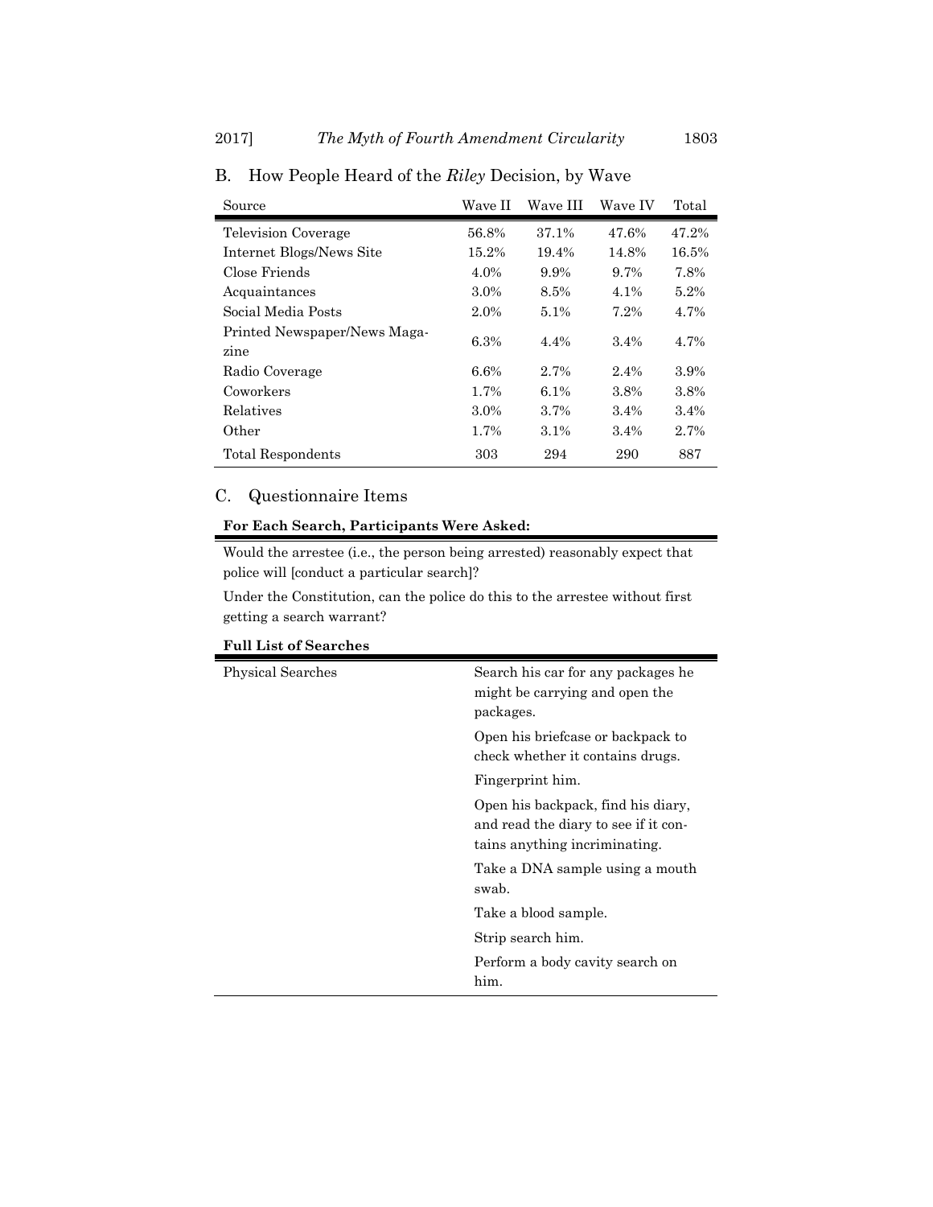## B. How People Heard of the *Riley* Decision, by Wave

| Source | Wave II | Wave III | Wave IV | Total |
|---|---|---|---|---|
| Television Coverage | 56.8% | 37.1% | 47.6% | 47.2% |
| Internet Blogs/News Site | 15.2% | 19.4% | 14.8% | 16.5% |
| Close Friends | 4.0% | 9.9% | 9.7% | 7.8% |
| Acquaintances | 3.0% | 8.5% | 4.1% | 5.2% |
| Social Media Posts | 2.0% | 5.1% | 7.2% | 4.7% |
| Printed Newspaper/News Magazine | 6.3% | 4.4% | 3.4% | 4.7% |
| Radio Coverage | 6.6% | 2.7% | 2.4% | 3.9% |
| Coworkers | 1.7% | 6.1% | 3.8% | 3.8% |
| Relatives | 3.0% | 3.7% | 3.4% | 3.4% |
| Other | 1.7% | 3.1% | 3.4% | 2.7% |
| Total Respondents | 303 | 294 | 290 | 887 |

## C. Questionnaire Items

**For Each Search, Participants Were Asked:**

Would the arrestee (i.e., the person being arrested) reasonably expect that police will [conduct a particular search]?

Under the Constitution, can the police do this to the arrestee without first getting a search warrant?

**Full List of Searches**

| | |
|---|---|
| Physical Searches | Search his car for any packages he might be carrying and open the packages. |
| | Open his briefcase or backpack to check whether it contains drugs. |
| | Fingerprint him. |
| | Open his backpack, find his diary, and read the diary to see if it contains anything incriminating. |
| | Take a DNA sample using a mouth swab. |
| | Take a blood sample. |
| | Strip search him. |
| | Perform a body cavity search on him. |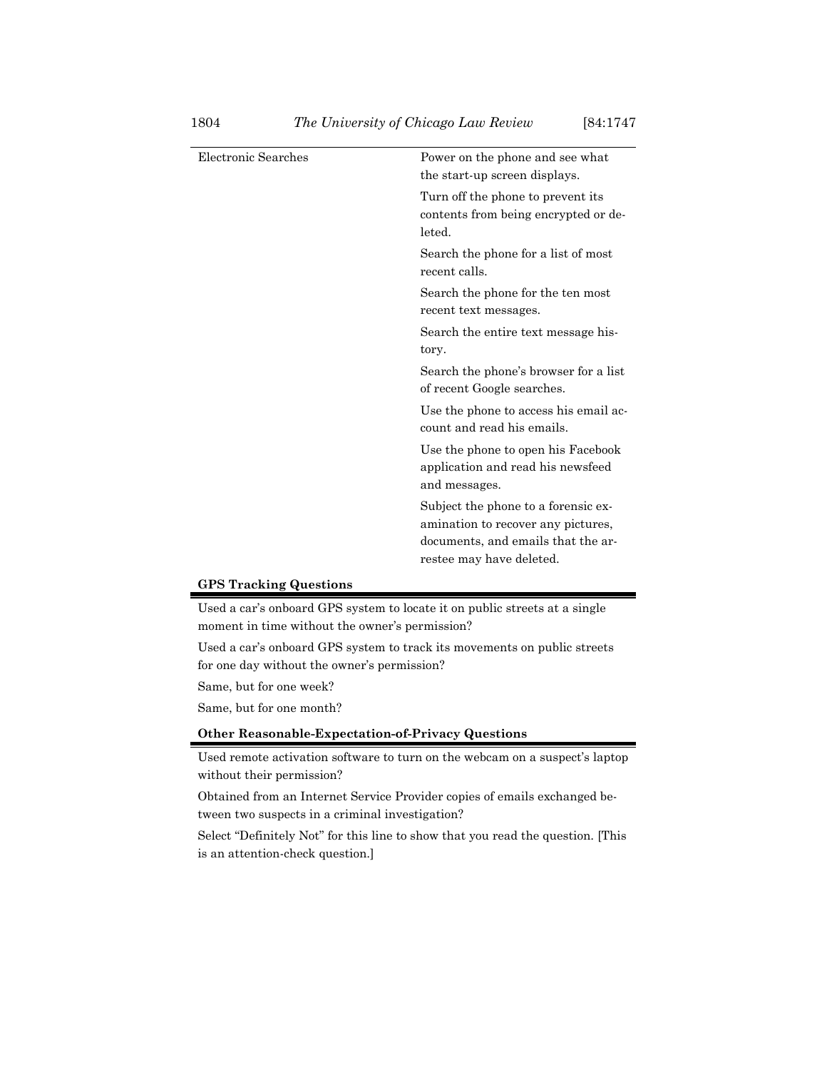| | |
|---|---|
| Electronic Searches | Power on the phone and see what the start-up screen displays. |
| | Turn off the phone to prevent its contents from being encrypted or deleted. |
| | Search the phone for a list of most recent calls. |
| | Search the phone for the ten most recent text messages. |
| | Search the entire text message history. |
| | Search the phone's browser for a list of recent Google searches. |
| | Use the phone to access his email account and read his emails. |
| | Use the phone to open his Facebook application and read his newsfeed and messages. |
| | Subject the phone to a forensic examination to recover any pictures, documents, and emails that the arrestee may have deleted. |

**GPS Tracking Questions**

Used a car's onboard GPS system to locate it on public streets at a single moment in time without the owner's permission?

Used a car's onboard GPS system to track its movements on public streets for one day without the owner's permission?

Same, but for one week?

Same, but for one month?

**Other Reasonable-Expectation-of-Privacy Questions**

Used remote activation software to turn on the webcam on a suspect's laptop without their permission?

Obtained from an Internet Service Provider copies of emails exchanged between two suspects in a criminal investigation?

Select "Definitely Not" for this line to show that you read the question. [This is an attention-check question.]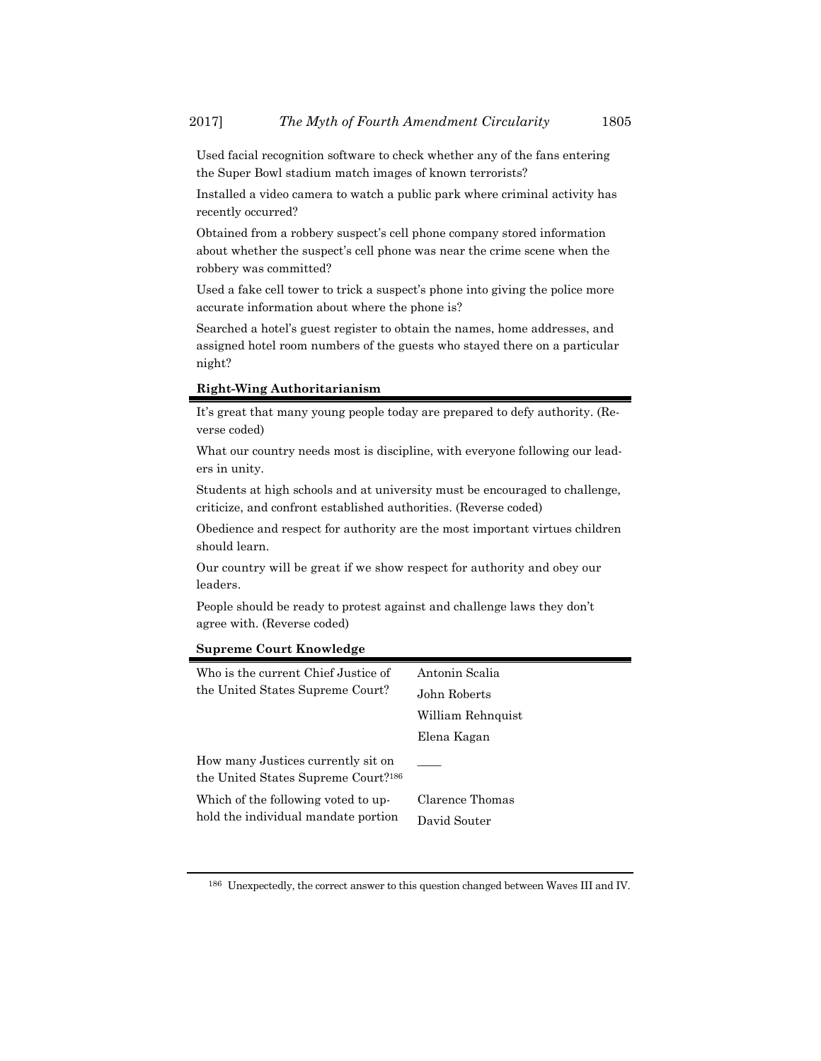Used facial recognition software to check whether any of the fans entering the Super Bowl stadium match images of known terrorists?

Installed a video camera to watch a public park where criminal activity has recently occurred?

Obtained from a robbery suspect's cell phone company stored information about whether the suspect's cell phone was near the crime scene when the robbery was committed?

Used a fake cell tower to trick a suspect's phone into giving the police more accurate information about where the phone is?

Searched a hotel's guest register to obtain the names, home addresses, and assigned hotel room numbers of the guests who stayed there on a particular night?

**Right-Wing Authoritarianism**

It's great that many young people today are prepared to defy authority. (Reverse coded)

What our country needs most is discipline, with everyone following our leaders in unity.

Students at high schools and at university must be encouraged to challenge, criticize, and confront established authorities. (Reverse coded)

Obedience and respect for authority are the most important virtues children should learn.

Our country will be great if we show respect for authority and obey our leaders.

People should be ready to protest against and challenge laws they don't agree with. (Reverse coded)

**Supreme Court Knowledge**

| | |
|---|---|
| Who is the current Chief Justice of the United States Supreme Court? | Antonin Scalia |
| | John Roberts |
| | William Rehnquist |
| | Elena Kagan |
| How many Justices currently sit on the United States Supreme Court?[186] | ____ |
| Which of the following voted to uphold the individual mandate portion | Clarence Thomas |
| | David Souter |

[186] Unexpectedly, the correct answer to this question changed between Waves III and IV.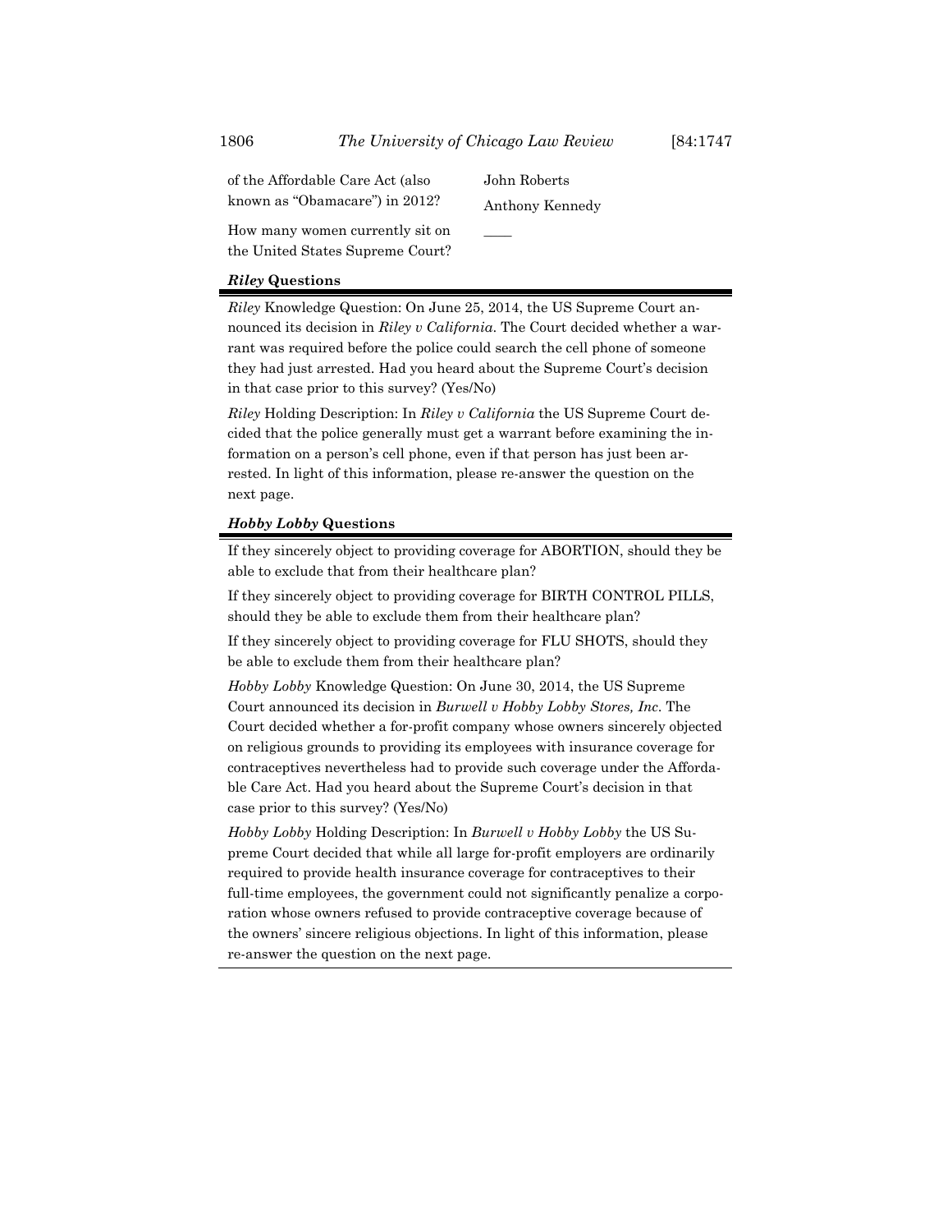| | |
|---|---|
| of the Affordable Care Act (also known as "Obamacare") in 2012? | John Roberts<br>Anthony Kennedy |
| How many women currently sit on the United States Supreme Court? | ____ |

***Riley* Questions**

*Riley* Knowledge Question: On June 25, 2014, the US Supreme Court announced its decision in *Riley v California*. The Court decided whether a warrant was required before the police could search the cell phone of someone they had just arrested. Had you heard about the Supreme Court's decision in that case prior to this survey? (Yes/No)

*Riley* Holding Description: In *Riley v California* the US Supreme Court decided that the police generally must get a warrant before examining the information on a person's cell phone, even if that person has just been arrested. In light of this information, please re-answer the question on the next page.

***Hobby Lobby* Questions**

If they sincerely object to providing coverage for ABORTION, should they be able to exclude that from their healthcare plan?

If they sincerely object to providing coverage for BIRTH CONTROL PILLS, should they be able to exclude them from their healthcare plan?

If they sincerely object to providing coverage for FLU SHOTS, should they be able to exclude them from their healthcare plan?

*Hobby Lobby* Knowledge Question: On June 30, 2014, the US Supreme Court announced its decision in *Burwell v Hobby Lobby Stores, Inc*. The Court decided whether a for-profit company whose owners sincerely objected on religious grounds to providing its employees with insurance coverage for contraceptives nevertheless had to provide such coverage under the Affordable Care Act. Had you heard about the Supreme Court's decision in that case prior to this survey? (Yes/No)

*Hobby Lobby* Holding Description: In *Burwell v Hobby Lobby* the US Supreme Court decided that while all large for-profit employers are ordinarily required to provide health insurance coverage for contraceptives to their full-time employees, the government could not significantly penalize a corporation whose owners refused to provide contraceptive coverage because of the owners' sincere religious objections. In light of this information, please re-answer the question on the next page.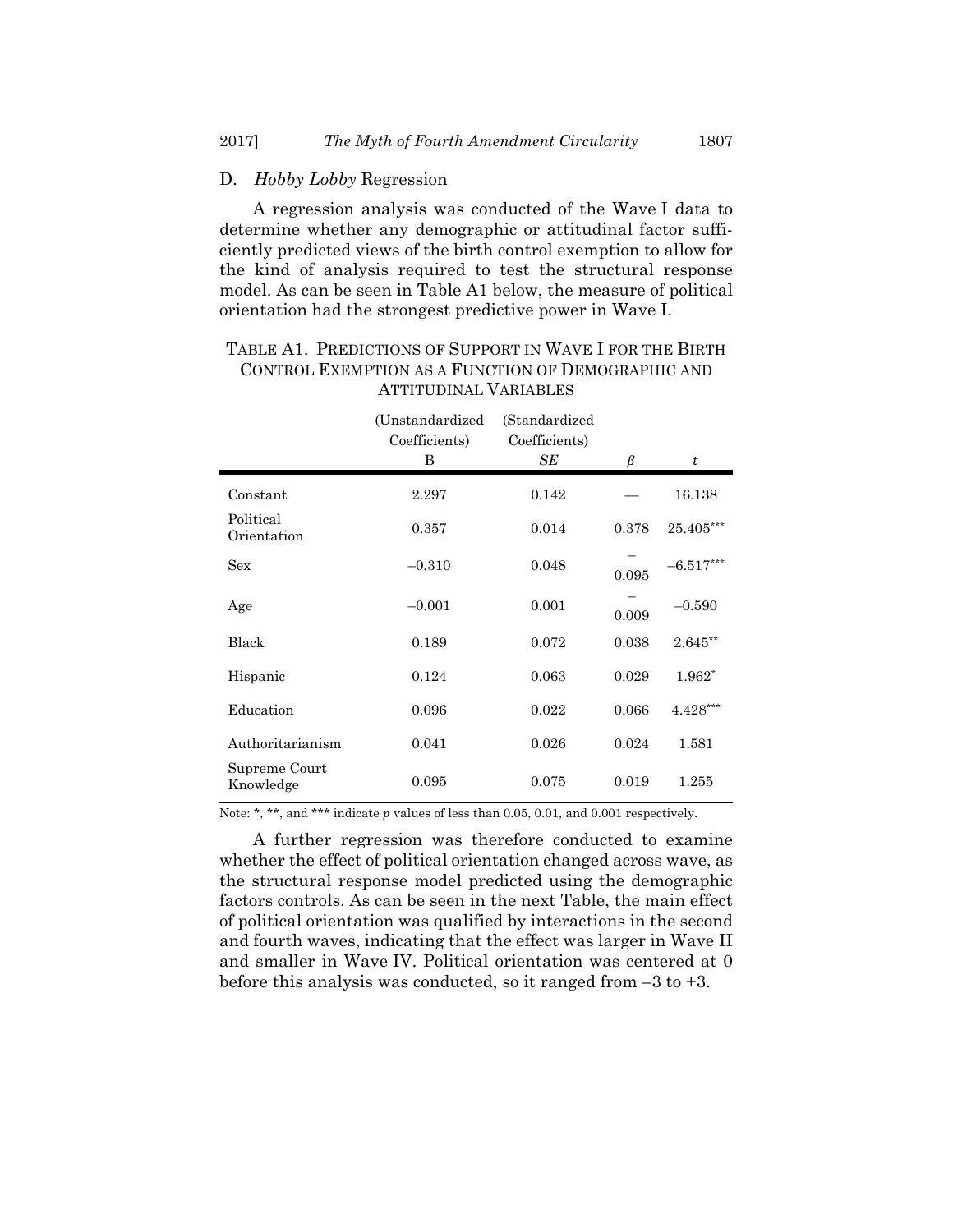### D. *Hobby Lobby* Regression

A regression analysis was conducted of the Wave I data to determine whether any demographic or attitudinal factor sufficiently predicted views of the birth control exemption to allow for the kind of analysis required to test the structural response model. As can be seen in Table A1 below, the measure of political orientation had the strongest predictive power in Wave I.

TABLE A1. PREDICTIONS OF SUPPORT IN WAVE I FOR THE BIRTH CONTROL EXEMPTION AS A FUNCTION OF DEMOGRAPHIC AND ATTITUDINAL VARIABLES

| | (Unstandardized Coefficients) B | (Standardized Coefficients) *SE* | *β* | *t* |
|---|---|---|---|---|
| Constant | 2.297 | 0.142 | — | 16.138 |
| Political Orientation | 0.357 | 0.014 | 0.378 | 25.405*** |
| Sex | –0.310 | 0.048 | –0.095 | –6.517*** |
| Age | –0.001 | 0.001 | –0.009 | –0.590 |
| Black | 0.189 | 0.072 | 0.038 | 2.645** |
| Hispanic | 0.124 | 0.063 | 0.029 | 1.962* |
| Education | 0.096 | 0.022 | 0.066 | 4.428*** |
| Authoritarianism | 0.041 | 0.026 | 0.024 | 1.581 |
| Supreme Court Knowledge | 0.095 | 0.075 | 0.019 | 1.255 |

Note: *, **, and *** indicate *p* values of less than 0.05, 0.01, and 0.001 respectively.

A further regression was therefore conducted to examine whether the effect of political orientation changed across wave, as the structural response model predicted using the demographic factors controls. As can be seen in the next Table, the main effect of political orientation was qualified by interactions in the second and fourth waves, indicating that the effect was larger in Wave II and smaller in Wave IV. Political orientation was centered at 0 before this analysis was conducted, so it ranged from –3 to +3.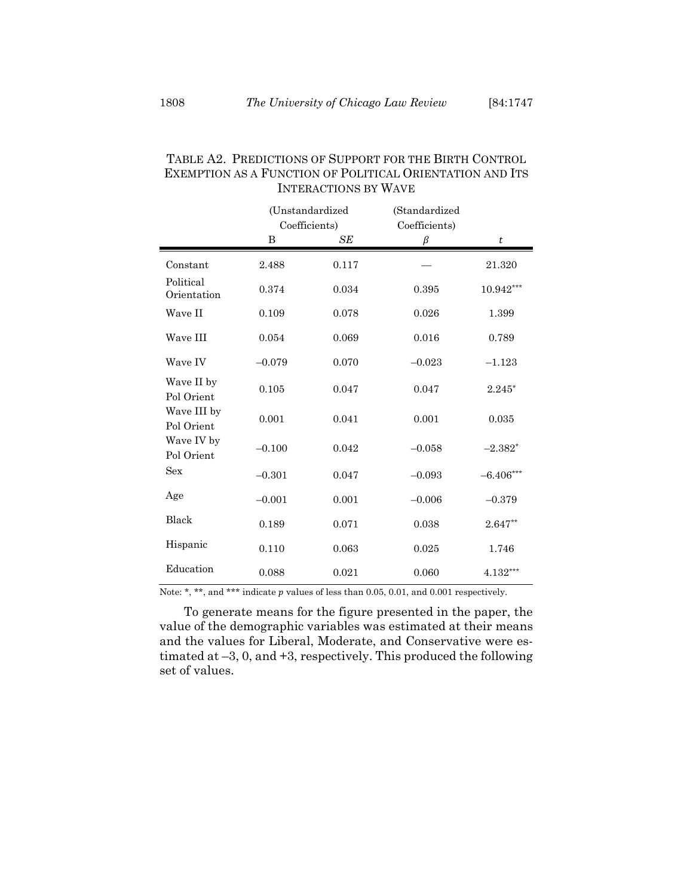TABLE A2. PREDICTIONS OF SUPPORT FOR THE BIRTH CONTROL EXEMPTION AS A FUNCTION OF POLITICAL ORIENTATION AND ITS INTERACTIONS BY WAVE

| | (Unstandardized Coefficients) | | (Standardized Coefficients) | |
|---|---|---|---|---|
| | B | *SE* | *β* | *t* |
| Constant | 2.488 | 0.117 | — | 21.320 |
| Political Orientation | 0.374 | 0.034 | 0.395 | 10.942*** |
| Wave II | 0.109 | 0.078 | 0.026 | 1.399 |
| Wave III | 0.054 | 0.069 | 0.016 | 0.789 |
| Wave IV | –0.079 | 0.070 | –0.023 | –1.123 |
| Wave II by Pol Orient | 0.105 | 0.047 | 0.047 | 2.245* |
| Wave III by Pol Orient | 0.001 | 0.041 | 0.001 | 0.035 |
| Wave IV by Pol Orient | –0.100 | 0.042 | –0.058 | –2.382* |
| Sex | –0.301 | 0.047 | –0.093 | –6.406*** |
| Age | –0.001 | 0.001 | –0.006 | –0.379 |
| Black | 0.189 | 0.071 | 0.038 | 2.647** |
| Hispanic | 0.110 | 0.063 | 0.025 | 1.746 |
| Education | 0.088 | 0.021 | 0.060 | 4.132*** |

Note: *, **, and *** indicate *p* values of less than 0.05, 0.01, and 0.001 respectively.

To generate means for the figure presented in the paper, the value of the demographic variables was estimated at their means and the values for Liberal, Moderate, and Conservative were estimated at –3, 0, and +3, respectively. This produced the following set of values.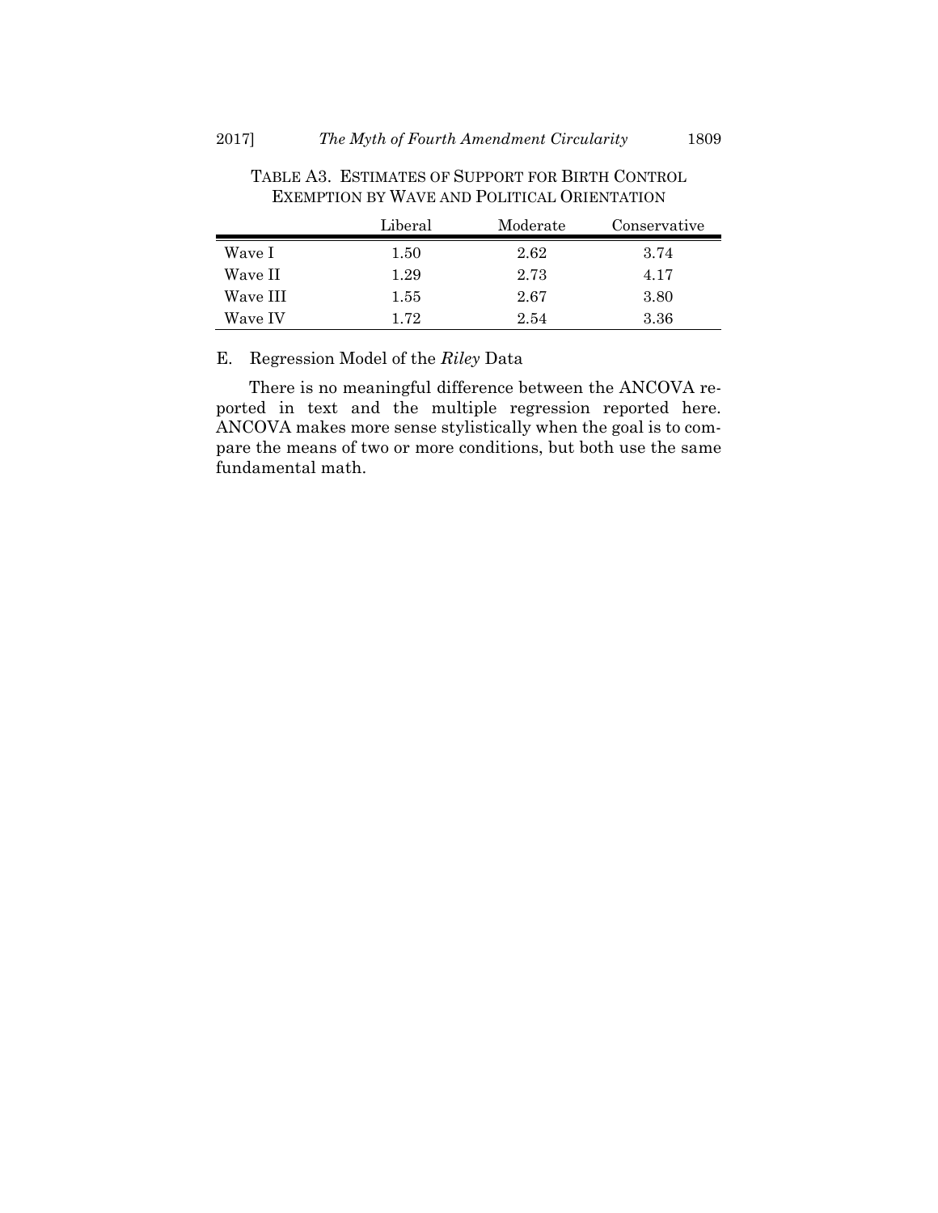TABLE A3. ESTIMATES OF SUPPORT FOR BIRTH CONTROL EXEMPTION BY WAVE AND POLITICAL ORIENTATION

| | Liberal | Moderate | Conservative |
|---|---|---|---|
| Wave I | 1.50 | 2.62 | 3.74 |
| Wave II | 1.29 | 2.73 | 4.17 |
| Wave III | 1.55 | 2.67 | 3.80 |
| Wave IV | 1.72 | 2.54 | 3.36 |

### E. Regression Model of the *Riley* Data

There is no meaningful difference between the ANCOVA reported in text and the multiple regression reported here. ANCOVA makes more sense stylistically when the goal is to compare the means of two or more conditions, but both use the same fundamental math.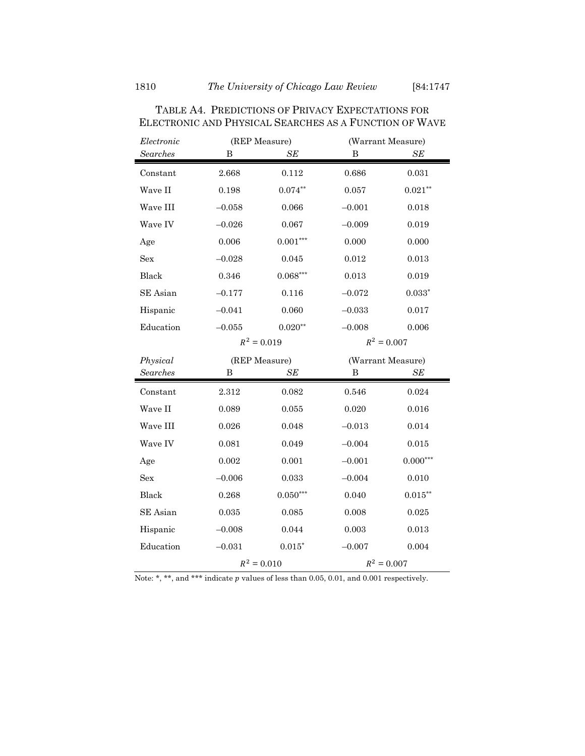TABLE A4. PREDICTIONS OF PRIVACY EXPECTATIONS FOR ELECTRONIC AND PHYSICAL SEARCHES AS A FUNCTION OF WAVE

| *Electronic Searches* | (REP Measure) B | *SE* | (Warrant Measure) B | *SE* |
|---|---|---|---|---|
| Constant | 2.668 | 0.112 | 0.686 | 0.031 |
| Wave II | 0.198 | 0.074** | 0.057 | 0.021** |
| Wave III | –0.058 | 0.066 | –0.001 | 0.018 |
| Wave IV | –0.026 | 0.067 | –0.009 | 0.019 |
| Age | 0.006 | 0.001*** | 0.000 | 0.000 |
| Sex | –0.028 | 0.045 | 0.012 | 0.013 |
| Black | 0.346 | 0.068*** | 0.013 | 0.019 |
| SE Asian | –0.177 | 0.116 | –0.072 | 0.033* |
| Hispanic | –0.041 | 0.060 | –0.033 | 0.017 |
| Education | –0.055 | 0.020** | –0.008 | 0.006 |
| | $R^2 = 0.019$ | | $R^2 = 0.007$ | |

| *Physical Searches* | (REP Measure) B | *SE* | (Warrant Measure) B | *SE* |
|---|---|---|---|---|
| Constant | 2.312 | 0.082 | 0.546 | 0.024 |
| Wave II | 0.089 | 0.055 | 0.020 | 0.016 |
| Wave III | 0.026 | 0.048 | –0.013 | 0.014 |
| Wave IV | 0.081 | 0.049 | –0.004 | 0.015 |
| Age | 0.002 | 0.001 | –0.001 | 0.000*** |
| Sex | –0.006 | 0.033 | –0.004 | 0.010 |
| Black | 0.268 | 0.050*** | 0.040 | 0.015** |
| SE Asian | 0.035 | 0.085 | 0.008 | 0.025 |
| Hispanic | –0.008 | 0.044 | 0.003 | 0.013 |
| Education | –0.031 | 0.015* | –0.007 | 0.004 |
| | $R^2 = 0.010$ | | $R^2 = 0.007$ | |

Note: *, **, and *** indicate $p$ values of less than 0.05, 0.01, and 0.001 respectively.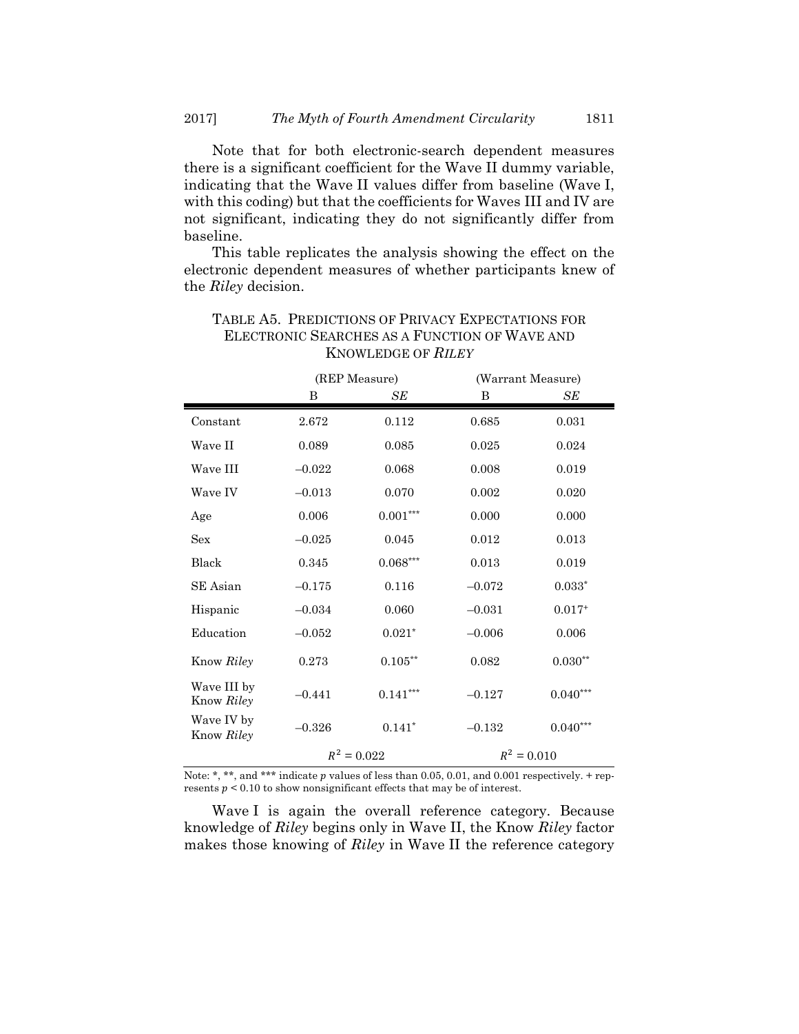Note that for both electronic-search dependent measures there is a significant coefficient for the Wave II dummy variable, indicating that the Wave II values differ from baseline (Wave I, with this coding) but that the coefficients for Waves III and IV are not significant, indicating they do not significantly differ from baseline.

This table replicates the analysis showing the effect on the electronic dependent measures of whether participants knew of the *Riley* decision.

TABLE A5. PREDICTIONS OF PRIVACY EXPECTATIONS FOR ELECTRONIC SEARCHES AS A FUNCTION OF WAVE AND KNOWLEDGE OF *RILEY*

| | (REP Measure) | | (Warrant Measure) | |
|---|---|---|---|---|
| | B | *SE* | B | *SE* |
| Constant | 2.672 | 0.112 | 0.685 | 0.031 |
| Wave II | 0.089 | 0.085 | 0.025 | 0.024 |
| Wave III | –0.022 | 0.068 | 0.008 | 0.019 |
| Wave IV | –0.013 | 0.070 | 0.002 | 0.020 |
| Age | 0.006 | 0.001*** | 0.000 | 0.000 |
| Sex | –0.025 | 0.045 | 0.012 | 0.013 |
| Black | 0.345 | 0.068*** | 0.013 | 0.019 |
| SE Asian | –0.175 | 0.116 | –0.072 | 0.033* |
| Hispanic | –0.034 | 0.060 | –0.031 | 0.017+ |
| Education | –0.052 | 0.021* | –0.006 | 0.006 |
| Know *Riley* | 0.273 | 0.105** | 0.082 | 0.030** |
| Wave III by Know *Riley* | –0.441 | 0.141*** | –0.127 | 0.040*** |
| Wave IV by Know *Riley* | –0.326 | 0.141* | –0.132 | 0.040*** |
| | $R^2 = 0.022$ | | $R^2 = 0.010$ | |

Note: *, **, and *** indicate $p$ values of less than 0.05, 0.01, and 0.001 respectively. + represents $p < 0.10$ to show nonsignificant effects that may be of interest.

Wave I is again the overall reference category. Because knowledge of *Riley* begins only in Wave II, the Know *Riley* factor makes those knowing of *Riley* in Wave II the reference category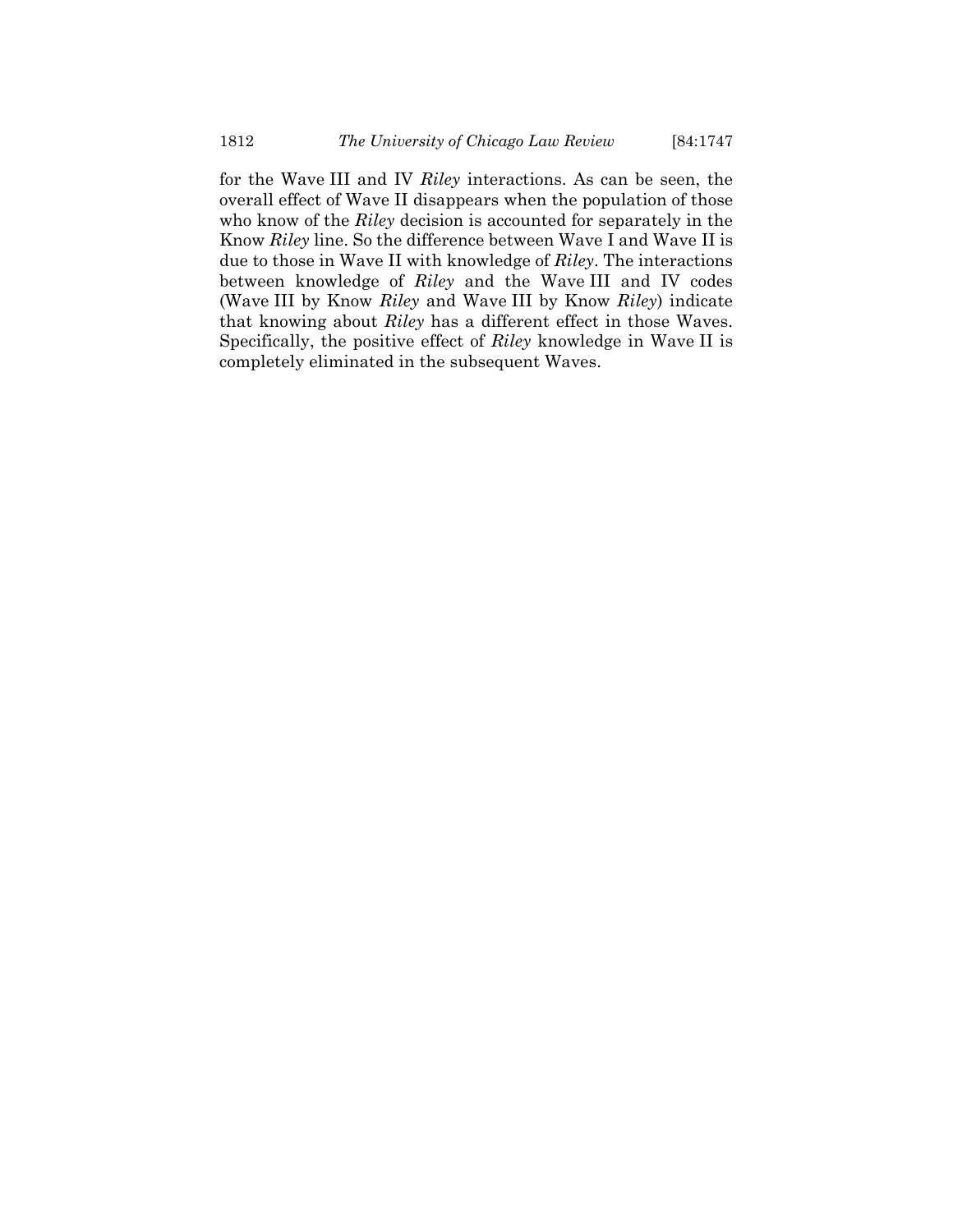for the Wave III and IV *Riley* interactions. As can be seen, the overall effect of Wave II disappears when the population of those who know of the *Riley* decision is accounted for separately in the Know *Riley* line. So the difference between Wave I and Wave II is due to those in Wave II with knowledge of *Riley*. The interactions between knowledge of *Riley* and the Wave III and IV codes (Wave III by Know *Riley* and Wave III by Know *Riley*) indicate that knowing about *Riley* has a different effect in those Waves. Specifically, the positive effect of *Riley* knowledge in Wave II is completely eliminated in the subsequent Waves.